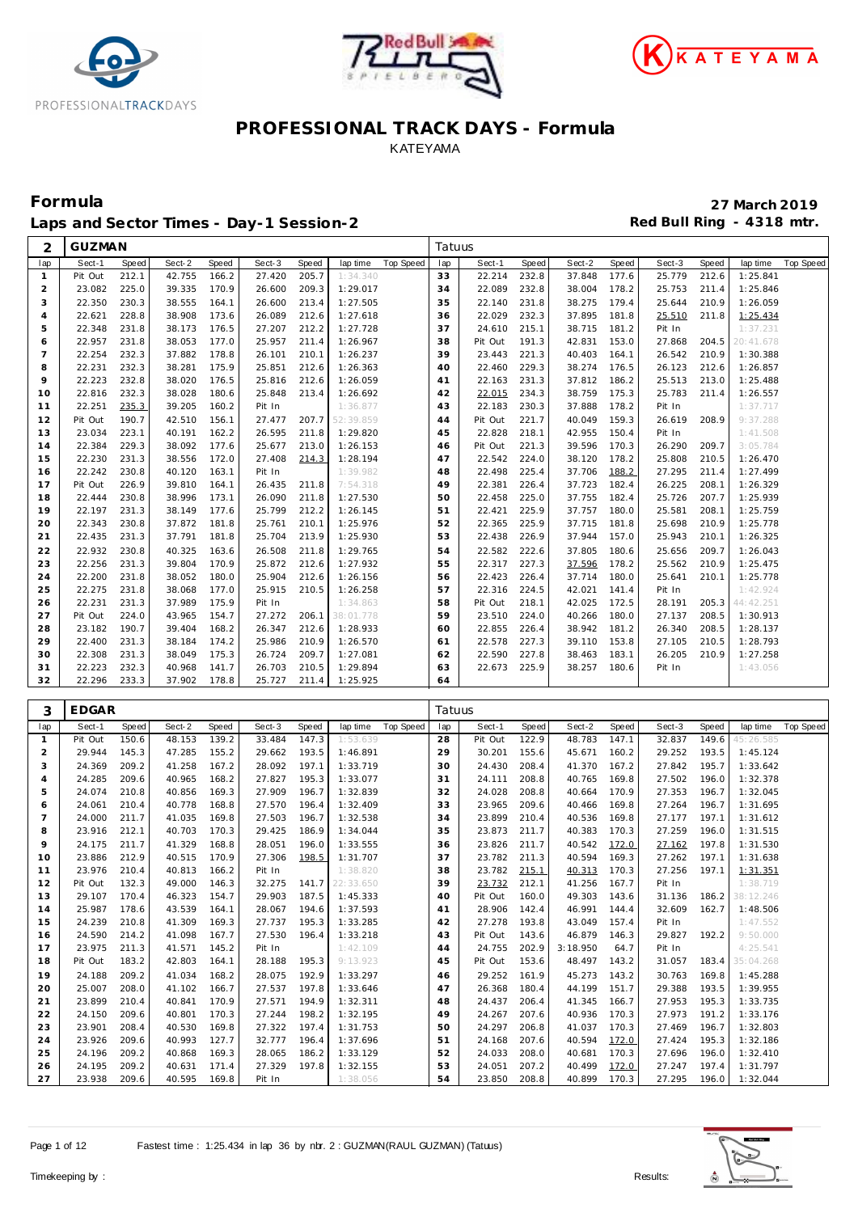# PROFESSIONAL TRACK DAYS - Formula

KATEYAMA

## Formula

**Laps and Sector Times - Day-1 Session-2**

**27 March 2019**

**Red Bull Ring - 4318 mtr.**

| 2 | GUZMAN | | | | | | | | Tatuus | | | | | | | | | |
|---|---|---|---|---|---|---|---|---|---|---|---|---|---|---|---|---|---|---|
| lap | Sect-1 | Speed | Sect-2 | Speed | Sect-3 | Speed | lap time | Top Speed | lap | Sect-1 | Speed | Sect-2 | Speed | Sect-3 | Speed | lap time | Top Speed |
| 1 | Pit Out | 212.1 | 42.755 | 166.2 | 27.420 | 205.7 | 1:34.340 | | 33 | 22.214 | 232.8 | 37.848 | 177.6 | 25.779 | 212.6 | 1:25.841 | |
| 2 | 23.082 | 225.0 | 39.335 | 170.9 | 26.600 | 209.3 | 1:29.017 | | 34 | 22.089 | 232.8 | 38.004 | 178.2 | 25.753 | 211.4 | 1:25.846 | |
| 3 | 22.350 | 230.3 | 38.555 | 164.1 | 26.600 | 213.4 | 1:27.505 | | 35 | 22.140 | 231.8 | 38.275 | 179.4 | 25.644 | 210.9 | 1:26.059 | |
| 4 | 22.621 | 228.8 | 38.908 | 173.6 | 26.089 | 212.6 | 1:27.618 | | 36 | 22.029 | 232.3 | 37.895 | 181.8 | 25.510 | 211.8 | 1:25.434 | |
| 5 | 22.348 | 231.8 | 38.173 | 176.5 | 27.207 | 212.2 | 1:27.728 | | 37 | 24.610 | 215.1 | 38.715 | 181.2 | Pit In | | 1:37.231 | |
| 6 | 22.957 | 231.8 | 38.053 | 177.0 | 25.957 | 211.4 | 1:26.967 | | 38 | Pit Out | 191.3 | 42.831 | 153.0 | 27.868 | 204.5 | 20:41.678 | |
| 7 | 22.254 | 232.3 | 37.882 | 178.8 | 26.101 | 210.1 | 1:26.237 | | 39 | 23.443 | 221.3 | 40.403 | 164.1 | 26.542 | 210.9 | 1:30.388 | |
| 8 | 22.231 | 232.3 | 38.281 | 175.9 | 25.851 | 212.6 | 1:26.363 | | 40 | 22.460 | 229.3 | 38.274 | 176.5 | 26.123 | 212.6 | 1:26.857 | |
| 9 | 22.223 | 232.8 | 38.020 | 176.5 | 25.816 | 212.6 | 1:26.059 | | 41 | 22.163 | 231.3 | 37.812 | 186.2 | 25.513 | 213.0 | 1:25.488 | |
| 10 | 22.816 | 232.3 | 38.028 | 180.6 | 25.848 | 213.4 | 1:26.692 | | 42 | 22.015 | 234.3 | 38.759 | 175.3 | 25.783 | 211.4 | 1:26.557 | |
| 11 | 22.251 | 235.3 | 39.205 | 160.2 | Pit In | | 1:36.877 | | 43 | 22.183 | 230.3 | 37.888 | 178.2 | Pit In | | 1:37.717 | |
| 12 | Pit Out | 190.7 | 42.510 | 156.1 | 27.477 | 207.7 | 52:39.859 | | 44 | Pit Out | 221.7 | 40.049 | 159.3 | 26.619 | 208.9 | 9:37.288 | |
| 13 | 23.034 | 223.1 | 40.191 | 162.2 | 26.595 | 211.8 | 1:29.820 | | 45 | 22.828 | 218.1 | 42.955 | 150.4 | Pit In | | 1:41.508 | |
| 14 | 22.384 | 229.3 | 38.092 | 177.6 | 25.677 | 213.0 | 1:26.153 | | 46 | Pit Out | 221.3 | 39.596 | 170.3 | 26.290 | 209.7 | 3:05.784 | |
| 15 | 22.230 | 231.3 | 38.556 | 172.0 | 27.408 | 214.3 | 1:28.194 | | 47 | 22.542 | 224.0 | 38.120 | 178.2 | 25.808 | 210.5 | 1:26.470 | |
| 16 | 22.242 | 230.8 | 40.120 | 163.1 | Pit In | | 1:39.982 | | 48 | 22.498 | 225.4 | 37.706 | 188.2 | 27.295 | 211.4 | 1:27.499 | |
| 17 | Pit Out | 226.9 | 39.810 | 164.1 | 26.435 | 211.8 | 7:54.318 | | 49 | 22.381 | 226.4 | 37.723 | 182.4 | 26.225 | 208.1 | 1:26.329 | |
| 18 | 22.444 | 230.8 | 38.996 | 173.1 | 26.090 | 211.8 | 1:27.530 | | 50 | 22.458 | 225.0 | 37.755 | 182.4 | 25.726 | 207.7 | 1:25.939 | |
| 19 | 22.197 | 231.3 | 38.149 | 177.6 | 25.799 | 212.2 | 1:26.145 | | 51 | 22.421 | 225.9 | 37.757 | 180.0 | 25.581 | 208.1 | 1:25.759 | |
| 20 | 22.343 | 230.8 | 37.872 | 181.8 | 25.761 | 210.1 | 1:25.976 | | 52 | 22.365 | 225.9 | 37.715 | 181.8 | 25.698 | 210.9 | 1:25.778 | |
| 21 | 22.435 | 231.3 | 37.791 | 181.8 | 25.704 | 213.9 | 1:25.930 | | 53 | 22.438 | 226.9 | 37.944 | 157.0 | 25.943 | 210.1 | 1:26.325 | |
| 22 | 22.932 | 230.8 | 40.325 | 163.6 | 26.508 | 211.8 | 1:29.765 | | 54 | 22.582 | 222.6 | 37.805 | 180.6 | 25.656 | 209.7 | 1:26.043 | |
| 23 | 22.256 | 231.3 | 39.804 | 170.9 | 25.872 | 212.6 | 1:27.932 | | 55 | 22.317 | 227.3 | 37.596 | 178.2 | 25.562 | 210.9 | 1:25.475 | |
| 24 | 22.200 | 231.8 | 38.052 | 180.0 | 25.904 | 212.6 | 1:26.156 | | 56 | 22.423 | 226.4 | 37.714 | 180.0 | 25.641 | 210.1 | 1:25.778 | |
| 25 | 22.275 | 231.8 | 38.068 | 177.0 | 25.915 | 210.5 | 1:26.258 | | 57 | 22.316 | 224.5 | 42.021 | 141.4 | Pit In | | 1:42.924 | |
| 26 | 22.231 | 231.3 | 37.989 | 175.9 | Pit In | | 1:34.863 | | 58 | Pit Out | 218.1 | 42.025 | 172.5 | 28.191 | 205.3 | 44:42.251 | |
| 27 | Pit Out | 224.0 | 43.965 | 154.7 | 27.272 | 206.1 | 38:01.778 | | 59 | 23.510 | 224.0 | 40.266 | 180.0 | 27.137 | 208.5 | 1:30.913 | |
| 28 | 23.182 | 190.7 | 39.404 | 168.2 | 26.347 | 212.6 | 1:28.933 | | 60 | 22.855 | 226.4 | 38.942 | 181.2 | 26.340 | 208.5 | 1:28.137 | |
| 29 | 22.400 | 231.3 | 38.184 | 174.2 | 25.986 | 210.9 | 1:26.570 | | 61 | 22.578 | 227.3 | 39.110 | 153.8 | 27.105 | 210.5 | 1:28.793 | |
| 30 | 22.308 | 231.3 | 38.049 | 175.3 | 26.724 | 209.7 | 1:27.081 | | 62 | 22.590 | 227.8 | 38.463 | 183.1 | 26.205 | 210.9 | 1:27.258 | |
| 31 | 22.223 | 232.3 | 40.968 | 141.7 | 26.703 | 210.5 | 1:29.894 | | 63 | 22.673 | 225.9 | 38.257 | 180.6 | Pit In | | 1:43.056 | |
| 32 | 22.296 | 233.3 | 37.902 | 178.8 | 25.727 | 211.4 | 1:25.925 | | 64 | | | | | | | | |

| 3 | EDGAR | | | | | | | | Tatuus | | | | | | | | | |
|---|---|---|---|---|---|---|---|---|---|---|---|---|---|---|---|---|---|---|
| lap | Sect-1 | Speed | Sect-2 | Speed | Sect-3 | Speed | lap time | Top Speed | lap | Sect-1 | Speed | Sect-2 | Speed | Sect-3 | Speed | lap time | Top Speed |
| 1 | Pit Out | 150.6 | 48.153 | 139.2 | 33.484 | 147.3 | 1:53.639 | | 28 | Pit Out | 122.9 | 48.783 | 147.1 | 32.837 | 149.6 | 45:26.585 | |
| 2 | 29.944 | 145.3 | 47.285 | 155.2 | 29.662 | 193.5 | 1:46.891 | | 29 | 30.201 | 155.6 | 45.671 | 160.2 | 29.252 | 193.5 | 1:45.124 | |
| 3 | 24.369 | 209.2 | 41.258 | 167.2 | 28.092 | 197.1 | 1:33.719 | | 30 | 24.430 | 208.4 | 41.370 | 167.2 | 27.842 | 195.7 | 1:33.642 | |
| 4 | 24.285 | 209.6 | 40.965 | 168.2 | 27.827 | 195.3 | 1:33.077 | | 31 | 24.111 | 208.8 | 40.765 | 169.8 | 27.502 | 196.0 | 1:32.378 | |
| 5 | 24.074 | 210.8 | 40.856 | 169.3 | 27.909 | 196.7 | 1:32.839 | | 32 | 24.028 | 208.8 | 40.664 | 170.9 | 27.353 | 196.7 | 1:32.045 | |
| 6 | 24.061 | 210.4 | 40.778 | 168.8 | 27.570 | 196.4 | 1:32.409 | | 33 | 23.965 | 209.6 | 40.466 | 169.8 | 27.264 | 196.7 | 1:31.695 | |
| 7 | 24.000 | 211.7 | 41.035 | 169.8 | 27.503 | 196.7 | 1:32.538 | | 34 | 23.899 | 210.4 | 40.536 | 169.8 | 27.177 | 197.1 | 1:31.612 | |
| 8 | 23.916 | 212.1 | 40.703 | 170.3 | 29.425 | 186.9 | 1:34.044 | | 35 | 23.873 | 211.7 | 40.383 | 170.3 | 27.259 | 196.0 | 1:31.515 | |
| 9 | 24.175 | 211.7 | 41.329 | 168.8 | 28.051 | 196.0 | 1:33.555 | | 36 | 23.826 | 211.7 | 40.542 | 172.0 | 27.162 | 197.8 | 1:31.530 | |
| 10 | 23.886 | 212.9 | 40.515 | 170.9 | 27.306 | 198.5 | 1:31.707 | | 37 | 23.782 | 211.3 | 40.594 | 169.3 | 27.262 | 197.1 | 1:31.638 | |
| 11 | 23.976 | 210.4 | 40.813 | 166.2 | Pit In | | 1:38.820 | | 38 | 23.782 | 215.1 | 40.313 | 170.3 | 27.256 | 197.1 | 1:31.351 | |
| 12 | Pit Out | 132.3 | 49.000 | 146.3 | 32.275 | 141.7 | 22:33.650 | | 39 | 23.732 | 212.1 | 41.256 | 167.7 | Pit In | | 1:38.719 | |
| 13 | 29.107 | 170.4 | 46.323 | 154.7 | 29.903 | 187.5 | 1:45.333 | | 40 | Pit Out | 160.0 | 49.303 | 143.6 | 31.136 | 186.2 | 38:12.246 | |
| 14 | 25.987 | 178.6 | 43.539 | 164.1 | 28.067 | 194.6 | 1:37.593 | | 41 | 28.906 | 142.4 | 46.991 | 144.4 | 32.609 | 162.7 | 1:48.506 | |
| 15 | 24.239 | 210.8 | 41.309 | 169.3 | 27.737 | 195.3 | 1:33.285 | | 42 | 27.278 | 193.8 | 43.049 | 157.4 | Pit In | | 1:47.552 | |
| 16 | 24.590 | 214.2 | 41.098 | 167.7 | 27.530 | 196.4 | 1:33.218 | | 43 | Pit Out | 143.6 | 46.879 | 146.3 | 29.827 | 192.2 | 9:50.000 | |
| 17 | 23.975 | 211.3 | 41.571 | 145.2 | Pit In | | 1:42.109 | | 44 | 24.755 | 202.9 | 3:18.950 | 64.7 | Pit In | | 4:25.541 | |
| 18 | Pit Out | 183.2 | 42.803 | 164.1 | 28.188 | 195.3 | 9:13.923 | | 45 | Pit Out | 153.6 | 48.497 | 143.2 | 31.057 | 183.4 | 35:04.268 | |
| 19 | 24.188 | 209.2 | 41.034 | 168.2 | 28.075 | 192.9 | 1:33.297 | | 46 | 29.252 | 161.9 | 45.273 | 143.2 | 30.763 | 169.8 | 1:45.288 | |
| 20 | 25.007 | 208.0 | 41.102 | 166.7 | 27.537 | 197.8 | 1:33.646 | | 47 | 26.368 | 180.4 | 44.199 | 151.7 | 29.388 | 193.5 | 1:39.955 | |
| 21 | 23.899 | 210.4 | 40.841 | 170.9 | 27.571 | 194.9 | 1:32.311 | | 48 | 24.437 | 206.4 | 41.345 | 166.7 | 27.953 | 195.3 | 1:33.735 | |
| 22 | 24.150 | 209.6 | 40.801 | 170.3 | 27.244 | 198.2 | 1:32.195 | | 49 | 24.267 | 207.6 | 40.936 | 170.3 | 27.973 | 191.2 | 1:33.176 | |
| 23 | 23.901 | 208.4 | 40.530 | 169.8 | 27.322 | 197.4 | 1:31.753 | | 50 | 24.297 | 206.8 | 41.037 | 170.3 | 27.469 | 196.7 | 1:32.803 | |
| 24 | 23.926 | 209.6 | 40.993 | 127.7 | 32.777 | 196.4 | 1:37.696 | | 51 | 24.168 | 207.6 | 40.594 | 172.0 | 27.424 | 195.3 | 1:32.186 | |
| 25 | 24.196 | 209.2 | 40.868 | 169.3 | 28.065 | 186.2 | 1:33.129 | | 52 | 24.033 | 208.0 | 40.681 | 170.3 | 27.696 | 196.0 | 1:32.410 | |
| 26 | 24.195 | 209.2 | 40.631 | 171.4 | 27.329 | 197.8 | 1:32.155 | | 53 | 24.051 | 207.2 | 40.499 | 172.0 | 27.247 | 197.4 | 1:31.797 | |
| 27 | 23.938 | 209.6 | 40.595 | 169.8 | Pit In | | 1:38.056 | | 54 | 23.850 | 208.8 | 40.899 | 170.3 | 27.295 | 196.0 | 1:32.044 | |

Fastest time : 1:25.434 in lap 36 by nbr. 2 : GUZMAN(RAUL GUZMAN) (Tatuus)

Timekeeping by : Results: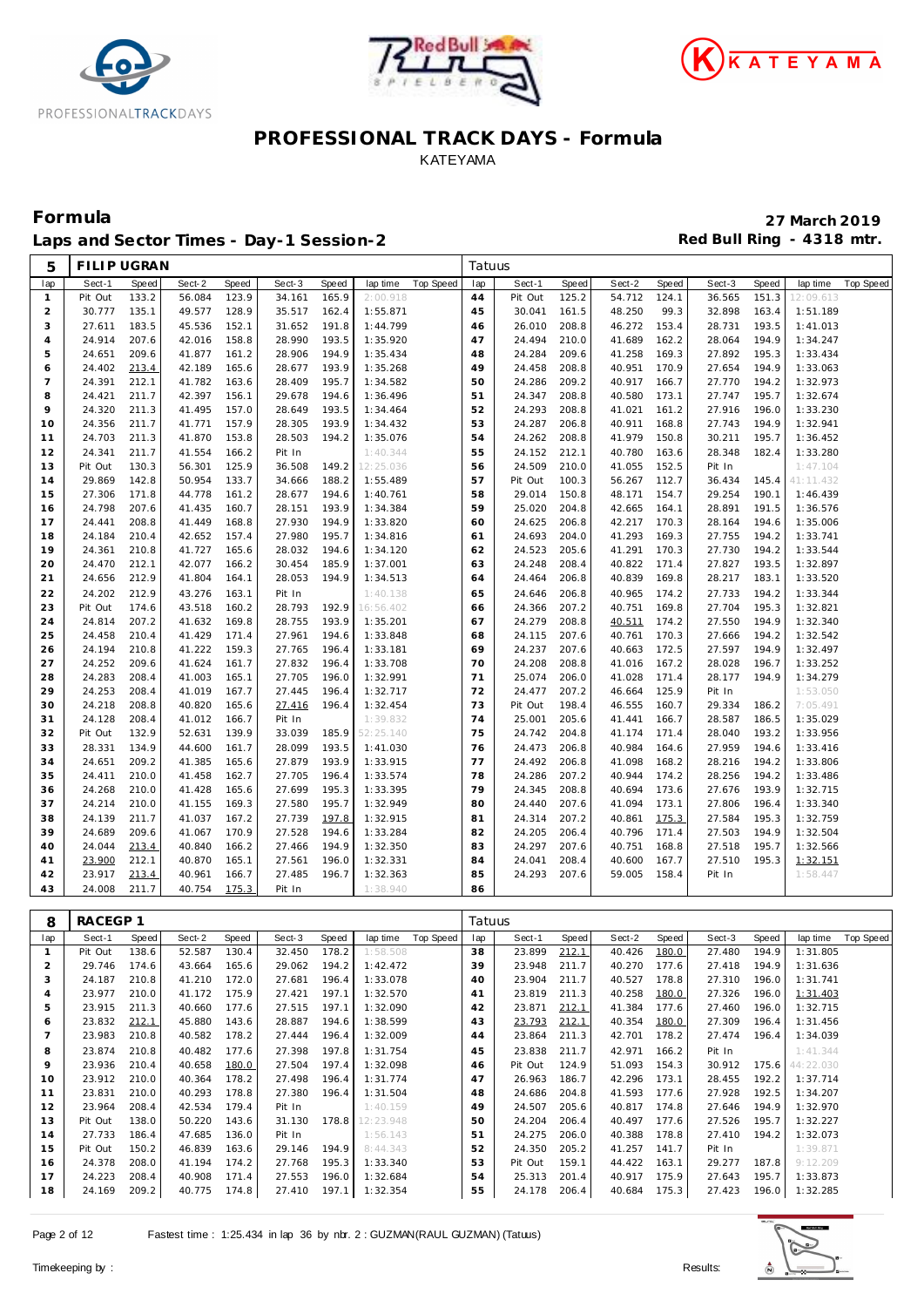# PROFESSIONAL TRACK DAYS - Formula

KATEYAMA

## Formula

**27 March 2019**

## Laps and Sector Times - Day-1 Session-2

**Red Bull Ring - 4318 mtr.**

| 5 | FILIP UGRAN | | | | | | | | Tatuus | | | | | | | | |
|---|---|---|---|---|---|---|---|---|---|---|---|---|---|---|---|---|---|
| lap | Sect-1 | Speed | Sect-2 | Speed | Sect-3 | Speed | lap time | Top Speed | lap | Sect-1 | Speed | Sect-2 | Speed | Sect-3 | Speed | lap time | Top Speed |
| 1 | Pit Out | 133.2 | 56.084 | 123.9 | 34.161 | 165.9 | 2:00.918 | | 44 | Pit Out | 125.2 | 54.712 | 124.1 | 36.565 | 151.3 | 12:09.613 | |
| 2 | 30.777 | 135.1 | 49.577 | 128.9 | 35.517 | 162.4 | 1:55.871 | | 45 | 30.041 | 161.5 | 48.250 | 99.3 | 32.898 | 163.4 | 1:51.189 | |
| 3 | 27.611 | 183.5 | 45.536 | 152.1 | 31.652 | 191.8 | 1:44.799 | | 46 | 26.010 | 208.8 | 46.272 | 153.4 | 28.731 | 193.5 | 1:41.013 | |
| 4 | 24.914 | 207.6 | 42.016 | 158.8 | 28.990 | 193.5 | 1:35.920 | | 47 | 24.494 | 210.0 | 41.689 | 162.2 | 28.064 | 194.9 | 1:34.247 | |
| 5 | 24.651 | 209.6 | 41.877 | 161.2 | 28.906 | 194.9 | 1:35.434 | | 48 | 24.284 | 209.6 | 41.258 | 169.3 | 27.892 | 195.3 | 1:33.434 | |
| 6 | 24.402 | 213.4 | 42.189 | 165.6 | 28.677 | 193.9 | 1:35.268 | | 49 | 24.458 | 208.8 | 40.951 | 170.9 | 27.654 | 194.9 | 1:33.063 | |
| 7 | 24.391 | 212.1 | 41.782 | 163.6 | 28.409 | 195.7 | 1:34.582 | | 50 | 24.286 | 209.2 | 40.917 | 166.7 | 27.770 | 194.2 | 1:32.973 | |
| 8 | 24.421 | 211.7 | 42.397 | 156.1 | 29.678 | 194.6 | 1:36.496 | | 51 | 24.347 | 208.8 | 40.580 | 173.1 | 27.747 | 195.7 | 1:32.674 | |
| 9 | 24.320 | 211.3 | 41.495 | 157.0 | 28.649 | 193.5 | 1:34.464 | | 52 | 24.293 | 208.8 | 41.021 | 161.2 | 27.916 | 196.0 | 1:33.230 | |
| 10 | 24.356 | 211.7 | 41.771 | 157.9 | 28.305 | 193.9 | 1:34.432 | | 53 | 24.287 | 206.8 | 40.911 | 168.8 | 27.743 | 194.9 | 1:32.941 | |
| 11 | 24.703 | 211.3 | 41.870 | 153.8 | 28.503 | 194.2 | 1:35.076 | | 54 | 24.262 | 208.8 | 41.979 | 150.8 | 30.211 | 195.7 | 1:36.452 | |
| 12 | 24.341 | 211.7 | 41.554 | 166.2 | Pit In | | 1:40.344 | | 55 | 24.152 | 212.1 | 40.780 | 163.6 | 28.348 | 182.4 | 1:33.280 | |
| 13 | Pit Out | 130.3 | 56.301 | 125.9 | 36.508 | 149.2 | 12:25.036 | | 56 | 24.509 | 210.0 | 41.055 | 152.5 | Pit In | | 1:47.104 | |
| 14 | 29.869 | 142.8 | 50.954 | 133.7 | 34.666 | 188.2 | 1:55.489 | | 57 | Pit Out | 100.3 | 56.267 | 112.7 | 36.434 | 145.4 | 41:11.432 | |
| 15 | 27.306 | 171.8 | 44.778 | 161.2 | 28.677 | 194.6 | 1:40.761 | | 58 | 29.014 | 150.8 | 48.171 | 154.7 | 29.254 | 190.1 | 1:46.439 | |
| 16 | 24.798 | 207.6 | 41.435 | 160.7 | 28.151 | 193.9 | 1:34.384 | | 59 | 25.020 | 204.8 | 42.665 | 164.1 | 28.891 | 191.5 | 1:36.576 | |
| 17 | 24.441 | 208.8 | 41.449 | 168.8 | 27.930 | 194.9 | 1:33.820 | | 60 | 24.625 | 206.8 | 42.217 | 170.3 | 28.164 | 194.6 | 1:35.006 | |
| 18 | 24.184 | 210.4 | 42.652 | 157.4 | 27.980 | 195.7 | 1:34.816 | | 61 | 24.693 | 204.0 | 41.293 | 169.3 | 27.755 | 194.2 | 1:33.741 | |
| 19 | 24.361 | 210.8 | 41.727 | 165.6 | 28.032 | 194.6 | 1:34.120 | | 62 | 24.523 | 205.6 | 41.291 | 170.3 | 27.730 | 194.2 | 1:33.544 | |
| 20 | 24.470 | 212.1 | 42.077 | 166.2 | 30.454 | 185.9 | 1:37.001 | | 63 | 24.248 | 208.4 | 40.822 | 171.4 | 27.827 | 193.5 | 1:32.897 | |
| 21 | 24.656 | 212.9 | 41.804 | 164.1 | 28.053 | 194.9 | 1:34.513 | | 64 | 24.464 | 206.8 | 40.839 | 169.8 | 28.217 | 183.1 | 1:33.520 | |
| 22 | 24.202 | 212.9 | 43.276 | 163.1 | Pit In | | 1:40.138 | | 65 | 24.646 | 206.8 | 40.965 | 174.2 | 27.733 | 194.2 | 1:33.344 | |
| 23 | Pit Out | 174.6 | 43.518 | 160.2 | 28.793 | 192.9 | 16:56.402 | | 66 | 24.366 | 207.2 | 40.751 | 169.8 | 27.704 | 195.3 | 1:32.821 | |
| 24 | 24.814 | 207.2 | 41.632 | 169.8 | 28.755 | 193.9 | 1:35.201 | | 67 | 24.279 | 208.8 | 40.511 | 174.2 | 27.550 | 194.9 | 1:32.340 | |
| 25 | 24.458 | 210.4 | 41.429 | 171.4 | 27.961 | 194.6 | 1:33.848 | | 68 | 24.115 | 207.6 | 40.761 | 170.3 | 27.666 | 194.2 | 1:32.542 | |
| 26 | 24.194 | 210.8 | 41.222 | 159.3 | 27.765 | 196.4 | 1:33.181 | | 69 | 24.237 | 207.6 | 40.663 | 172.5 | 27.597 | 194.9 | 1:32.497 | |
| 27 | 24.252 | 209.6 | 41.624 | 161.7 | 27.832 | 196.4 | 1:33.708 | | 70 | 24.208 | 208.8 | 41.016 | 167.2 | 28.028 | 196.7 | 1:33.252 | |
| 28 | 24.283 | 208.4 | 41.003 | 165.1 | 27.705 | 196.0 | 1:32.991 | | 71 | 25.074 | 206.0 | 41.028 | 171.4 | 28.177 | 194.9 | 1:34.279 | |
| 29 | 24.253 | 208.4 | 41.019 | 167.7 | 27.445 | 196.4 | 1:32.717 | | 72 | 24.477 | 207.2 | 46.664 | 125.9 | Pit In | | 1:53.050 | |
| 30 | 24.218 | 208.8 | 40.820 | 165.6 | 27.416 | 196.4 | 1:32.454 | | 73 | Pit Out | 198.4 | 46.555 | 160.7 | 29.334 | 186.2 | 7:05.491 | |
| 31 | 24.128 | 208.4 | 41.012 | 166.7 | Pit In | | 1:39.832 | | 74 | 25.001 | 205.6 | 41.441 | 166.7 | 28.587 | 186.5 | 1:35.029 | |
| 32 | Pit Out | 132.9 | 52.631 | 139.9 | 33.039 | 185.9 | 52:25.140 | | 75 | 24.742 | 204.8 | 41.174 | 171.4 | 28.040 | 193.2 | 1:33.956 | |
| 33 | 28.331 | 134.9 | 44.600 | 161.7 | 28.099 | 193.5 | 1:41.030 | | 76 | 24.473 | 206.8 | 40.984 | 164.6 | 27.959 | 194.6 | 1:33.416 | |
| 34 | 24.651 | 209.2 | 41.385 | 165.6 | 27.879 | 193.9 | 1:33.915 | | 77 | 24.492 | 206.8 | 41.098 | 168.2 | 28.216 | 194.2 | 1:33.806 | |
| 35 | 24.411 | 210.0 | 41.458 | 162.7 | 27.705 | 196.4 | 1:33.574 | | 78 | 24.286 | 207.2 | 40.944 | 174.2 | 28.256 | 194.2 | 1:33.486 | |
| 36 | 24.268 | 210.0 | 41.428 | 165.6 | 27.699 | 195.3 | 1:33.395 | | 79 | 24.345 | 208.8 | 40.694 | 173.6 | 27.676 | 193.9 | 1:32.715 | |
| 37 | 24.214 | 210.0 | 41.155 | 169.3 | 27.580 | 195.7 | 1:32.949 | | 80 | 24.440 | 207.6 | 41.094 | 173.1 | 27.806 | 196.4 | 1:33.340 | |
| 38 | 24.139 | 211.7 | 41.037 | 167.2 | 27.739 | 197.8 | 1:32.915 | | 81 | 24.314 | 207.2 | 40.861 | 175.3 | 27.584 | 195.3 | 1:32.759 | |
| 39 | 24.689 | 209.6 | 41.067 | 170.9 | 27.528 | 194.6 | 1:33.284 | | 82 | 24.205 | 206.4 | 40.796 | 171.4 | 27.503 | 194.9 | 1:32.504 | |
| 40 | 24.044 | 213.4 | 40.840 | 166.2 | 27.466 | 194.9 | 1:32.350 | | 83 | 24.297 | 207.6 | 40.751 | 168.8 | 27.518 | 195.7 | 1:32.566 | |
| 41 | 23.900 | 212.1 | 40.870 | 165.1 | 27.561 | 196.0 | 1:32.331 | | 84 | 24.041 | 208.4 | 40.600 | 167.7 | 27.510 | 195.3 | 1:32.151 | |
| 42 | 23.917 | 213.4 | 40.961 | 166.7 | 27.485 | 196.7 | 1:32.363 | | 85 | 24.293 | 207.6 | 59.005 | 158.4 | Pit In | | 1:58.447 | |
| 43 | 24.008 | 211.7 | 40.754 | 175.3 | Pit In | | 1:38.940 | | 86 | | | | | | | | |

| 8 | RACEGP 1 | | | | | | | | Tatuus | | | | | | | | |
|---|---|---|---|---|---|---|---|---|---|---|---|---|---|---|---|---|---|
| lap | Sect-1 | Speed | Sect-2 | Speed | Sect-3 | Speed | lap time | Top Speed | lap | Sect-1 | Speed | Sect-2 | Speed | Sect-3 | Speed | lap time | Top Speed |
| 1 | Pit Out | 138.6 | 52.587 | 130.4 | 32.450 | 178.2 | 1:58.508 | | 38 | 23.899 | 212.1 | 40.426 | 180.0 | 27.480 | 194.9 | 1:31.805 | |
| 2 | 29.746 | 174.6 | 43.664 | 165.6 | 29.062 | 194.2 | 1:42.472 | | 39 | 23.948 | 211.7 | 40.270 | 177.6 | 27.418 | 194.9 | 1:31.636 | |
| 3 | 24.187 | 210.8 | 41.210 | 172.0 | 27.681 | 196.4 | 1:33.078 | | 40 | 23.904 | 211.7 | 40.527 | 178.8 | 27.310 | 196.0 | 1:31.741 | |
| 4 | 23.977 | 210.0 | 41.172 | 175.9 | 27.421 | 197.1 | 1:32.570 | | 41 | 23.819 | 211.3 | 40.258 | 180.0 | 27.326 | 196.0 | 1:31.403 | |
| 5 | 23.915 | 211.3 | 40.660 | 177.6 | 27.515 | 197.1 | 1:32.090 | | 42 | 23.871 | 212.1 | 41.384 | 177.6 | 27.460 | 196.0 | 1:32.715 | |
| 6 | 23.832 | 212.1 | 45.880 | 143.6 | 28.887 | 194.6 | 1:38.599 | | 43 | 23.793 | 212.1 | 40.354 | 180.0 | 27.309 | 196.4 | 1:31.456 | |
| 7 | 23.983 | 210.8 | 40.582 | 178.2 | 27.444 | 196.4 | 1:32.009 | | 44 | 23.864 | 211.3 | 42.701 | 178.2 | 27.474 | 196.4 | 1:34.039 | |
| 8 | 23.874 | 210.8 | 40.482 | 177.6 | 27.398 | 197.8 | 1:31.754 | | 45 | 23.838 | 211.7 | 42.971 | 166.2 | Pit In | | 1:41.344 | |
| 9 | 23.936 | 210.4 | 40.658 | 180.0 | 27.504 | 197.4 | 1:32.098 | | 46 | Pit Out | 124.9 | 51.093 | 154.3 | 30.912 | 175.6 | 44:22.030 | |
| 10 | 23.912 | 210.0 | 40.364 | 178.2 | 27.498 | 196.4 | 1:31.774 | | 47 | 26.963 | 186.7 | 42.296 | 173.1 | 28.455 | 192.2 | 1:37.714 | |
| 11 | 23.831 | 210.0 | 40.293 | 178.8 | 27.380 | 196.4 | 1:31.504 | | 48 | 24.686 | 204.8 | 41.593 | 177.6 | 27.928 | 192.5 | 1:34.207 | |
| 12 | 23.964 | 208.4 | 42.534 | 179.4 | Pit In | | 1:40.159 | | 49 | 24.507 | 205.6 | 40.817 | 174.8 | 27.646 | 194.2 | 1:32.970 | |
| 13 | Pit Out | 138.0 | 50.220 | 143.6 | 31.130 | 178.8 | 12:23.948 | | 50 | 24.204 | 206.4 | 40.497 | 177.6 | 27.526 | 195.7 | 1:32.227 | |
| 14 | 27.733 | 186.4 | 47.685 | 136.0 | Pit In | | 1:56.143 | | 51 | 24.275 | 206.0 | 40.388 | 178.8 | 27.410 | 194.2 | 1:32.073 | |
| 15 | Pit Out | 150.2 | 46.839 | 163.6 | 29.146 | 194.9 | 8:44.343 | | 52 | 24.350 | 205.2 | 41.257 | 141.7 | Pit In | | 1:39.871 | |
| 16 | 24.378 | 208.0 | 41.194 | 174.2 | 27.768 | 195.3 | 1:33.340 | | 53 | Pit Out | 159.1 | 44.422 | 163.1 | 29.277 | 187.8 | 9:12.209 | |
| 17 | 24.223 | 208.4 | 40.908 | 171.4 | 27.553 | 196.0 | 1:32.684 | | 54 | 25.313 | 201.4 | 40.917 | 175.9 | 27.643 | 195.7 | 1:33.873 | |
| 18 | 24.169 | 209.2 | 40.775 | 174.8 | 27.410 | 197.1 | 1:32.354 | | 55 | 24.178 | 206.4 | 40.684 | 175.3 | 27.423 | 196.0 | 1:32.285 | |

Fastest time : 1:25.434 in lap 36 by nbr. 2 : GUZMAN(RAUL GUZMAN) (Tatuus)

Timekeeping by : Results: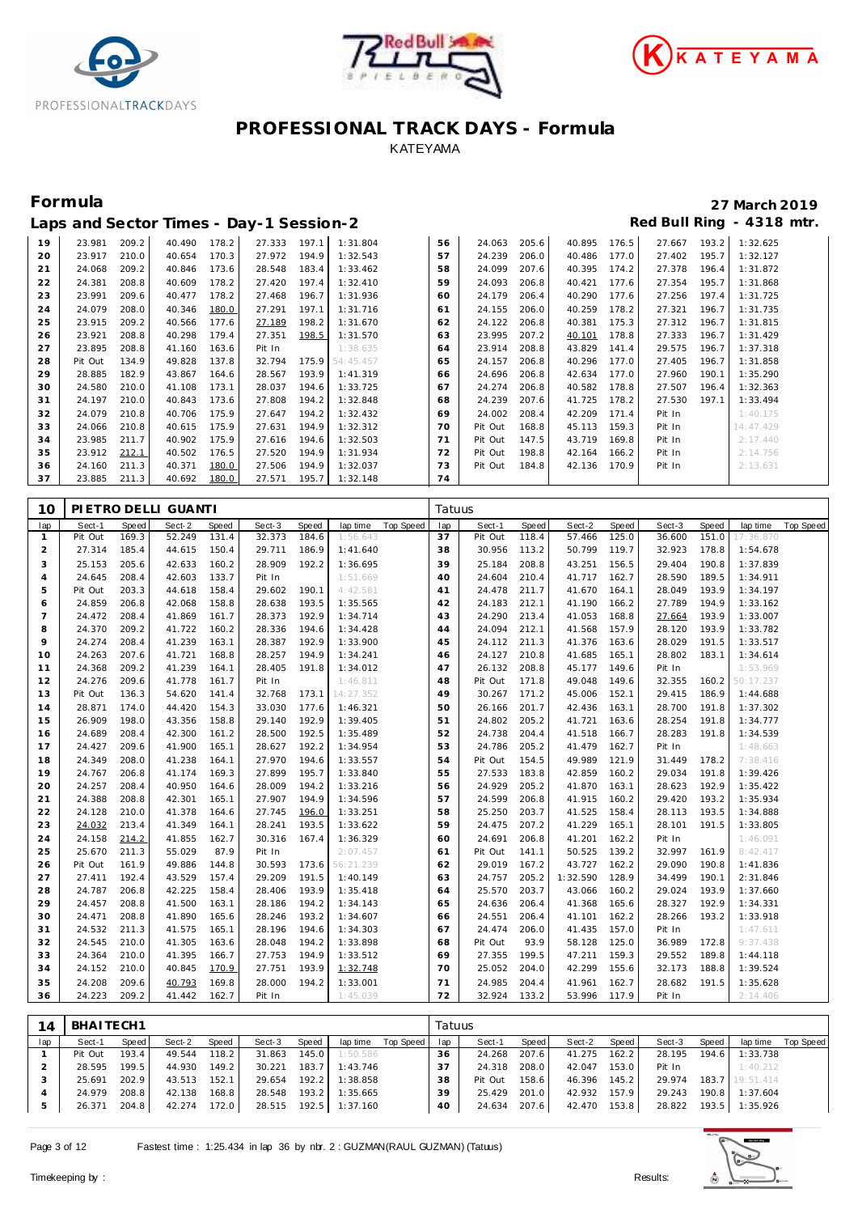# PROFESSIONAL TRACK DAYS - Formula

KATEYAMA

## Formula

**27 March 2019**

### Laps and Sector Times - Day-1 Session-2

**Red Bull Ring - 4318 mtr.**

| lap | Sect-1 | Speed | Sect-2 | Speed | Sect-3 | Speed | lap time | Top Speed | lap | Sect-1 | Speed | Sect-2 | Speed | Sect-3 | Speed | lap time | Top Speed |
|---|---|---|---|---|---|---|---|---|---|---|---|---|---|---|---|---|---|
| 19 | 23.981 | 209.2 | 40.490 | 178.2 | 27.333 | 197.1 | 1:31.804 | | 56 | 24.063 | 205.6 | 40.895 | 176.5 | 27.667 | 193.2 | 1:32.625 | |
| 20 | 23.917 | 210.0 | 40.654 | 170.3 | 27.972 | 194.9 | 1:32.543 | | 57 | 24.239 | 206.0 | 40.486 | 177.0 | 27.402 | 195.7 | 1:32.127 | |
| 21 | 24.068 | 209.2 | 40.846 | 173.6 | 28.548 | 183.4 | 1:33.462 | | 58 | 24.099 | 207.6 | 40.395 | 174.2 | 27.378 | 196.4 | 1:31.872 | |
| 22 | 24.381 | 208.8 | 40.609 | 178.2 | 27.420 | 197.4 | 1:32.410 | | 59 | 24.093 | 206.8 | 40.421 | 177.6 | 27.354 | 195.7 | 1:31.868 | |
| 23 | 23.991 | 209.6 | 40.477 | 178.2 | 27.468 | 196.7 | 1:31.936 | | 60 | 24.179 | 206.4 | 40.290 | 177.6 | 27.256 | 197.4 | 1:31.725 | |
| 24 | 24.079 | 208.0 | 40.346 | 180.0 | 27.291 | 197.1 | 1:31.716 | | 61 | 24.155 | 206.0 | 40.259 | 178.2 | 27.321 | 196.7 | 1:31.735 | |
| 25 | 23.915 | 209.2 | 40.566 | 177.6 | 27.189 | 198.2 | 1:31.670 | | 62 | 24.122 | 206.8 | 40.381 | 175.3 | 27.312 | 196.7 | 1:31.815 | |
| 26 | 23.921 | 208.8 | 40.298 | 179.4 | 27.351 | 198.5 | 1:31.570 | | 63 | 23.995 | 207.2 | 40.101 | 178.8 | 27.333 | 196.7 | 1:31.429 | |
| 27 | 23.895 | 208.8 | 41.160 | 163.6 | Pit In | | 1:38.635 | | 64 | 23.914 | 208.8 | 43.829 | 141.4 | 29.575 | 196.7 | 1:37.318 | |
| 28 | Pit Out | 134.9 | 49.828 | 137.8 | 32.794 | 175.9 | 54:45.457 | | 65 | 24.157 | 206.8 | 40.296 | 177.0 | 27.405 | 196.7 | 1:31.858 | |
| 29 | 28.885 | 182.9 | 43.867 | 164.6 | 28.567 | 193.9 | 1:41.319 | | 66 | 24.696 | 206.8 | 42.634 | 177.0 | 27.960 | 190.1 | 1:35.290 | |
| 30 | 24.580 | 210.0 | 41.108 | 173.1 | 28.037 | 194.6 | 1:33.725 | | 67 | 24.274 | 206.8 | 40.582 | 178.8 | 27.507 | 196.4 | 1:32.363 | |
| 31 | 24.197 | 210.0 | 40.843 | 173.6 | 27.808 | 194.2 | 1:32.848 | | 68 | 24.239 | 207.6 | 41.725 | 178.2 | 27.530 | 197.1 | 1:33.494 | |
| 32 | 24.079 | 210.8 | 40.706 | 175.9 | 27.647 | 194.2 | 1:32.432 | | 69 | 24.002 | 208.4 | 42.209 | 171.4 | Pit In | | 1:40.175 | |
| 33 | 24.066 | 210.8 | 40.615 | 175.9 | 27.631 | 194.9 | 1:32.312 | | 70 | Pit Out | 168.8 | 45.113 | 159.3 | Pit In | | 14:47.429 | |
| 34 | 23.985 | 211.7 | 40.902 | 175.9 | 27.616 | 194.6 | 1:32.503 | | 71 | Pit Out | 147.5 | 43.719 | 169.8 | Pit In | | 2:17.440 | |
| 35 | 23.912 | 212.1 | 40.502 | 176.5 | 27.520 | 194.9 | 1:31.934 | | 72 | Pit Out | 198.8 | 42.164 | 166.2 | Pit In | | 2:14.756 | |
| 36 | 24.160 | 211.3 | 40.371 | 180.0 | 27.506 | 194.9 | 1:32.037 | | 73 | Pit Out | 184.8 | 42.136 | 170.9 | Pit In | | 2:13.631 | |
| 37 | 23.885 | 211.3 | 40.692 | 180.0 | 27.571 | 195.7 | 1:32.148 | | 74 | | | | | | | | |

**10 PIETRO DELLI GUANTI** — Tatuus

| lap | Sect-1 | Speed | Sect-2 | Speed | Sect-3 | Speed | lap time | Top Speed | lap | Sect-1 | Speed | Sect-2 | Speed | Sect-3 | Speed | lap time | Top Speed |
|---|---|---|---|---|---|---|---|---|---|---|---|---|---|---|---|---|---|
| 1 | Pit Out | 169.3 | 52.249 | 131.4 | 32.373 | 184.6 | 1:56.643 | | 37 | Pit Out | 118.4 | 57.466 | 125.0 | 36.600 | 151.0 | 17:36.870 | |
| 2 | 27.314 | 185.4 | 44.615 | 150.4 | 29.711 | 186.9 | 1:41.640 | | 38 | 30.956 | 113.2 | 50.799 | 119.7 | 32.923 | 178.8 | 1:54.678 | |
| 3 | 25.153 | 205.6 | 42.633 | 160.2 | 28.909 | 192.2 | 1:36.695 | | 39 | 25.184 | 208.8 | 43.251 | 156.5 | 29.404 | 190.8 | 1:37.839 | |
| 4 | 24.645 | 208.4 | 42.603 | 133.7 | Pit In | | 1:51.669 | | 40 | 24.604 | 210.4 | 41.717 | 162.7 | 28.590 | 189.5 | 1:34.911 | |
| 5 | Pit Out | 203.3 | 44.618 | 158.4 | 29.602 | 190.1 | 4:42.581 | | 41 | 24.478 | 211.7 | 41.670 | 164.1 | 28.049 | 193.9 | 1:34.197 | |
| 6 | 24.859 | 206.8 | 42.068 | 158.8 | 28.638 | 193.5 | 1:35.565 | | 42 | 24.183 | 212.1 | 41.190 | 166.2 | 27.789 | 194.9 | 1:33.162 | |
| 7 | 24.472 | 208.4 | 41.869 | 161.7 | 28.373 | 192.9 | 1:34.714 | | 43 | 24.290 | 213.4 | 41.053 | 168.8 | 27.664 | 193.9 | 1:33.007 | |
| 8 | 24.370 | 209.2 | 41.722 | 160.2 | 28.336 | 194.6 | 1:34.428 | | 44 | 24.094 | 212.1 | 41.568 | 157.9 | 28.120 | 193.9 | 1:33.782 | |
| 9 | 24.274 | 208.4 | 41.239 | 163.1 | 28.387 | 192.9 | 1:33.900 | | 45 | 24.112 | 211.3 | 41.376 | 163.6 | 28.029 | 191.5 | 1:33.517 | |
| 10 | 24.263 | 207.6 | 41.721 | 168.8 | 28.257 | 194.9 | 1:34.241 | | 46 | 24.127 | 210.8 | 41.685 | 165.1 | 28.802 | 183.1 | 1:34.614 | |
| 11 | 24.368 | 209.2 | 41.239 | 164.1 | 28.405 | 191.8 | 1:34.012 | | 47 | 26.132 | 208.8 | 45.177 | 149.6 | Pit In | | 1:53.969 | |
| 12 | 24.276 | 209.6 | 41.778 | 161.7 | Pit In | | 1:46.811 | | 48 | Pit Out | 171.8 | 49.048 | 149.6 | 32.355 | 160.2 | 50:17.237 | |
| 13 | Pit Out | 136.3 | 54.620 | 141.4 | 32.768 | 173.1 | 14:27.352 | | 49 | 30.267 | 171.2 | 45.006 | 152.1 | 29.415 | 186.9 | 1:44.688 | |
| 14 | 28.871 | 174.0 | 44.420 | 154.3 | 33.030 | 177.6 | 1:46.321 | | 50 | 26.166 | 201.7 | 42.436 | 163.1 | 28.700 | 191.8 | 1:37.302 | |
| 15 | 26.909 | 198.0 | 43.356 | 158.8 | 29.140 | 192.9 | 1:39.405 | | 51 | 24.802 | 205.2 | 41.721 | 163.6 | 28.254 | 191.8 | 1:34.777 | |
| 16 | 24.689 | 208.4 | 42.300 | 161.2 | 28.500 | 192.5 | 1:35.489 | | 52 | 24.738 | 204.4 | 41.518 | 166.7 | 28.283 | 191.8 | 1:34.539 | |
| 17 | 24.427 | 209.6 | 41.900 | 165.1 | 28.627 | 192.2 | 1:34.954 | | 53 | 24.786 | 205.2 | 41.479 | 162.7 | Pit In | | 1:48.663 | |
| 18 | 24.349 | 208.0 | 41.238 | 164.1 | 27.970 | 194.6 | 1:33.557 | | 54 | Pit Out | 154.5 | 49.989 | 121.9 | 31.449 | 178.2 | 7:38.416 | |
| 19 | 24.767 | 206.8 | 41.174 | 169.3 | 27.899 | 195.7 | 1:33.840 | | 55 | 27.533 | 183.8 | 42.859 | 160.2 | 29.034 | 191.8 | 1:39.426 | |
| 20 | 24.257 | 208.4 | 40.950 | 164.6 | 28.009 | 194.2 | 1:33.216 | | 56 | 24.929 | 205.2 | 41.870 | 163.1 | 28.623 | 192.9 | 1:35.422 | |
| 21 | 24.388 | 208.8 | 42.301 | 165.1 | 27.907 | 194.9 | 1:34.596 | | 57 | 24.599 | 206.8 | 41.915 | 160.2 | 29.420 | 193.2 | 1:35.934 | |
| 22 | 24.128 | 210.0 | 41.378 | 164.6 | 27.745 | 196.0 | 1:33.251 | | 58 | 25.250 | 203.7 | 41.525 | 158.4 | 28.113 | 193.5 | 1:34.888 | |
| 23 | 24.032 | 213.4 | 41.349 | 164.1 | 28.241 | 193.5 | 1:33.622 | | 59 | 24.475 | 207.2 | 41.229 | 165.1 | 28.101 | 191.5 | 1:33.805 | |
| 24 | 24.158 | 214.2 | 41.855 | 162.7 | 30.316 | 167.4 | 1:36.329 | | 60 | 24.691 | 206.8 | 41.201 | 162.2 | Pit In | | 1:46.091 | |
| 25 | 25.670 | 211.3 | 55.029 | 87.9 | Pit In | | 2:07.457 | | 61 | Pit Out | 141.1 | 50.525 | 139.2 | 32.997 | 161.9 | 8:42.417 | |
| 26 | Pit Out | 161.9 | 49.886 | 144.8 | 30.593 | 173.6 | 56:21.239 | | 62 | 29.019 | 167.2 | 43.727 | 162.2 | 29.090 | 190.8 | 1:41.836 | |
| 27 | 27.411 | 192.4 | 43.529 | 157.4 | 29.209 | 191.5 | 1:40.149 | | 63 | 24.757 | 205.2 | 1:32.590 | 128.9 | 34.499 | 190.1 | 2:31.846 | |
| 28 | 24.787 | 206.8 | 42.225 | 158.4 | 28.406 | 193.9 | 1:35.418 | | 64 | 25.570 | 203.7 | 43.066 | 160.2 | 29.024 | 193.9 | 1:37.660 | |
| 29 | 24.457 | 208.8 | 41.500 | 163.1 | 28.186 | 194.2 | 1:34.143 | | 65 | 24.636 | 206.4 | 41.368 | 165.6 | 28.327 | 192.9 | 1:34.331 | |
| 30 | 24.471 | 208.8 | 41.890 | 165.6 | 28.246 | 193.2 | 1:34.607 | | 66 | 24.551 | 206.4 | 41.101 | 162.2 | 28.266 | 193.2 | 1:33.918 | |
| 31 | 24.532 | 211.3 | 41.575 | 165.1 | 28.196 | 194.6 | 1:34.303 | | 67 | 24.474 | 206.0 | 41.435 | 157.0 | Pit In | | 1:47.611 | |
| 32 | 24.545 | 210.0 | 41.305 | 163.6 | 28.048 | 194.2 | 1:33.898 | | 68 | Pit Out | 93.9 | 58.128 | 125.0 | 36.989 | 172.8 | 9:37.438 | |
| 33 | 24.364 | 210.0 | 41.395 | 166.7 | 27.753 | 194.9 | 1:33.512 | | 69 | 27.355 | 199.5 | 47.211 | 159.3 | 29.552 | 189.8 | 1:44.118 | |
| 34 | 24.152 | 210.0 | 40.845 | 170.9 | 27.751 | 193.9 | 1:32.748 | | 70 | 25.052 | 204.0 | 42.299 | 155.6 | 32.173 | 188.8 | 1:39.524 | |
| 35 | 24.208 | 209.6 | 40.793 | 169.8 | 28.000 | 194.2 | 1:33.001 | | 71 | 24.985 | 204.4 | 41.961 | 162.7 | 28.682 | 191.5 | 1:35.628 | |
| 36 | 24.223 | 209.2 | 41.442 | 162.7 | Pit In | | 1:45.039 | | 72 | 32.924 | 133.2 | 53.996 | 117.9 | Pit In | | 2:14.406 | |

**14 BHAITECH1** — Tatuus

| lap | Sect-1 | Speed | Sect-2 | Speed | Sect-3 | Speed | lap time | Top Speed | lap | Sect-1 | Speed | Sect-2 | Speed | Sect-3 | Speed | lap time | Top Speed |
|---|---|---|---|---|---|---|---|---|---|---|---|---|---|---|---|---|---|
| 1 | Pit Out | 193.4 | 49.544 | 118.2 | 31.863 | 145.0 | 1:50.586 | | 36 | 24.268 | 207.6 | 41.275 | 162.2 | 28.195 | 194.6 | 1:33.738 | |
| 2 | 28.595 | 199.5 | 44.930 | 149.2 | 30.221 | 183.7 | 1:43.746 | | 37 | 24.318 | 208.0 | 42.047 | 153.0 | Pit In | | 1:40.212 | |
| 3 | 25.691 | 202.9 | 43.513 | 152.1 | 29.654 | 192.2 | 1:38.858 | | 38 | Pit Out | 158.6 | 46.396 | 145.2 | 29.974 | 183.7 | 19:51.414 | |
| 4 | 24.979 | 208.8 | 42.138 | 168.8 | 28.548 | 193.2 | 1:35.665 | | 39 | 25.429 | 201.0 | 42.932 | 157.9 | 29.243 | 190.8 | 1:37.604 | |
| 5 | 26.371 | 204.8 | 42.274 | 172.0 | 28.515 | 192.5 | 1:37.160 | | 40 | 24.634 | 207.6 | 42.470 | 153.8 | 28.822 | 193.5 | 1:35.926 | |

Fastest time : 1:25.434 in lap 36 by nbr. 2 : GUZMAN(RAUL GUZMAN) (Tatuus)

Timekeeping by : Results: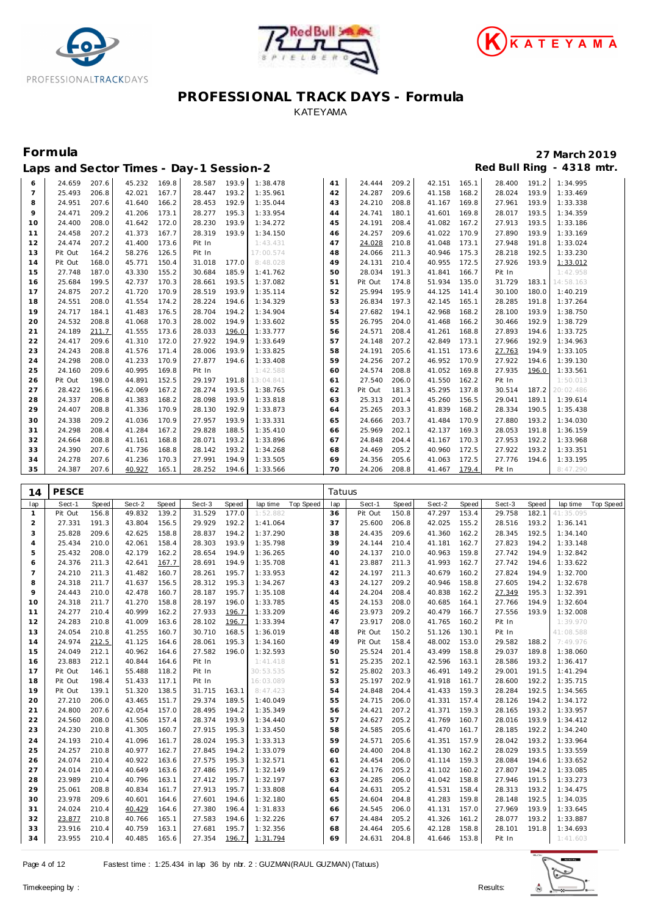# PROFESSIONAL TRACK DAYS - Formula

KATEYAMA

## Formula

**27 March 2019**

### Laps and Sector Times - Day-1 Session-2

**Red Bull Ring - 4318 mtr.**

| lap | Sect-1 | Speed | Sect-2 | Speed | Sect-3 | Speed | lap time | Top Speed | lap | Sect-1 | Speed | Sect-2 | Speed | Sect-3 | Speed | lap time | Top Speed |
|---|---|---|---|---|---|---|---|---|---|---|---|---|---|---|---|---|---|
| 6 | 24.659 | 207.6 | 45.232 | 169.8 | 28.587 | 193.9 | 1:38.478 | | 41 | 24.444 | 209.2 | 42.151 | 165.1 | 28.400 | 191.2 | 1:34.995 | |
| 7 | 25.493 | 206.8 | 42.021 | 167.7 | 28.447 | 193.2 | 1:35.961 | | 42 | 24.287 | 209.6 | 41.158 | 168.2 | 28.024 | 193.9 | 1:33.469 | |
| 8 | 24.951 | 207.6 | 41.640 | 166.2 | 28.453 | 192.9 | 1:35.044 | | 43 | 24.210 | 208.8 | 41.167 | 169.8 | 27.961 | 193.9 | 1:33.338 | |
| 9 | 24.471 | 209.2 | 41.206 | 173.1 | 28.277 | 195.3 | 1:33.954 | | 44 | 24.741 | 180.1 | 41.601 | 169.8 | 28.017 | 193.5 | 1:34.359 | |
| 10 | 24.400 | 208.0 | 41.642 | 172.0 | 28.230 | 193.9 | 1:34.272 | | 45 | 24.191 | 208.4 | 41.082 | 167.2 | 27.913 | 193.5 | 1:33.186 | |
| 11 | 24.458 | 207.2 | 41.373 | 167.7 | 28.319 | 193.9 | 1:34.150 | | 46 | 24.257 | 209.6 | 41.022 | 170.9 | 27.890 | 193.9 | 1:33.169 | |
| 12 | 24.474 | 207.2 | 41.400 | 173.6 | Pit In | | 1:43.431 | | 47 | 24.028 | 210.8 | 41.048 | 173.1 | 27.948 | 191.8 | 1:33.024 | |
| 13 | Pit Out | 164.2 | 58.276 | 126.5 | Pit In | | 17:00.574 | | 48 | 24.066 | 211.3 | 40.946 | 175.3 | 28.218 | 192.5 | 1:33.230 | |
| 14 | Pit Out | 168.0 | 45.771 | 150.4 | 31.018 | 177.0 | 8:48.028 | | 49 | 24.131 | 210.4 | 40.955 | 172.5 | 27.926 | 193.9 | 1:33.012 | |
| 15 | 27.748 | 187.0 | 43.330 | 155.2 | 30.684 | 185.9 | 1:41.762 | | 50 | 28.034 | 191.3 | 41.841 | 166.7 | Pit In | | 1:42.958 | |
| 16 | 25.684 | 199.5 | 42.737 | 170.3 | 28.661 | 193.5 | 1:37.082 | | 51 | Pit Out | 174.8 | 51.934 | 135.0 | 31.729 | 183.1 | 14:58.163 | |
| 17 | 24.875 | 207.2 | 41.720 | 170.9 | 28.519 | 193.9 | 1:35.114 | | 52 | 25.994 | 195.9 | 44.125 | 141.4 | 30.100 | 180.0 | 1:40.219 | |
| 18 | 24.551 | 208.0 | 41.554 | 174.2 | 28.224 | 194.6 | 1:34.329 | | 53 | 26.834 | 197.3 | 42.145 | 165.1 | 28.285 | 191.8 | 1:37.264 | |
| 19 | 24.717 | 184.1 | 41.483 | 176.5 | 28.704 | 194.2 | 1:34.904 | | 54 | 27.682 | 194.1 | 42.968 | 168.2 | 28.100 | 193.9 | 1:38.750 | |
| 20 | 24.532 | 208.8 | 41.068 | 170.3 | 28.002 | 194.9 | 1:33.602 | | 55 | 26.795 | 204.0 | 41.468 | 166.2 | 30.466 | 192.9 | 1:38.729 | |
| 21 | 24.189 | 211.7 | 41.555 | 173.6 | 28.033 | 196.0 | 1:33.777 | | 56 | 24.571 | 208.4 | 41.261 | 168.8 | 27.893 | 194.6 | 1:33.725 | |
| 22 | 24.417 | 209.6 | 41.310 | 172.0 | 27.922 | 194.9 | 1:33.649 | | 57 | 24.148 | 207.2 | 42.849 | 173.1 | 27.966 | 192.9 | 1:34.963 | |
| 23 | 24.243 | 208.8 | 41.576 | 171.4 | 28.006 | 193.9 | 1:33.825 | | 58 | 24.191 | 205.6 | 41.151 | 173.6 | 27.763 | 194.9 | 1:33.105 | |
| 24 | 24.298 | 208.0 | 41.233 | 170.9 | 27.877 | 194.6 | 1:33.408 | | 59 | 24.256 | 207.2 | 46.952 | 170.9 | 27.922 | 194.6 | 1:39.130 | |
| 25 | 24.160 | 209.6 | 40.995 | 169.8 | Pit In | | 1:42.588 | | 60 | 24.574 | 208.8 | 41.052 | 169.8 | 27.935 | 196.0 | 1:33.561 | |
| 26 | Pit Out | 198.0 | 44.891 | 152.5 | 29.197 | 191.8 | 13:04.841 | | 61 | 27.540 | 206.0 | 41.550 | 162.2 | Pit In | | 1:50.013 | |
| 27 | 28.422 | 196.6 | 42.069 | 167.2 | 28.274 | 193.5 | 1:38.765 | | 62 | Pit Out | 181.3 | 45.295 | 137.8 | 30.514 | 187.2 | 20:02.486 | |
| 28 | 24.337 | 208.8 | 41.383 | 168.2 | 28.098 | 193.9 | 1:33.818 | | 63 | 25.313 | 201.4 | 45.260 | 156.5 | 29.041 | 189.1 | 1:39.614 | |
| 29 | 24.407 | 208.8 | 41.336 | 170.9 | 28.130 | 192.9 | 1:33.873 | | 64 | 25.265 | 203.3 | 41.839 | 168.2 | 28.334 | 190.5 | 1:35.438 | |
| 30 | 24.338 | 209.2 | 41.036 | 170.9 | 27.957 | 193.9 | 1:33.331 | | 65 | 24.666 | 203.7 | 41.484 | 170.9 | 27.880 | 193.2 | 1:34.030 | |
| 31 | 24.298 | 208.4 | 41.284 | 167.2 | 29.828 | 188.5 | 1:35.410 | | 66 | 25.969 | 202.1 | 42.137 | 169.3 | 28.053 | 191.8 | 1:36.159 | |
| 32 | 24.664 | 208.8 | 41.161 | 168.8 | 28.071 | 193.2 | 1:33.896 | | 67 | 24.848 | 204.4 | 41.167 | 170.3 | 27.953 | 192.2 | 1:33.968 | |
| 33 | 24.390 | 207.6 | 41.736 | 168.8 | 28.142 | 193.2 | 1:34.268 | | 68 | 24.469 | 205.2 | 40.960 | 172.5 | 27.922 | 193.2 | 1:33.351 | |
| 34 | 24.278 | 207.6 | 41.236 | 170.3 | 27.991 | 194.9 | 1:33.505 | | 69 | 24.356 | 205.6 | 41.063 | 172.5 | 27.776 | 194.6 | 1:33.195 | |
| 35 | 24.387 | 207.6 | 40.927 | 165.1 | 28.252 | 194.6 | 1:33.566 | | 70 | 24.206 | 208.8 | 41.467 | 179.4 | Pit In | | 8:47.290 | |

**14 PESCE** — Tatuus

| lap | Sect-1 | Speed | Sect-2 | Speed | Sect-3 | Speed | lap time | Top Speed | lap | Sect-1 | Speed | Sect-2 | Speed | Sect-3 | Speed | lap time | Top Speed |
|---|---|---|---|---|---|---|---|---|---|---|---|---|---|---|---|---|---|
| 1 | Pit Out | 156.8 | 49.832 | 139.2 | 31.529 | 177.0 | 1:52.882 | | 36 | Pit Out | 150.8 | 47.297 | 153.4 | 29.758 | 182.1 | 41:35.095 | |
| 2 | 27.331 | 191.3 | 43.804 | 156.5 | 29.929 | 192.2 | 1:41.064 | | 37 | 25.600 | 206.8 | 42.025 | 155.2 | 28.516 | 193.2 | 1:36.141 | |
| 3 | 25.828 | 209.6 | 42.625 | 158.8 | 28.837 | 194.2 | 1:37.290 | | 38 | 24.435 | 209.6 | 41.360 | 162.2 | 28.345 | 192.5 | 1:34.140 | |
| 4 | 25.434 | 210.0 | 42.061 | 158.4 | 28.303 | 193.9 | 1:35.798 | | 39 | 24.144 | 210.4 | 41.181 | 162.7 | 27.823 | 194.2 | 1:33.148 | |
| 5 | 25.432 | 208.0 | 42.179 | 162.2 | 28.654 | 194.9 | 1:36.265 | | 40 | 24.137 | 210.0 | 40.963 | 159.8 | 27.742 | 194.9 | 1:32.842 | |
| 6 | 24.376 | 211.3 | 42.641 | 167.7 | 28.691 | 194.9 | 1:35.708 | | 41 | 23.887 | 211.3 | 41.993 | 162.7 | 27.742 | 194.6 | 1:33.622 | |
| 7 | 24.210 | 211.3 | 41.482 | 160.7 | 28.261 | 195.7 | 1:33.953 | | 42 | 24.197 | 211.3 | 40.679 | 160.2 | 27.824 | 194.9 | 1:32.700 | |
| 8 | 24.318 | 211.7 | 41.637 | 156.5 | 28.312 | 195.3 | 1:34.267 | | 43 | 24.127 | 209.2 | 40.946 | 158.8 | 27.605 | 194.2 | 1:32.678 | |
| 9 | 24.443 | 210.0 | 42.478 | 160.7 | 28.187 | 195.7 | 1:35.108 | | 44 | 24.204 | 208.4 | 40.838 | 162.2 | 27.349 | 195.3 | 1:32.391 | |
| 10 | 24.318 | 211.7 | 41.270 | 158.8 | 28.197 | 196.0 | 1:33.785 | | 45 | 24.153 | 208.0 | 40.685 | 164.1 | 27.766 | 194.9 | 1:32.604 | |
| 11 | 24.277 | 210.4 | 40.999 | 162.2 | 27.933 | 196.7 | 1:33.209 | | 46 | 23.973 | 209.2 | 40.479 | 166.7 | 27.556 | 193.9 | 1:32.008 | |
| 12 | 24.283 | 210.8 | 41.009 | 163.6 | 28.102 | 196.7 | 1:33.394 | | 47 | 23.917 | 208.0 | 41.765 | 160.2 | Pit In | | 1:39.970 | |
| 13 | 24.054 | 210.8 | 41.255 | 160.7 | 30.710 | 168.5 | 1:36.019 | | 48 | Pit Out | 150.2 | 51.126 | 130.1 | Pit In | | 41:08.588 | |
| 14 | 24.974 | 212.5 | 41.125 | 164.6 | 28.061 | 195.3 | 1:34.160 | | 49 | Pit Out | 158.4 | 48.002 | 153.0 | 29.582 | 188.2 | 7:49.976 | |
| 15 | 24.049 | 212.1 | 40.962 | 164.6 | 27.582 | 196.0 | 1:32.593 | | 50 | 25.524 | 201.4 | 43.499 | 158.8 | 29.037 | 189.8 | 1:38.060 | |
| 16 | 23.883 | 212.1 | 40.844 | 164.6 | Pit In | | 1:41.418 | | 51 | 25.235 | 202.1 | 42.596 | 163.1 | 28.586 | 193.2 | 1:36.417 | |
| 17 | Pit Out | 146.1 | 55.488 | 118.2 | Pit In | | 30:53.535 | | 52 | 25.802 | 203.3 | 46.491 | 149.2 | 29.001 | 191.5 | 1:41.294 | |
| 18 | Pit Out | 198.4 | 51.433 | 117.1 | Pit In | | 16:03.089 | | 53 | 25.197 | 202.9 | 41.918 | 161.7 | 28.600 | 192.2 | 1:35.715 | |
| 19 | Pit Out | 139.1 | 51.320 | 138.5 | 31.715 | 163.1 | 8:47.423 | | 54 | 24.848 | 204.4 | 41.433 | 159.3 | 28.284 | 192.5 | 1:34.565 | |
| 20 | 27.210 | 206.0 | 43.465 | 151.7 | 29.374 | 189.5 | 1:40.049 | | 55 | 24.715 | 206.0 | 41.331 | 157.4 | 28.126 | 194.2 | 1:34.172 | |
| 21 | 24.800 | 207.6 | 42.054 | 157.0 | 28.495 | 194.2 | 1:35.349 | | 56 | 24.421 | 207.2 | 41.371 | 159.3 | 28.165 | 193.2 | 1:33.957 | |
| 22 | 24.560 | 208.0 | 41.506 | 157.4 | 28.374 | 193.9 | 1:34.440 | | 57 | 24.627 | 205.2 | 41.769 | 160.7 | 28.016 | 193.9 | 1:34.412 | |
| 23 | 24.230 | 210.8 | 41.305 | 160.7 | 27.915 | 195.3 | 1:33.450 | | 58 | 24.585 | 205.6 | 41.470 | 161.7 | 28.185 | 192.2 | 1:34.240 | |
| 24 | 24.193 | 210.4 | 41.096 | 161.7 | 28.024 | 195.3 | 1:33.313 | | 59 | 24.571 | 205.6 | 41.351 | 157.9 | 28.042 | 193.2 | 1:33.964 | |
| 25 | 24.257 | 210.8 | 40.977 | 162.7 | 27.845 | 194.2 | 1:33.079 | | 60 | 24.400 | 204.8 | 41.130 | 162.2 | 28.029 | 193.5 | 1:33.559 | |
| 26 | 24.074 | 210.4 | 40.922 | 163.6 | 27.575 | 195.3 | 1:32.571 | | 61 | 24.454 | 206.0 | 41.114 | 159.3 | 28.084 | 194.6 | 1:33.652 | |
| 27 | 24.014 | 210.4 | 40.649 | 163.6 | 27.486 | 195.7 | 1:32.149 | | 62 | 24.176 | 205.2 | 41.102 | 160.2 | 27.807 | 194.2 | 1:33.085 | |
| 28 | 23.989 | 210.4 | 40.796 | 163.1 | 27.412 | 195.7 | 1:32.197 | | 63 | 24.285 | 206.0 | 41.042 | 158.8 | 27.946 | 191.5 | 1:33.273 | |
| 29 | 25.061 | 208.8 | 40.834 | 161.7 | 27.913 | 195.7 | 1:33.808 | | 64 | 24.631 | 205.2 | 41.531 | 158.4 | 28.313 | 193.2 | 1:34.475 | |
| 30 | 23.978 | 209.6 | 40.601 | 164.6 | 27.601 | 194.6 | 1:32.180 | | 65 | 24.604 | 204.8 | 41.283 | 159.8 | 28.148 | 192.5 | 1:34.035 | |
| 31 | 24.024 | 210.4 | 40.429 | 164.6 | 27.380 | 196.4 | 1:31.833 | | 66 | 24.545 | 206.0 | 41.131 | 157.0 | 27.969 | 193.9 | 1:33.645 | |
| 32 | 23.877 | 210.8 | 40.766 | 165.1 | 27.583 | 194.6 | 1:32.226 | | 67 | 24.484 | 205.2 | 41.326 | 161.2 | 28.077 | 193.2 | 1:33.887 | |
| 33 | 23.916 | 210.4 | 40.759 | 163.1 | 27.681 | 195.7 | 1:32.356 | | 68 | 24.464 | 205.6 | 42.128 | 158.8 | 28.101 | 191.8 | 1:34.693 | |
| 34 | 23.955 | 210.4 | 40.485 | 165.6 | 27.354 | 196.7 | 1:31.794 | | 69 | 24.631 | 204.8 | 41.646 | 153.8 | Pit In | | 1:41.603 | |

Fastest time : 1:25.434 in lap 36 by nbr. 2 : GUZMAN(RAUL GUZMAN) (Tatuus)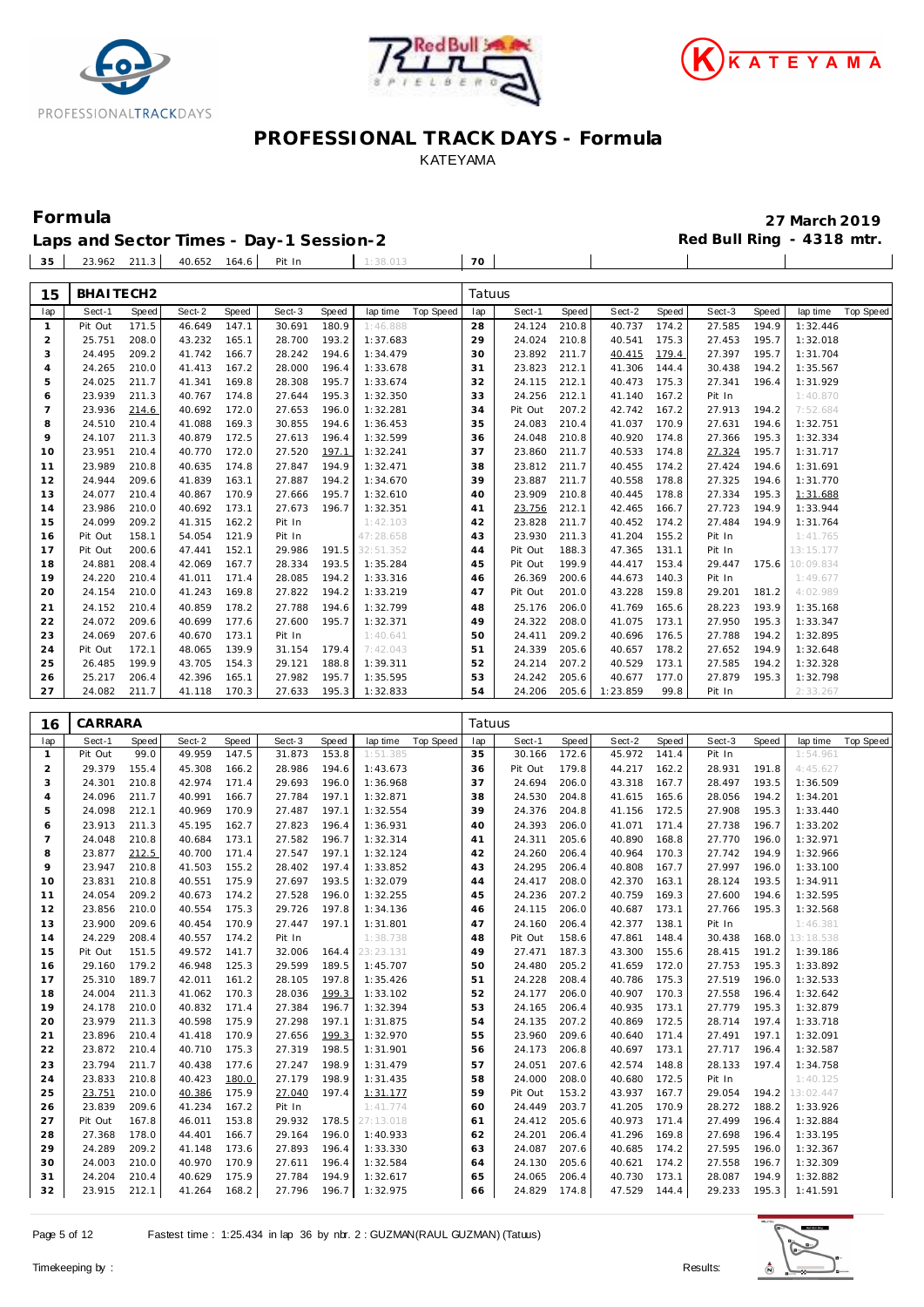# PROFESSIONAL TRACK DAYS - Formula

KATEYAMA

## Formula

**27 March 2019**

**Laps and Sector Times - Day-1 Session-2**

**Red Bull Ring - 4318 mtr.**

| 35 | 23.962 | 211.3 | 40.652 | 164.6 | Pit In | | 1:38.013 | | 70 | | | | | | | | | |
|---|---|---|---|---|---|---|---|---|---|---|---|---|---|---|---|---|---|---|

### 15 BHAITECH2 — Tatuus

| lap | Sect-1 | Speed | Sect-2 | Speed | Sect-3 | Speed | lap time | Top Speed | lap | Sect-1 | Speed | Sect-2 | Speed | Sect-3 | Speed | lap time | Top Speed |
|---|---|---|---|---|---|---|---|---|---|---|---|---|---|---|---|---|---|
| 1 | Pit Out | 171.5 | 46.649 | 147.1 | 30.691 | 180.9 | 1:46.888 | | 28 | 24.124 | 210.8 | 40.737 | 174.2 | 27.585 | 194.9 | 1:32.446 | |
| 2 | 25.751 | 208.0 | 43.232 | 165.1 | 28.700 | 193.2 | 1:37.683 | | 29 | 24.024 | 210.8 | 40.541 | 175.3 | 27.453 | 195.7 | 1:32.018 | |
| 3 | 24.495 | 209.2 | 41.742 | 166.7 | 28.242 | 194.6 | 1:34.479 | | 30 | 23.892 | 211.7 | 40.415 | 179.4 | 27.397 | 195.7 | 1:31.704 | |
| 4 | 24.265 | 210.0 | 41.413 | 167.2 | 28.000 | 196.4 | 1:33.678 | | 31 | 23.823 | 212.1 | 41.306 | 144.4 | 30.438 | 194.2 | 1:35.567 | |
| 5 | 24.025 | 211.7 | 41.341 | 169.8 | 28.308 | 195.7 | 1:33.674 | | 32 | 24.115 | 212.1 | 40.473 | 175.3 | 27.341 | 196.4 | 1:31.929 | |
| 6 | 23.939 | 211.3 | 40.767 | 174.8 | 27.644 | 195.3 | 1:32.350 | | 33 | 24.256 | 212.1 | 41.140 | 167.2 | Pit In | | 1:40.870 | |
| 7 | 23.936 | 214.6 | 40.692 | 172.0 | 27.653 | 196.0 | 1:32.281 | | 34 | Pit Out | 207.2 | 42.742 | 167.2 | 27.913 | 194.2 | 7:52.684 | |
| 8 | 24.510 | 210.4 | 41.088 | 169.3 | 30.855 | 194.6 | 1:36.453 | | 35 | 24.083 | 210.4 | 41.037 | 170.9 | 27.631 | 194.6 | 1:32.751 | |
| 9 | 24.107 | 211.3 | 40.879 | 172.5 | 27.613 | 196.4 | 1:32.599 | | 36 | 24.048 | 210.8 | 40.920 | 174.8 | 27.366 | 195.3 | 1:32.334 | |
| 10 | 23.951 | 210.4 | 40.770 | 172.0 | 27.520 | 197.1 | 1:32.241 | | 37 | 23.860 | 211.7 | 40.533 | 174.8 | 27.324 | 195.7 | 1:31.717 | |
| 11 | 23.989 | 210.8 | 40.635 | 174.8 | 27.847 | 194.9 | 1:32.471 | | 38 | 23.812 | 211.7 | 40.455 | 174.2 | 27.424 | 194.6 | 1:31.691 | |
| 12 | 24.944 | 209.6 | 41.839 | 163.1 | 27.887 | 194.2 | 1:34.670 | | 39 | 23.887 | 211.7 | 40.558 | 178.8 | 27.325 | 194.6 | 1:31.770 | |
| 13 | 24.077 | 210.4 | 40.867 | 170.9 | 27.666 | 195.7 | 1:32.610 | | 40 | 23.909 | 210.8 | 40.445 | 178.8 | 27.334 | 195.3 | 1:31.688 | |
| 14 | 23.986 | 210.0 | 40.692 | 173.1 | 27.673 | 196.7 | 1:32.351 | | 41 | 23.756 | 212.1 | 42.465 | 166.7 | 27.723 | 194.9 | 1:33.944 | |
| 15 | 24.099 | 209.2 | 41.315 | 162.2 | Pit In | | 1:42.103 | | 42 | 23.828 | 211.7 | 40.452 | 174.2 | 27.484 | 194.9 | 1:31.764 | |
| 16 | Pit Out | 158.1 | 54.054 | 121.9 | Pit In | | 47:28.658 | | 43 | 23.930 | 211.3 | 41.204 | 155.2 | Pit In | | 1:41.765 | |
| 17 | Pit Out | 200.6 | 47.441 | 152.1 | 29.986 | 191.5 | 32:51.352 | | 44 | Pit Out | 188.3 | 47.365 | 131.1 | Pit In | | 13:15.177 | |
| 18 | 24.881 | 208.4 | 42.069 | 167.7 | 28.334 | 193.5 | 1:35.284 | | 45 | Pit Out | 199.9 | 44.417 | 153.4 | 29.447 | 175.6 | 10:09.834 | |
| 19 | 24.220 | 210.4 | 41.011 | 171.4 | 28.085 | 194.2 | 1:33.316 | | 46 | 26.369 | 200.6 | 44.673 | 140.3 | Pit In | | 1:49.677 | |
| 20 | 24.154 | 210.0 | 41.243 | 169.8 | 27.822 | 194.2 | 1:33.219 | | 47 | Pit Out | 201.0 | 43.228 | 159.8 | 29.201 | 181.2 | 4:02.989 | |
| 21 | 24.152 | 210.4 | 40.859 | 178.2 | 27.788 | 194.6 | 1:32.799 | | 48 | 25.176 | 206.0 | 41.769 | 165.6 | 28.223 | 193.9 | 1:35.168 | |
| 22 | 24.072 | 209.6 | 40.699 | 177.6 | 27.600 | 195.7 | 1:32.371 | | 49 | 24.322 | 208.0 | 41.075 | 173.1 | 27.950 | 195.3 | 1:33.347 | |
| 23 | 24.069 | 207.6 | 40.670 | 173.1 | Pit In | | 1:40.641 | | 50 | 24.411 | 209.2 | 40.696 | 176.5 | 27.788 | 194.2 | 1:32.895 | |
| 24 | Pit Out | 172.1 | 48.065 | 139.9 | 31.154 | 179.4 | 7:42.043 | | 51 | 24.339 | 205.6 | 40.657 | 178.2 | 27.652 | 194.9 | 1:32.648 | |
| 25 | 26.485 | 199.9 | 43.705 | 154.3 | 29.121 | 188.8 | 1:39.311 | | 52 | 24.214 | 207.2 | 40.529 | 173.1 | 27.585 | 194.2 | 1:32.328 | |
| 26 | 25.217 | 206.4 | 42.396 | 165.1 | 27.982 | 195.7 | 1:35.595 | | 53 | 24.242 | 205.6 | 40.677 | 177.0 | 27.879 | 195.3 | 1:32.798 | |
| 27 | 24.082 | 211.7 | 41.118 | 170.3 | 27.633 | 195.3 | 1:32.833 | | 54 | 24.206 | 205.6 | 1:23.859 | 99.8 | Pit In | | 2:33.267 | |

### 16 CARRARA — Tatuus

| lap | Sect-1 | Speed | Sect-2 | Speed | Sect-3 | Speed | lap time | Top Speed | lap | Sect-1 | Speed | Sect-2 | Speed | Sect-3 | Speed | lap time | Top Speed |
|---|---|---|---|---|---|---|---|---|---|---|---|---|---|---|---|---|---|
| 1 | Pit Out | 99.0 | 49.959 | 147.5 | 31.873 | 153.8 | 1:51.385 | | 35 | 30.166 | 172.6 | 45.972 | 141.4 | Pit In | | 1:54.961 | |
| 2 | 29.379 | 155.4 | 45.308 | 166.2 | 28.986 | 194.6 | 1:43.673 | | 36 | Pit Out | 179.8 | 44.217 | 162.2 | 28.931 | 191.8 | 4:45.627 | |
| 3 | 24.301 | 210.8 | 42.974 | 171.4 | 29.693 | 196.0 | 1:36.968 | | 37 | 24.694 | 206.0 | 43.318 | 167.7 | 28.497 | 193.5 | 1:36.509 | |
| 4 | 24.096 | 211.7 | 40.991 | 166.7 | 27.784 | 197.1 | 1:32.871 | | 38 | 24.530 | 204.8 | 41.615 | 165.6 | 28.056 | 194.2 | 1:34.201 | |
| 5 | 24.098 | 212.1 | 40.969 | 170.9 | 27.487 | 197.1 | 1:32.554 | | 39 | 24.376 | 204.8 | 41.156 | 172.5 | 27.908 | 195.3 | 1:33.440 | |
| 6 | 23.913 | 211.3 | 45.195 | 162.7 | 27.823 | 196.4 | 1:36.931 | | 40 | 24.393 | 206.0 | 41.071 | 171.4 | 27.738 | 196.7 | 1:33.202 | |
| 7 | 24.048 | 210.8 | 40.684 | 173.1 | 27.582 | 196.7 | 1:32.314 | | 41 | 24.311 | 205.6 | 40.890 | 168.8 | 27.770 | 196.0 | 1:32.971 | |
| 8 | 23.877 | 212.5 | 40.700 | 171.4 | 27.547 | 197.1 | 1:32.124 | | 42 | 24.260 | 206.4 | 40.964 | 170.3 | 27.742 | 194.9 | 1:32.966 | |
| 9 | 23.947 | 210.8 | 41.503 | 155.2 | 28.402 | 197.4 | 1:33.852 | | 43 | 24.295 | 206.4 | 40.808 | 167.7 | 27.997 | 196.0 | 1:33.100 | |
| 10 | 23.831 | 210.8 | 40.551 | 175.9 | 27.697 | 193.5 | 1:32.079 | | 44 | 24.417 | 208.0 | 42.370 | 163.1 | 28.124 | 193.5 | 1:34.911 | |
| 11 | 24.054 | 209.2 | 40.673 | 174.2 | 27.528 | 196.0 | 1:32.255 | | 45 | 24.236 | 207.2 | 40.759 | 169.3 | 27.600 | 194.6 | 1:32.595 | |
| 12 | 23.856 | 210.0 | 40.554 | 175.3 | 29.726 | 197.8 | 1:34.136 | | 46 | 24.115 | 206.0 | 40.687 | 173.1 | 27.766 | 195.3 | 1:32.568 | |
| 13 | 23.900 | 209.6 | 40.454 | 170.9 | 27.447 | 197.1 | 1:31.801 | | 47 | 24.160 | 206.4 | 42.377 | 138.1 | Pit In | | 1:46.381 | |
| 14 | 24.229 | 208.4 | 40.557 | 174.2 | Pit In | | 1:38.738 | | 48 | Pit Out | 158.6 | 47.861 | 148.4 | 30.438 | 168.0 | 13:18.538 | |
| 15 | Pit Out | 151.5 | 49.572 | 141.7 | 32.006 | 164.4 | 23:23.131 | | 49 | 27.471 | 187.3 | 43.300 | 155.6 | 28.415 | 191.2 | 1:39.186 | |
| 16 | 29.160 | 179.2 | 46.948 | 125.3 | 29.599 | 189.5 | 1:45.707 | | 50 | 24.480 | 205.2 | 41.659 | 172.0 | 27.753 | 195.3 | 1:33.892 | |
| 17 | 25.310 | 189.7 | 42.011 | 161.2 | 28.105 | 197.8 | 1:35.426 | | 51 | 24.228 | 208.4 | 40.786 | 175.3 | 27.519 | 196.0 | 1:32.533 | |
| 18 | 24.004 | 211.3 | 41.062 | 170.3 | 28.036 | 199.3 | 1:33.102 | | 52 | 24.177 | 206.0 | 40.907 | 170.3 | 27.558 | 196.4 | 1:32.642 | |
| 19 | 24.178 | 210.0 | 40.832 | 171.4 | 27.384 | 196.7 | 1:32.394 | | 53 | 24.165 | 206.4 | 40.935 | 173.1 | 27.779 | 195.3 | 1:32.879 | |
| 20 | 23.979 | 211.3 | 40.598 | 175.9 | 27.298 | 197.1 | 1:31.875 | | 54 | 24.135 | 207.2 | 40.869 | 172.5 | 28.714 | 197.4 | 1:33.718 | |
| 21 | 23.896 | 210.4 | 41.418 | 170.9 | 27.656 | 199.3 | 1:32.970 | | 55 | 23.960 | 209.6 | 40.640 | 171.4 | 27.491 | 197.1 | 1:32.091 | |
| 22 | 23.872 | 210.4 | 40.710 | 175.3 | 27.319 | 198.5 | 1:31.901 | | 56 | 24.173 | 206.8 | 40.697 | 173.1 | 27.717 | 196.4 | 1:32.587 | |
| 23 | 23.794 | 211.7 | 40.438 | 177.6 | 27.247 | 198.9 | 1:31.479 | | 57 | 24.051 | 207.6 | 42.574 | 148.8 | 28.133 | 197.4 | 1:34.758 | |
| 24 | 23.833 | 210.8 | 40.423 | 180.0 | 27.179 | 198.9 | 1:31.435 | | 58 | 24.000 | 208.0 | 40.680 | 172.5 | Pit In | | 1:40.125 | |
| 25 | 23.751 | 210.0 | 40.386 | 175.9 | 27.040 | 197.4 | 1:31.177 | | 59 | Pit Out | 153.2 | 43.937 | 167.7 | 29.054 | 194.2 | 13:02.447 | |
| 26 | 23.839 | 209.6 | 41.234 | 167.2 | Pit In | | 1:41.774 | | 60 | 24.449 | 203.7 | 41.205 | 170.9 | 28.272 | 188.2 | 1:33.926 | |
| 27 | Pit Out | 167.8 | 46.011 | 153.8 | 29.932 | 178.5 | 27:13.018 | | 61 | 24.412 | 205.6 | 40.973 | 171.4 | 27.499 | 196.4 | 1:32.884 | |
| 28 | 27.368 | 178.0 | 44.401 | 166.7 | 29.164 | 196.0 | 1:40.933 | | 62 | 24.201 | 206.4 | 41.296 | 169.8 | 27.698 | 196.4 | 1:33.195 | |
| 29 | 24.289 | 209.2 | 41.148 | 173.6 | 27.893 | 196.4 | 1:33.330 | | 63 | 24.087 | 207.6 | 40.685 | 174.2 | 27.595 | 196.0 | 1:32.367 | |
| 30 | 24.003 | 210.0 | 40.970 | 170.9 | 27.611 | 196.4 | 1:32.584 | | 64 | 24.130 | 205.6 | 40.621 | 174.2 | 27.558 | 196.7 | 1:32.309 | |
| 31 | 24.204 | 210.4 | 40.629 | 175.9 | 27.784 | 194.9 | 1:32.617 | | 65 | 24.065 | 206.4 | 40.730 | 173.1 | 28.087 | 194.9 | 1:32.882 | |
| 32 | 23.915 | 212.1 | 41.264 | 168.2 | 27.796 | 196.7 | 1:32.975 | | 66 | 24.829 | 174.8 | 47.529 | 144.4 | 29.233 | 195.3 | 1:41.591 | |

Fastest time : 1:25.434 in lap 36 by nbr. 2 : GUZMAN(RAUL GUZMAN) (Tatuus)

Timekeeping by : Results: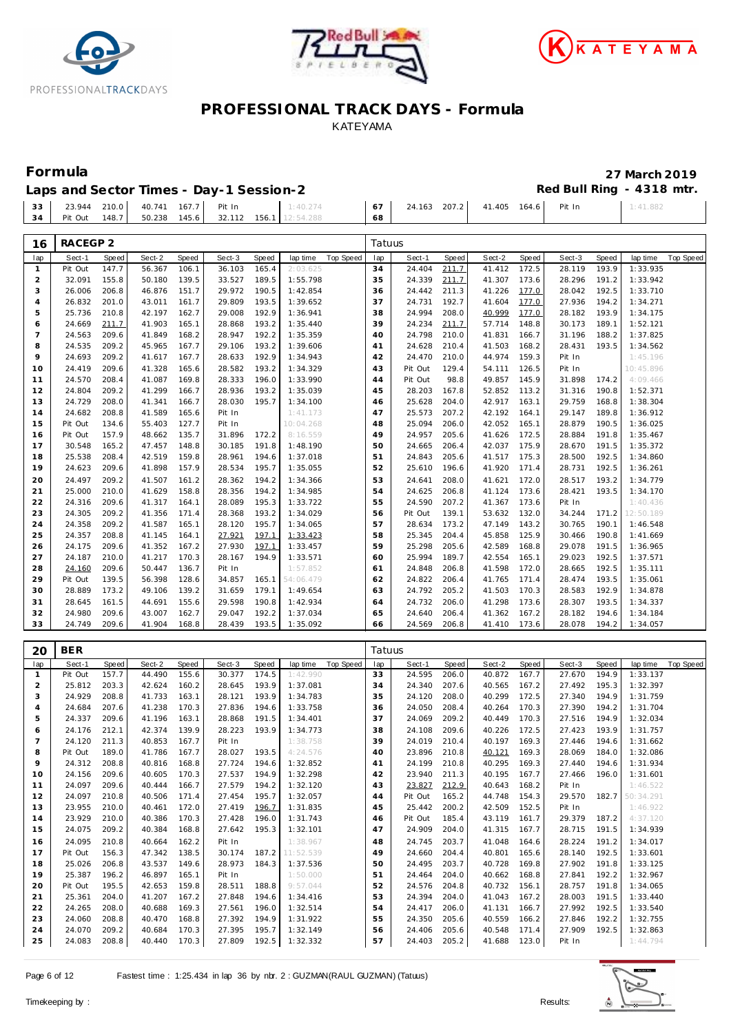# PROFESSIONAL TRACK DAYS - Formula

KATEYAMA

## Formula

**27 March 2019**

## Laps and Sector Times - Day-1 Session-2

**Red Bull Ring - 4318 mtr.**

| lap | Sect-1 | Speed | Sect-2 | Speed | Sect-3 | Speed | lap time | Top Speed | lap | Sect-1 | Speed | Sect-2 | Speed | Sect-3 | Speed | lap time | Top Speed |
|---|---|---|---|---|---|---|---|---|---|---|---|---|---|---|---|---|---|
| 33 | 23.944 | 210.0 | 40.741 | 167.7 | Pit In | | 1:40.274 | | 67 | 24.163 | 207.2 | 41.405 | 164.6 | Pit In | | 1:41.882 | |
| 34 | Pit Out | 148.7 | 50.238 | 145.6 | 32.112 | 156.1 | 12:54.288 | | 68 | | | | | | | | |

### 16 RACEGP 2 — Tatuus

| lap | Sect-1 | Speed | Sect-2 | Speed | Sect-3 | Speed | lap time | Top Speed | lap | Sect-1 | Speed | Sect-2 | Speed | Sect-3 | Speed | lap time | Top Speed |
|---|---|---|---|---|---|---|---|---|---|---|---|---|---|---|---|---|---|
| 1 | Pit Out | 147.7 | 56.367 | 106.1 | 36.103 | 165.4 | 2:03.625 | | 34 | 24.404 | 211.7 | 41.412 | 172.5 | 28.119 | 193.9 | 1:33.935 | |
| 2 | 32.091 | 155.8 | 50.180 | 139.5 | 33.527 | 189.5 | 1:55.798 | | 35 | 24.339 | 211.7 | 41.307 | 173.6 | 28.296 | 191.2 | 1:33.942 | |
| 3 | 26.006 | 206.8 | 46.876 | 151.7 | 29.972 | 190.5 | 1:42.854 | | 36 | 24.442 | 211.3 | 41.226 | 177.0 | 28.042 | 192.5 | 1:33.710 | |
| 4 | 26.832 | 201.0 | 43.011 | 161.7 | 29.809 | 193.5 | 1:39.652 | | 37 | 24.731 | 192.7 | 41.604 | 177.0 | 27.936 | 194.2 | 1:34.271 | |
| 5 | 25.736 | 210.8 | 42.197 | 162.7 | 29.008 | 192.9 | 1:36.941 | | 38 | 24.994 | 208.0 | 40.999 | 177.0 | 28.182 | 193.9 | 1:34.175 | |
| 6 | 24.669 | 211.7 | 41.903 | 165.1 | 28.868 | 193.2 | 1:35.440 | | 39 | 24.234 | 211.7 | 57.714 | 148.8 | 30.173 | 189.1 | 1:52.121 | |
| 7 | 24.563 | 209.6 | 41.849 | 168.2 | 28.947 | 192.2 | 1:35.359 | | 40 | 24.798 | 210.0 | 41.831 | 166.7 | 31.196 | 188.2 | 1:37.825 | |
| 8 | 24.535 | 209.2 | 45.965 | 167.7 | 29.106 | 193.2 | 1:39.606 | | 41 | 24.628 | 210.4 | 41.503 | 168.2 | 28.431 | 193.5 | 1:34.562 | |
| 9 | 24.693 | 209.2 | 41.617 | 167.7 | 28.633 | 192.9 | 1:34.943 | | 42 | 24.470 | 210.0 | 44.974 | 159.3 | Pit In | | 1:45.196 | |
| 10 | 24.419 | 209.6 | 41.328 | 165.6 | 28.582 | 193.2 | 1:34.329 | | 43 | Pit Out | 129.4 | 54.111 | 126.5 | Pit In | | 10:45.896 | |
| 11 | 24.570 | 208.4 | 41.087 | 169.8 | 28.333 | 196.0 | 1:33.990 | | 44 | Pit Out | 98.8 | 49.857 | 145.9 | 31.898 | 174.2 | 4:09.466 | |
| 12 | 24.804 | 209.2 | 41.299 | 166.7 | 28.936 | 193.2 | 1:35.039 | | 45 | 28.203 | 167.8 | 52.852 | 113.2 | 31.316 | 190.8 | 1:52.371 | |
| 13 | 24.729 | 208.0 | 41.341 | 166.7 | 28.030 | 195.7 | 1:34.100 | | 46 | 25.628 | 204.0 | 42.917 | 163.1 | 29.759 | 168.8 | 1:38.304 | |
| 14 | 24.682 | 208.8 | 41.589 | 165.6 | Pit In | | 1:41.173 | | 47 | 25.573 | 207.2 | 42.192 | 164.1 | 29.147 | 189.8 | 1:36.912 | |
| 15 | Pit Out | 134.6 | 55.403 | 127.7 | Pit In | | 10:04.268 | | 48 | 25.094 | 206.0 | 42.052 | 165.1 | 28.879 | 190.5 | 1:36.025 | |
| 16 | Pit Out | 157.9 | 48.662 | 135.7 | 31.896 | 172.2 | 8:16.559 | | 49 | 24.957 | 205.6 | 41.626 | 172.5 | 28.884 | 191.8 | 1:35.467 | |
| 17 | 30.548 | 165.2 | 47.457 | 148.8 | 30.185 | 191.8 | 1:48.190 | | 50 | 24.665 | 206.4 | 42.037 | 175.9 | 28.670 | 191.5 | 1:35.372 | |
| 18 | 25.538 | 208.4 | 42.519 | 159.8 | 28.961 | 194.6 | 1:37.018 | | 51 | 24.843 | 205.6 | 41.517 | 175.3 | 28.500 | 192.5 | 1:34.860 | |
| 19 | 24.623 | 209.6 | 41.898 | 157.9 | 28.534 | 195.7 | 1:35.055 | | 52 | 25.610 | 196.6 | 41.920 | 171.4 | 28.731 | 192.5 | 1:36.261 | |
| 20 | 24.497 | 209.2 | 41.507 | 161.2 | 28.362 | 194.2 | 1:34.366 | | 53 | 24.641 | 208.0 | 41.621 | 172.0 | 28.517 | 193.2 | 1:34.779 | |
| 21 | 25.000 | 210.0 | 41.629 | 158.8 | 28.356 | 194.2 | 1:34.985 | | 54 | 24.625 | 206.8 | 41.124 | 173.6 | 28.421 | 193.5 | 1:34.170 | |
| 22 | 24.316 | 209.6 | 41.317 | 164.1 | 28.089 | 195.3 | 1:33.722 | | 55 | 24.590 | 207.2 | 41.367 | 173.6 | Pit In | | 1:40.436 | |
| 23 | 24.305 | 209.2 | 41.356 | 171.4 | 28.368 | 193.2 | 1:34.029 | | 56 | Pit Out | 139.1 | 53.632 | 132.0 | 34.244 | 171.2 | 12:50.189 | |
| 24 | 24.358 | 209.2 | 41.587 | 165.1 | 28.120 | 195.7 | 1:34.065 | | 57 | 28.634 | 173.2 | 47.149 | 143.2 | 30.765 | 190.1 | 1:46.548 | |
| 25 | 24.357 | 208.8 | 41.145 | 164.1 | 27.921 | 197.1 | 1:33.423 | | 58 | 25.345 | 204.4 | 45.858 | 125.9 | 30.466 | 190.8 | 1:41.669 | |
| 26 | 24.175 | 209.6 | 41.352 | 167.2 | 27.930 | 197.1 | 1:33.457 | | 59 | 25.298 | 205.6 | 42.589 | 168.8 | 29.078 | 191.5 | 1:36.965 | |
| 27 | 24.187 | 210.0 | 41.217 | 170.3 | 28.167 | 194.9 | 1:33.571 | | 60 | 25.994 | 189.7 | 42.554 | 165.1 | 29.023 | 192.5 | 1:37.571 | |
| 28 | 24.160 | 209.6 | 50.447 | 136.7 | Pit In | | 1:57.852 | | 61 | 24.848 | 206.8 | 41.598 | 172.0 | 28.665 | 192.5 | 1:35.111 | |
| 29 | Pit Out | 139.5 | 56.398 | 128.6 | 34.857 | 165.1 | 54:06.479 | | 62 | 24.822 | 206.4 | 41.765 | 171.4 | 28.474 | 193.5 | 1:35.061 | |
| 30 | 28.889 | 173.2 | 49.106 | 139.2 | 31.659 | 179.1 | 1:49.654 | | 63 | 24.792 | 205.2 | 41.503 | 170.3 | 28.583 | 192.9 | 1:34.878 | |
| 31 | 28.645 | 161.5 | 44.691 | 155.6 | 29.598 | 190.8 | 1:42.934 | | 64 | 24.732 | 206.0 | 41.298 | 173.6 | 28.307 | 193.5 | 1:34.337 | |
| 32 | 24.980 | 209.6 | 43.007 | 162.7 | 29.047 | 192.2 | 1:37.034 | | 65 | 24.640 | 206.4 | 41.362 | 167.2 | 28.182 | 194.6 | 1:34.184 | |
| 33 | 24.749 | 209.6 | 41.904 | 168.8 | 28.439 | 193.5 | 1:35.092 | | 66 | 24.569 | 206.8 | 41.410 | 173.6 | 28.078 | 194.2 | 1:34.057 | |

### 20 BER — Tatuus

| lap | Sect-1 | Speed | Sect-2 | Speed | Sect-3 | Speed | lap time | Top Speed | lap | Sect-1 | Speed | Sect-2 | Speed | Sect-3 | Speed | lap time | Top Speed |
|---|---|---|---|---|---|---|---|---|---|---|---|---|---|---|---|---|---|
| 1 | Pit Out | 157.7 | 44.490 | 155.6 | 30.377 | 174.5 | 1:42.990 | | 33 | 24.595 | 206.0 | 40.872 | 167.7 | 27.670 | 194.9 | 1:33.137 | |
| 2 | 25.812 | 203.3 | 42.624 | 160.2 | 28.645 | 193.9 | 1:37.081 | | 34 | 24.340 | 207.6 | 40.565 | 167.2 | 27.492 | 195.3 | 1:32.397 | |
| 3 | 24.929 | 208.8 | 41.733 | 163.1 | 28.121 | 193.9 | 1:34.783 | | 35 | 24.120 | 208.0 | 40.299 | 172.5 | 27.340 | 194.9 | 1:31.759 | |
| 4 | 24.684 | 207.6 | 41.238 | 170.3 | 27.836 | 194.6 | 1:33.758 | | 36 | 24.050 | 208.4 | 40.264 | 170.3 | 27.390 | 194.2 | 1:31.704 | |
| 5 | 24.337 | 209.6 | 41.196 | 163.1 | 28.868 | 191.5 | 1:34.401 | | 37 | 24.069 | 209.2 | 40.449 | 170.3 | 27.516 | 194.9 | 1:32.034 | |
| 6 | 24.176 | 212.1 | 42.374 | 139.9 | 28.223 | 193.9 | 1:34.773 | | 38 | 24.108 | 209.6 | 40.226 | 172.5 | 27.423 | 193.9 | 1:31.757 | |
| 7 | 24.120 | 211.3 | 40.853 | 167.7 | Pit In | | 1:38.758 | | 39 | 24.019 | 210.4 | 40.197 | 169.3 | 27.446 | 194.6 | 1:31.662 | |
| 8 | Pit Out | 189.0 | 41.786 | 167.7 | 28.027 | 193.5 | 4:24.576 | | 40 | 23.896 | 210.8 | 40.121 | 169.3 | 28.069 | 184.0 | 1:32.086 | |
| 9 | 24.312 | 208.8 | 40.816 | 168.8 | 27.724 | 194.6 | 1:32.852 | | 41 | 24.199 | 210.8 | 40.295 | 169.3 | 27.440 | 194.6 | 1:31.934 | |
| 10 | 24.156 | 209.6 | 40.605 | 170.3 | 27.537 | 194.9 | 1:32.298 | | 42 | 23.940 | 211.3 | 40.195 | 167.7 | 27.466 | 196.0 | 1:31.601 | |
| 11 | 24.097 | 209.6 | 40.444 | 166.7 | 27.579 | 194.2 | 1:32.120 | | 43 | 23.827 | 212.9 | 40.643 | 168.2 | Pit In | | 1:46.522 | |
| 12 | 24.097 | 210.8 | 40.506 | 171.4 | 27.454 | 195.7 | 1:32.057 | | 44 | Pit Out | 165.2 | 44.748 | 154.3 | 29.570 | 182.7 | 50:34.291 | |
| 13 | 23.955 | 210.0 | 40.461 | 172.0 | 27.419 | 196.7 | 1:31.835 | | 45 | 25.442 | 200.2 | 42.509 | 152.5 | Pit In | | 1:46.922 | |
| 14 | 23.929 | 210.0 | 40.386 | 170.3 | 27.428 | 196.0 | 1:31.743 | | 46 | Pit Out | 185.4 | 43.119 | 161.7 | 29.379 | 187.2 | 4:37.120 | |
| 15 | 24.075 | 209.2 | 40.384 | 168.8 | 27.642 | 195.3 | 1:32.101 | | 47 | 24.909 | 204.0 | 41.315 | 167.7 | 28.715 | 191.5 | 1:34.939 | |
| 16 | 24.095 | 210.8 | 40.664 | 162.2 | Pit In | | 1:38.967 | | 48 | 24.745 | 203.7 | 41.048 | 164.6 | 28.224 | 191.2 | 1:34.017 | |
| 17 | Pit Out | 156.3 | 47.342 | 138.5 | 30.174 | 187.2 | 11:52.539 | | 49 | 24.660 | 204.4 | 40.801 | 165.6 | 28.140 | 192.5 | 1:33.601 | |
| 18 | 25.026 | 206.8 | 43.537 | 149.6 | 28.973 | 184.3 | 1:37.536 | | 50 | 24.495 | 203.7 | 40.728 | 169.8 | 27.902 | 191.8 | 1:33.125 | |
| 19 | 25.387 | 196.2 | 46.897 | 165.1 | Pit In | | 1:50.000 | | 51 | 24.464 | 204.0 | 40.662 | 168.8 | 27.841 | 192.2 | 1:32.967 | |
| 20 | Pit Out | 195.5 | 42.653 | 159.8 | 28.511 | 188.8 | 9:57.044 | | 52 | 24.576 | 204.8 | 40.732 | 156.1 | 28.757 | 191.8 | 1:34.065 | |
| 21 | 25.361 | 204.0 | 41.207 | 167.2 | 27.848 | 194.6 | 1:34.416 | | 53 | 24.394 | 204.0 | 41.043 | 167.2 | 28.003 | 191.5 | 1:33.440 | |
| 22 | 24.265 | 208.0 | 40.688 | 169.3 | 27.561 | 196.0 | 1:32.514 | | 54 | 24.417 | 206.0 | 41.131 | 166.7 | 27.992 | 192.5 | 1:33.540 | |
| 23 | 24.060 | 208.8 | 40.470 | 168.8 | 27.392 | 194.9 | 1:31.922 | | 55 | 24.350 | 205.6 | 40.559 | 166.2 | 27.846 | 192.2 | 1:32.755 | |
| 24 | 24.070 | 209.2 | 40.684 | 170.3 | 27.395 | 195.7 | 1:32.149 | | 56 | 24.406 | 205.6 | 40.548 | 171.4 | 27.909 | 192.5 | 1:32.863 | |
| 25 | 24.083 | 208.8 | 40.440 | 170.3 | 27.809 | 192.5 | 1:32.332 | | 57 | 24.403 | 205.2 | 41.688 | 123.0 | Pit In | | 1:44.794 | |

Fastest time : 1:25.434 in lap 36 by nbr. 2 : GUZMAN(RAUL GUZMAN) (Tatuus)

Timekeeping by : Results: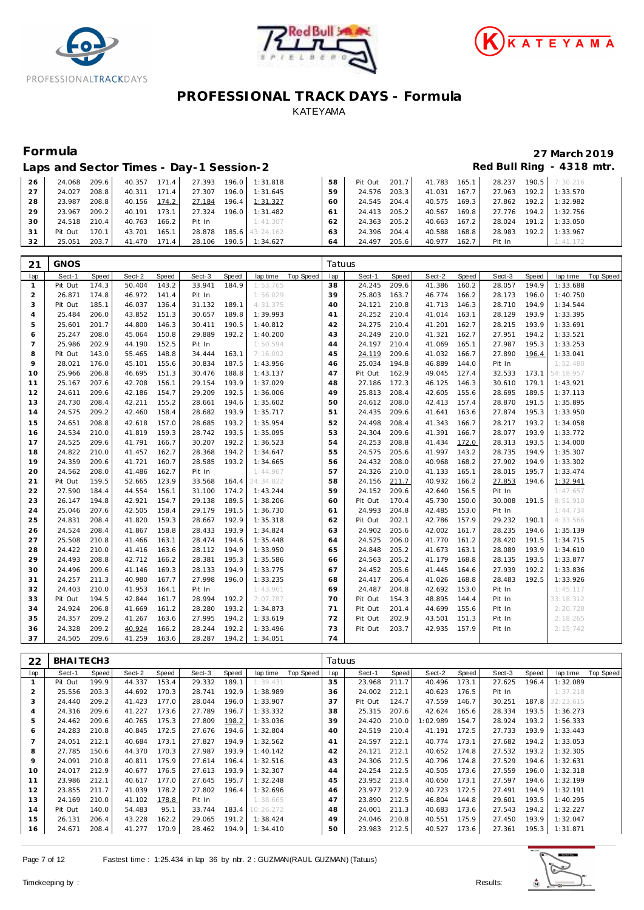# PROFESSIONAL TRACK DAYS - Formula

KATEYAMA

## Formula

**27 March 2019**

### Laps and Sector Times - Day-1 Session-2

**Red Bull Ring - 4318 mtr.**

| lap | Sect-1 | Speed | Sect-2 | Speed | Sect-3 | Speed | lap time | Top Speed | lap | Sect-1 | Speed | Sect-2 | Speed | Sect-3 | Speed | lap time | Top Speed |
|---|---|---|---|---|---|---|---|---|---|---|---|---|---|---|---|---|---|
| 26 | 24.068 | 209.6 | 40.357 | 171.4 | 27.393 | 196.0 | 1:31.818 | | 58 | Pit Out | 201.7 | 41.783 | 165.1 | 28.237 | 190.5 | 7:30.216 | |
| 27 | 24.027 | 208.8 | 40.311 | 171.4 | 27.307 | 196.0 | 1:31.645 | | 59 | 24.576 | 203.3 | 41.031 | 167.7 | 27.963 | 192.2 | 1:33.570 | |
| 28 | 23.987 | 208.8 | 40.156 | 174.2 | 27.184 | 196.4 | 1:31.327 | | 60 | 24.545 | 204.4 | 40.575 | 169.3 | 27.862 | 192.2 | 1:32.982 | |
| 29 | 23.967 | 209.2 | 40.191 | 173.1 | 27.324 | 196.0 | 1:31.482 | | 61 | 24.413 | 205.2 | 40.567 | 169.8 | 27.776 | 194.2 | 1:32.756 | |
| 30 | 24.518 | 210.4 | 40.763 | 166.2 | Pit In | | 1:41.307 | | 62 | 24.363 | 205.2 | 40.663 | 167.2 | 28.024 | 191.2 | 1:33.050 | |
| 31 | Pit Out | 170.1 | 43.701 | 165.1 | 28.878 | 185.6 | 43:24.162 | | 63 | 24.396 | 204.4 | 40.588 | 168.8 | 28.983 | 192.2 | 1:33.967 | |
| 32 | 25.051 | 203.7 | 41.470 | 171.4 | 28.106 | 190.5 | 1:34.627 | | 64 | 24.497 | 205.6 | 40.977 | 162.7 | Pit In | | 1:41.172 | |

### 21 GNOS — Tatuus

| lap | Sect-1 | Speed | Sect-2 | Speed | Sect-3 | Speed | lap time | Top Speed | lap | Sect-1 | Speed | Sect-2 | Speed | Sect-3 | Speed | lap time | Top Speed |
|---|---|---|---|---|---|---|---|---|---|---|---|---|---|---|---|---|---|
| 1 | Pit Out | 174.3 | 50.404 | 143.2 | 33.941 | 184.9 | 1:53.765 | | 38 | 24.245 | 209.6 | 41.386 | 160.2 | 28.057 | 194.9 | 1:33.688 | |
| 2 | 26.871 | 174.8 | 46.972 | 141.4 | Pit In | | 1:56.029 | | 39 | 25.803 | 163.7 | 46.774 | 166.2 | 28.173 | 196.0 | 1:40.750 | |
| 3 | Pit Out | 185.1 | 46.037 | 136.4 | 31.132 | 189.1 | 4:31.375 | | 40 | 24.121 | 210.8 | 41.713 | 146.3 | 28.710 | 194.9 | 1:34.544 | |
| 4 | 25.484 | 206.0 | 43.852 | 151.3 | 30.657 | 189.8 | 1:39.993 | | 41 | 24.252 | 210.4 | 41.014 | 163.1 | 28.129 | 193.9 | 1:33.395 | |
| 5 | 25.601 | 201.7 | 44.800 | 146.3 | 30.411 | 190.5 | 1:40.812 | | 42 | 24.275 | 210.4 | 41.201 | 162.7 | 28.215 | 193.9 | 1:33.691 | |
| 6 | 25.247 | 208.0 | 45.064 | 150.8 | 29.889 | 192.2 | 1:40.200 | | 43 | 24.249 | 210.0 | 41.321 | 162.7 | 27.951 | 194.2 | 1:33.521 | |
| 7 | 25.986 | 202.9 | 44.190 | 152.5 | Pit In | | 1:50.594 | | 44 | 24.197 | 210.4 | 41.069 | 165.1 | 27.987 | 195.3 | 1:33.253 | |
| 8 | Pit Out | 143.0 | 55.465 | 148.8 | 34.444 | 163.1 | 7:16.092 | | 45 | 24.119 | 209.6 | 41.032 | 166.7 | 27.890 | 196.4 | 1:33.041 | |
| 9 | 28.021 | 176.0 | 45.101 | 155.6 | 30.834 | 187.5 | 1:43.956 | | 46 | 25.034 | 194.8 | 46.889 | 144.0 | Pit In | | 1:52.480 | |
| 10 | 25.966 | 206.8 | 46.695 | 151.3 | 30.476 | 188.8 | 1:43.137 | | 47 | Pit Out | 162.9 | 49.045 | 127.4 | 32.533 | 173.1 | 54:18.957 | |
| 11 | 25.167 | 207.6 | 42.708 | 156.1 | 29.154 | 193.9 | 1:37.029 | | 48 | 27.186 | 172.3 | 46.125 | 146.3 | 30.610 | 179.1 | 1:43.921 | |
| 12 | 24.611 | 209.6 | 42.186 | 154.7 | 29.209 | 192.5 | 1:36.006 | | 49 | 25.813 | 208.4 | 42.605 | 155.6 | 28.695 | 189.5 | 1:37.113 | |
| 13 | 24.730 | 208.4 | 42.211 | 155.2 | 28.661 | 194.6 | 1:35.602 | | 50 | 24.612 | 208.0 | 42.413 | 157.4 | 28.870 | 191.5 | 1:35.895 | |
| 14 | 24.575 | 209.2 | 42.460 | 158.4 | 28.682 | 193.9 | 1:35.717 | | 51 | 24.435 | 209.6 | 41.641 | 163.6 | 27.874 | 195.3 | 1:33.950 | |
| 15 | 24.651 | 208.8 | 42.618 | 157.0 | 28.685 | 193.2 | 1:35.954 | | 52 | 24.498 | 208.4 | 41.343 | 166.7 | 28.217 | 193.2 | 1:34.058 | |
| 16 | 24.534 | 210.0 | 41.819 | 159.3 | 28.742 | 193.5 | 1:35.095 | | 53 | 24.304 | 209.6 | 41.391 | 166.7 | 28.077 | 193.9 | 1:33.772 | |
| 17 | 24.525 | 209.6 | 41.791 | 166.7 | 30.207 | 192.2 | 1:36.523 | | 54 | 24.253 | 208.8 | 41.434 | 172.0 | 28.313 | 193.5 | 1:34.000 | |
| 18 | 24.822 | 210.0 | 41.457 | 162.7 | 28.368 | 194.2 | 1:34.647 | | 55 | 24.575 | 205.6 | 41.997 | 143.2 | 28.735 | 194.9 | 1:35.307 | |
| 19 | 24.359 | 209.6 | 41.721 | 160.7 | 28.585 | 193.2 | 1:34.665 | | 56 | 24.432 | 208.0 | 40.968 | 168.2 | 27.902 | 194.9 | 1:33.302 | |
| 20 | 24.562 | 208.0 | 41.486 | 162.7 | Pit In | | 1:44.967 | | 57 | 24.326 | 210.0 | 41.133 | 165.1 | 28.015 | 195.7 | 1:33.474 | |
| 21 | Pit Out | 159.5 | 52.665 | 123.9 | 33.568 | 164.4 | 24:34.822 | | 58 | 24.156 | 211.7 | 40.932 | 166.2 | 27.853 | 194.6 | 1:32.941 | |
| 22 | 27.590 | 184.4 | 44.554 | 156.1 | 31.100 | 174.2 | 1:43.244 | | 59 | 24.152 | 209.6 | 42.640 | 156.5 | Pit In | | 1:47.657 | |
| 23 | 26.147 | 194.8 | 42.921 | 154.7 | 29.138 | 189.5 | 1:38.206 | | 60 | Pit Out | 170.4 | 45.730 | 150.0 | 30.008 | 191.5 | 8:51.910 | |
| 24 | 25.046 | 207.6 | 42.505 | 158.4 | 29.179 | 191.5 | 1:36.730 | | 61 | 24.993 | 204.8 | 42.485 | 153.0 | Pit In | | 1:44.734 | |
| 25 | 24.831 | 208.4 | 41.820 | 159.3 | 28.667 | 192.9 | 1:35.318 | | 62 | Pit Out | 202.1 | 42.786 | 157.9 | 29.232 | 190.1 | 4:33.566 | |
| 26 | 24.524 | 208.4 | 41.867 | 158.8 | 28.433 | 193.9 | 1:34.824 | | 63 | 24.902 | 205.6 | 42.002 | 161.7 | 28.235 | 194.6 | 1:35.139 | |
| 27 | 25.508 | 210.8 | 41.466 | 163.1 | 28.474 | 194.6 | 1:35.448 | | 64 | 24.525 | 206.0 | 41.770 | 161.2 | 28.420 | 191.5 | 1:34.715 | |
| 28 | 24.422 | 210.0 | 41.416 | 163.6 | 28.112 | 194.9 | 1:33.950 | | 65 | 24.848 | 205.2 | 41.673 | 163.1 | 28.089 | 193.9 | 1:34.610 | |
| 29 | 24.493 | 208.8 | 42.712 | 166.2 | 28.381 | 195.3 | 1:35.586 | | 66 | 24.563 | 205.2 | 41.179 | 168.8 | 28.135 | 193.5 | 1:33.877 | |
| 30 | 24.496 | 209.6 | 41.146 | 169.3 | 28.133 | 194.9 | 1:33.775 | | 67 | 24.452 | 205.6 | 41.445 | 164.6 | 27.939 | 192.2 | 1:33.836 | |
| 31 | 24.257 | 211.3 | 40.980 | 167.7 | 27.998 | 196.0 | 1:33.235 | | 68 | 24.417 | 206.4 | 41.026 | 168.8 | 28.483 | 192.5 | 1:33.926 | |
| 32 | 24.403 | 210.0 | 41.953 | 164.1 | Pit In | | 1:43.961 | | 69 | 24.487 | 204.8 | 42.692 | 153.0 | Pit In | | 1:45.117 | |
| 33 | Pit Out | 194.5 | 42.844 | 161.7 | 28.994 | 192.2 | 7:07.787 | | 70 | Pit Out | 154.3 | 48.895 | 144.4 | Pit In | | 33:18.312 | |
| 34 | 24.924 | 206.8 | 41.669 | 161.2 | 28.280 | 193.2 | 1:34.873 | | 71 | Pit Out | 201.4 | 44.699 | 155.6 | Pit In | | 2:20.728 | |
| 35 | 24.357 | 209.2 | 41.267 | 163.6 | 27.995 | 194.2 | 1:33.619 | | 72 | Pit Out | 202.9 | 43.501 | 151.3 | Pit In | | 2:18.265 | |
| 36 | 24.328 | 209.2 | 40.924 | 166.2 | 28.244 | 192.2 | 1:33.496 | | 73 | Pit Out | 203.7 | 42.935 | 157.9 | Pit In | | 2:15.742 | |
| 37 | 24.505 | 209.6 | 41.259 | 163.6 | 28.287 | 194.2 | 1:34.051 | | 74 | | | | | | | | |

### 22 BHAITECH3 — Tatuus

| lap | Sect-1 | Speed | Sect-2 | Speed | Sect-3 | Speed | lap time | Top Speed | lap | Sect-1 | Speed | Sect-2 | Speed | Sect-3 | Speed | lap time | Top Speed |
|---|---|---|---|---|---|---|---|---|---|---|---|---|---|---|---|---|---|
| 1 | Pit Out | 199.9 | 44.337 | 153.4 | 29.332 | 189.1 | 1:39.431 | | 35 | 23.968 | 211.7 | 40.496 | 173.1 | 27.625 | 196.4 | 1:32.089 | |
| 2 | 25.556 | 203.3 | 44.692 | 170.3 | 28.741 | 192.9 | 1:38.989 | | 36 | 24.002 | 212.1 | 40.623 | 176.5 | Pit In | | 1:37.218 | |
| 3 | 24.440 | 209.2 | 41.423 | 177.0 | 28.044 | 196.0 | 1:33.907 | | 37 | Pit Out | 124.7 | 47.559 | 146.7 | 30.251 | 187.8 | 32:23.615 | |
| 4 | 24.316 | 209.6 | 41.227 | 173.6 | 27.789 | 196.7 | 1:33.332 | | 38 | 25.315 | 207.6 | 42.624 | 165.6 | 28.334 | 193.5 | 1:36.273 | |
| 5 | 24.462 | 209.6 | 40.765 | 175.3 | 27.809 | 198.2 | 1:33.036 | | 39 | 24.420 | 210.0 | 1:02.989 | 154.7 | 28.924 | 193.2 | 1:56.333 | |
| 6 | 24.283 | 210.8 | 40.845 | 172.5 | 27.676 | 194.6 | 1:32.804 | | 40 | 24.519 | 210.4 | 41.191 | 172.5 | 27.733 | 193.9 | 1:33.443 | |
| 7 | 24.051 | 212.1 | 40.684 | 173.1 | 27.827 | 194.9 | 1:32.562 | | 41 | 24.597 | 212.1 | 40.774 | 173.1 | 27.682 | 194.2 | 1:33.053 | |
| 8 | 27.785 | 150.6 | 44.370 | 170.3 | 27.987 | 193.9 | 1:40.142 | | 42 | 24.121 | 212.1 | 40.652 | 174.8 | 27.532 | 193.2 | 1:32.305 | |
| 9 | 24.091 | 210.8 | 40.811 | 175.9 | 27.614 | 196.4 | 1:32.516 | | 43 | 24.306 | 212.5 | 40.796 | 174.8 | 27.529 | 194.6 | 1:32.631 | |
| 10 | 24.017 | 212.9 | 40.677 | 176.5 | 27.613 | 193.9 | 1:32.307 | | 44 | 24.254 | 212.5 | 40.505 | 173.6 | 27.559 | 196.0 | 1:32.318 | |
| 11 | 23.986 | 212.1 | 40.617 | 177.0 | 27.645 | 195.7 | 1:32.248 | | 45 | 23.952 | 213.4 | 40.650 | 173.1 | 27.597 | 194.6 | 1:32.199 | |
| 12 | 23.855 | 211.7 | 41.039 | 178.2 | 27.802 | 196.4 | 1:32.696 | | 46 | 23.977 | 212.9 | 40.723 | 172.5 | 27.491 | 194.9 | 1:32.191 | |
| 13 | 24.169 | 210.0 | 41.102 | 178.8 | Pit In | | 1:38.665 | | 47 | 23.890 | 212.5 | 46.804 | 144.8 | 29.601 | 193.5 | 1:40.295 | |
| 14 | Pit Out | 140.0 | 54.483 | 95.1 | 33.744 | 183.4 | 10:26.272 | | 48 | 24.001 | 211.3 | 40.683 | 173.6 | 27.543 | 194.2 | 1:32.227 | |
| 15 | 26.131 | 206.4 | 43.228 | 162.2 | 29.065 | 191.2 | 1:38.424 | | 49 | 24.046 | 210.8 | 40.551 | 175.9 | 27.450 | 193.9 | 1:32.047 | |
| 16 | 24.671 | 208.4 | 41.277 | 170.9 | 28.462 | 194.9 | 1:34.410 | | 50 | 23.983 | 212.5 | 40.527 | 173.6 | 27.361 | 195.3 | 1:31.871 | |

Fastest time : 1:25.434 in lap 36 by nbr. 2 : GUZMAN(RAUL GUZMAN) (Tatuus)

Timekeeping by : Results: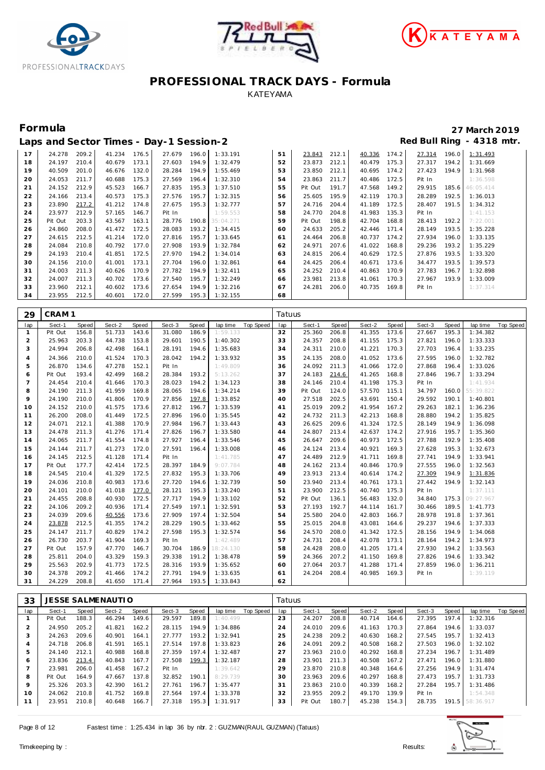# PROFESSIONAL TRACK DAYS - Formula

KATEYAMA

## Formula

**Laps and Sector Times - Day-1 Session-2**

27 March 2019

Red Bull Ring - 4318 mtr.

| lap | Sect-1 | Speed | Sect-2 | Speed | Sect-3 | Speed | lap time | Top Speed | lap | Sect-1 | Speed | Sect-2 | Speed | Sect-3 | Speed | lap time | Top Speed |
|---|---|---|---|---|---|---|---|---|---|---|---|---|---|---|---|---|---|
| 17 | 24.278 | 209.2 | 41.234 | 176.5 | 27.679 | 196.0 | 1:33.191 | | 51 | 23.843 | 212.1 | 40.336 | 174.2 | 27.314 | 196.0 | 1:31.493 | |
| 18 | 24.197 | 210.4 | 40.679 | 173.1 | 27.603 | 194.9 | 1:32.479 | | 52 | 23.873 | 212.1 | 40.479 | 175.3 | 27.317 | 194.2 | 1:31.669 | |
| 19 | 40.509 | 201.0 | 46.676 | 132.0 | 28.284 | 194.9 | 1:55.469 | | 53 | 23.850 | 212.1 | 40.695 | 174.2 | 27.423 | 194.9 | 1:31.968 | |
| 20 | 24.053 | 211.7 | 40.688 | 175.3 | 27.569 | 196.4 | 1:32.310 | | 54 | 23.863 | 211.7 | 40.486 | 172.5 | Pit In | | 1:36.598 | |
| 21 | 24.152 | 212.9 | 45.523 | 166.7 | 27.835 | 195.3 | 1:37.510 | | 55 | Pit Out | 191.7 | 47.568 | 149.2 | 29.915 | 185.6 | 46:05.414 | |
| 22 | 24.166 | 213.4 | 40.573 | 175.3 | 27.576 | 195.7 | 1:32.315 | | 56 | 25.605 | 195.9 | 42.119 | 170.3 | 28.289 | 192.5 | 1:36.013 | |
| 23 | 23.890 | 217.2 | 41.212 | 174.8 | 27.675 | 195.3 | 1:32.777 | | 57 | 24.716 | 204.4 | 41.189 | 172.5 | 28.407 | 191.5 | 1:34.312 | |
| 24 | 23.977 | 212.9 | 57.165 | 146.7 | Pit In | | 1:59.553 | | 58 | 24.770 | 204.8 | 41.983 | 135.3 | Pit In | | 1:41.153 | |
| 25 | Pit Out | 203.3 | 43.567 | 163.1 | 28.776 | 190.8 | 35:04.271 | | 59 | Pit Out | 198.8 | 42.704 | 168.8 | 28.413 | 192.2 | 7:22.001 | |
| 26 | 24.860 | 208.0 | 41.472 | 172.5 | 28.083 | 193.2 | 1:34.415 | | 60 | 24.633 | 205.2 | 42.446 | 171.4 | 28.149 | 193.5 | 1:35.228 | |
| 27 | 24.615 | 212.5 | 41.214 | 172.0 | 27.816 | 195.7 | 1:33.645 | | 61 | 24.464 | 206.8 | 40.737 | 174.2 | 27.934 | 196.0 | 1:33.135 | |
| 28 | 24.084 | 210.8 | 40.792 | 177.0 | 27.908 | 193.9 | 1:32.784 | | 62 | 24.971 | 207.6 | 41.022 | 168.8 | 29.236 | 193.2 | 1:35.229 | |
| 29 | 24.193 | 210.4 | 41.851 | 172.5 | 27.970 | 194.2 | 1:34.014 | | 63 | 24.815 | 206.4 | 40.629 | 172.5 | 27.876 | 193.5 | 1:33.320 | |
| 30 | 24.156 | 210.0 | 41.001 | 173.1 | 27.704 | 196.0 | 1:32.861 | | 64 | 24.425 | 206.4 | 40.671 | 173.6 | 34.477 | 193.5 | 1:39.573 | |
| 31 | 24.003 | 211.3 | 40.626 | 170.9 | 27.782 | 194.9 | 1:32.411 | | 65 | 24.252 | 210.4 | 40.863 | 170.9 | 27.783 | 196.7 | 1:32.898 | |
| 32 | 24.007 | 211.3 | 40.702 | 173.6 | 27.540 | 195.7 | 1:32.249 | | 66 | 23.981 | 213.8 | 41.061 | 170.3 | 27.967 | 193.9 | 1:33.009 | |
| 33 | 23.960 | 212.1 | 40.602 | 173.6 | 27.654 | 194.9 | 1:32.216 | | 67 | 24.281 | 206.0 | 40.735 | 169.8 | Pit In | | 1:37.314 | |
| 34 | 23.955 | 212.5 | 40.601 | 172.0 | 27.599 | 195.3 | 1:32.155 | | 68 | | | | | | | | |

### 29 CRAM 1 — Tatuus

| lap | Sect-1 | Speed | Sect-2 | Speed | Sect-3 | Speed | lap time | Top Speed | lap | Sect-1 | Speed | Sect-2 | Speed | Sect-3 | Speed | lap time | Top Speed |
|---|---|---|---|---|---|---|---|---|---|---|---|---|---|---|---|---|---|
| 1 | Pit Out | 156.8 | 51.733 | 143.6 | 31.080 | 186.9 | 1:59.133 | | 32 | 25.360 | 206.8 | 41.355 | 173.6 | 27.667 | 195.3 | 1:34.382 | |
| 2 | 25.963 | 203.3 | 44.738 | 153.8 | 29.601 | 190.5 | 1:40.302 | | 33 | 24.357 | 208.8 | 41.155 | 175.3 | 27.821 | 196.0 | 1:33.333 | |
| 3 | 24.994 | 206.8 | 42.498 | 164.1 | 28.191 | 194.6 | 1:35.683 | | 34 | 24.311 | 210.0 | 41.221 | 170.3 | 27.703 | 196.4 | 1:33.235 | |
| 4 | 24.366 | 210.0 | 41.524 | 170.3 | 28.042 | 194.2 | 1:33.932 | | 35 | 24.135 | 208.0 | 41.052 | 173.6 | 27.595 | 196.0 | 1:32.782 | |
| 5 | 26.870 | 134.6 | 47.278 | 152.1 | Pit In | | 1:49.809 | | 36 | 24.092 | 211.3 | 41.066 | 172.0 | 27.868 | 196.4 | 1:33.026 | |
| 6 | Pit Out | 193.4 | 42.499 | 168.2 | 28.384 | 193.2 | 5:13.262 | | 37 | 24.183 | 214.6 | 41.265 | 168.8 | 27.846 | 196.7 | 1:33.294 | |
| 7 | 24.454 | 210.4 | 41.646 | 170.3 | 28.023 | 194.2 | 1:34.123 | | 38 | 24.146 | 210.4 | 41.198 | 175.3 | Pit In | | 1:41.934 | |
| 8 | 24.190 | 211.3 | 41.959 | 169.8 | 28.065 | 194.6 | 1:34.214 | | 39 | Pit Out | 124.0 | 57.570 | 115.1 | 34.797 | 160.0 | 55:39.822 | |
| 9 | 24.190 | 210.0 | 41.806 | 170.9 | 27.856 | 197.8 | 1:33.852 | | 40 | 27.518 | 202.5 | 43.691 | 150.4 | 29.592 | 190.1 | 1:40.801 | |
| 10 | 24.152 | 210.0 | 41.575 | 173.6 | 27.812 | 196.7 | 1:33.539 | | 41 | 25.019 | 209.2 | 41.954 | 167.2 | 29.263 | 182.1 | 1:36.236 | |
| 11 | 26.200 | 208.0 | 41.449 | 172.5 | 27.896 | 196.0 | 1:35.545 | | 42 | 24.732 | 211.3 | 42.213 | 168.8 | 28.880 | 194.2 | 1:35.825 | |
| 12 | 24.071 | 212.1 | 41.388 | 170.9 | 27.984 | 196.7 | 1:33.443 | | 43 | 26.625 | 209.6 | 41.324 | 172.5 | 28.149 | 194.9 | 1:36.098 | |
| 13 | 24.478 | 211.3 | 41.276 | 171.4 | 27.826 | 196.7 | 1:33.580 | | 44 | 24.807 | 213.4 | 42.637 | 174.2 | 27.916 | 195.7 | 1:35.360 | |
| 14 | 24.065 | 211.7 | 41.554 | 174.8 | 27.927 | 196.4 | 1:33.546 | | 45 | 26.647 | 209.6 | 40.973 | 172.5 | 27.788 | 192.9 | 1:35.408 | |
| 15 | 24.144 | 211.7 | 41.273 | 172.0 | 27.591 | 196.4 | 1:33.008 | | 46 | 24.124 | 213.4 | 40.921 | 169.3 | 27.628 | 195.3 | 1:32.673 | |
| 16 | 24.145 | 212.5 | 41.128 | 171.4 | Pit In | | 1:41.785 | | 47 | 24.489 | 212.9 | 41.711 | 169.8 | 27.741 | 194.9 | 1:33.941 | |
| 17 | Pit Out | 177.7 | 42.414 | 172.5 | 28.397 | 184.9 | 9:07.784 | | 48 | 24.162 | 213.4 | 40.846 | 170.9 | 27.555 | 196.0 | 1:32.563 | |
| 18 | 24.545 | 210.4 | 41.329 | 172.5 | 27.832 | 195.3 | 1:33.706 | | 49 | 23.913 | 213.4 | 40.614 | 174.2 | 27.309 | 194.9 | 1:31.836 | |
| 19 | 24.036 | 210.8 | 40.983 | 173.6 | 27.720 | 194.6 | 1:32.739 | | 50 | 23.940 | 213.4 | 40.761 | 173.1 | 27.442 | 194.9 | 1:32.143 | |
| 20 | 24.101 | 210.0 | 41.018 | 177.0 | 28.121 | 195.3 | 1:33.240 | | 51 | 23.900 | 212.5 | 40.740 | 175.3 | Pit In | | 1:37.111 | |
| 21 | 24.455 | 208.8 | 40.930 | 172.5 | 27.717 | 194.9 | 1:33.102 | | 52 | Pit Out | 136.1 | 56.483 | 132.0 | 34.840 | 175.3 | 09:27.967 | |
| 22 | 24.106 | 209.2 | 40.936 | 171.4 | 27.549 | 197.1 | 1:32.591 | | 53 | 27.193 | 192.7 | 44.114 | 161.7 | 30.466 | 189.5 | 1:41.773 | |
| 23 | 24.039 | 209.6 | 40.556 | 173.6 | 27.909 | 197.4 | 1:32.504 | | 54 | 25.580 | 204.0 | 42.803 | 166.7 | 28.978 | 191.8 | 1:37.361 | |
| 24 | 23.878 | 212.5 | 41.355 | 174.2 | 28.229 | 190.5 | 1:33.462 | | 55 | 25.015 | 204.8 | 43.081 | 164.6 | 29.237 | 194.6 | 1:37.333 | |
| 25 | 24.147 | 211.7 | 40.829 | 174.2 | 27.598 | 195.3 | 1:32.574 | | 56 | 24.570 | 208.0 | 41.342 | 172.5 | 28.156 | 194.9 | 1:34.068 | |
| 26 | 26.730 | 203.7 | 41.904 | 169.3 | Pit In | | 1:42.489 | | 57 | 24.731 | 208.4 | 42.078 | 173.1 | 28.164 | 194.2 | 1:34.973 | |
| 27 | Pit Out | 157.9 | 47.770 | 146.7 | 30.704 | 186.9 | 18:24.130 | | 58 | 24.428 | 208.0 | 41.205 | 171.4 | 27.930 | 194.2 | 1:33.563 | |
| 28 | 25.811 | 204.0 | 43.329 | 159.3 | 29.338 | 191.2 | 1:38.478 | | 59 | 24.366 | 207.2 | 41.150 | 169.8 | 27.826 | 194.6 | 1:33.342 | |
| 29 | 25.563 | 202.9 | 41.773 | 172.5 | 28.316 | 193.9 | 1:35.652 | | 60 | 27.064 | 203.7 | 41.288 | 171.4 | 27.859 | 196.0 | 1:36.211 | |
| 30 | 24.378 | 209.2 | 41.466 | 174.2 | 27.791 | 194.9 | 1:33.635 | | 61 | 24.204 | 208.4 | 40.985 | 169.3 | Pit In | | 1:39.119 | |
| 31 | 24.229 | 208.8 | 41.650 | 171.4 | 27.964 | 193.5 | 1:33.843 | | 62 | | | | | | | | |

### 33 JESSE SALMENAUTIO — Tatuus

| lap | Sect-1 | Speed | Sect-2 | Speed | Sect-3 | Speed | lap time | Top Speed | lap | Sect-1 | Speed | Sect-2 | Speed | Sect-3 | Speed | lap time | Top Speed |
|---|---|---|---|---|---|---|---|---|---|---|---|---|---|---|---|---|---|
| 1 | Pit Out | 188.3 | 46.294 | 149.6 | 29.597 | 189.8 | 1:40.499 | | 23 | 24.207 | 208.8 | 40.714 | 164.6 | 27.395 | 197.4 | 1:32.316 | |
| 2 | 24.950 | 205.2 | 41.821 | 162.2 | 28.115 | 194.9 | 1:34.886 | | 24 | 24.010 | 209.6 | 41.163 | 170.3 | 27.864 | 194.6 | 1:33.037 | |
| 3 | 24.263 | 209.6 | 40.901 | 164.1 | 27.777 | 193.2 | 1:32.941 | | 25 | 24.238 | 209.2 | 40.630 | 168.2 | 27.545 | 195.7 | 1:32.413 | |
| 4 | 24.718 | 206.8 | 41.591 | 165.1 | 27.514 | 197.8 | 1:33.823 | | 26 | 24.091 | 209.2 | 40.508 | 168.2 | 27.503 | 196.0 | 1:32.102 | |
| 5 | 24.140 | 212.1 | 40.988 | 168.8 | 27.359 | 197.4 | 1:32.487 | | 27 | 23.963 | 210.0 | 40.292 | 168.8 | 27.234 | 196.7 | 1:31.489 | |
| 6 | 23.836 | 213.4 | 40.843 | 167.7 | 27.508 | 199.3 | 1:32.187 | | 28 | 23.901 | 211.3 | 40.508 | 167.2 | 27.471 | 196.0 | 1:31.880 | |
| 7 | 23.981 | 206.0 | 41.458 | 167.2 | Pit In | | 1:39.642 | | 29 | 23.870 | 210.8 | 40.348 | 164.6 | 27.256 | 194.9 | 1:31.474 | |
| 8 | Pit Out | 164.9 | 47.667 | 137.8 | 32.852 | 190.1 | 8:29.739 | | 30 | 23.963 | 209.6 | 40.297 | 168.8 | 27.473 | 195.7 | 1:31.733 | |
| 9 | 25.326 | 203.3 | 42.390 | 161.2 | 27.761 | 196.7 | 1:35.477 | | 31 | 23.863 | 210.0 | 40.339 | 168.2 | 27.284 | 195.7 | 1:31.486 | |
| 10 | 24.062 | 210.8 | 41.752 | 169.8 | 27.564 | 197.4 | 1:33.378 | | 32 | 23.955 | 209.2 | 49.170 | 139.9 | Pit In | | 1:54.348 | |
| 11 | 23.951 | 210.8 | 40.648 | 166.7 | 27.318 | 195.3 | 1:31.917 | | 33 | Pit Out | 180.7 | 45.238 | 154.3 | 28.735 | 191.5 | 58:36.917 | |

Fastest time : 1:25.434 in lap 36 by nbr. 2 : GUZMAN(RAUL GUZMAN) (Tatuus)

Timekeeping by :

Results: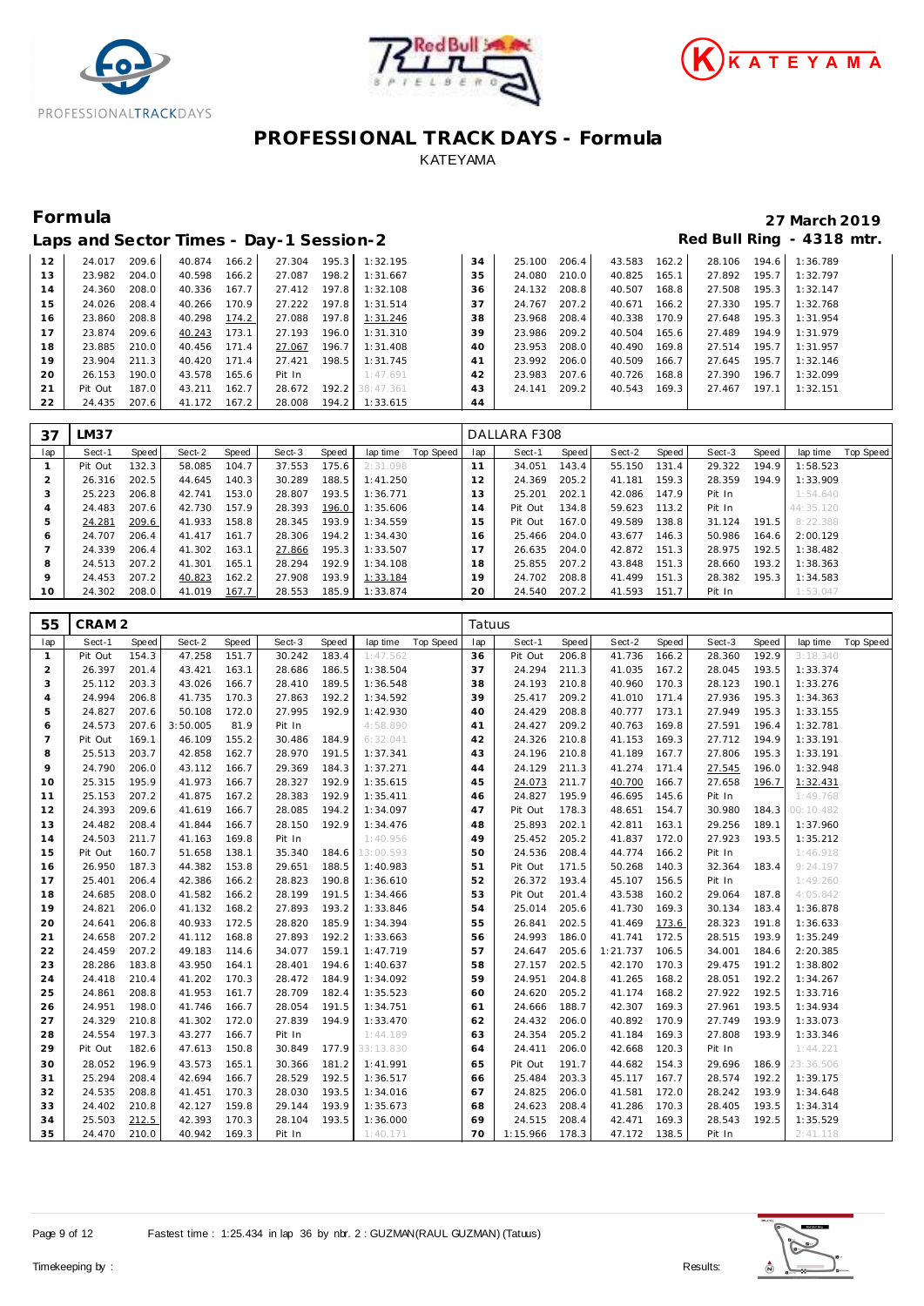# PROFESSIONAL TRACK DAYS - Formula

KATEYAMA

## Formula

**27 March 2019**

### Laps and Sector Times - Day-1 Session-2

**Red Bull Ring - 4318 mtr.**

| lap | Sect-1 | Speed | Sect-2 | Speed | Sect-3 | Speed | lap time | Top Speed | lap | Sect-1 | Speed | Sect-2 | Speed | Sect-3 | Speed | lap time | Top Speed |
|---|---|---|---|---|---|---|---|---|---|---|---|---|---|---|---|---|---|
| 12 | 24.017 | 209.6 | 40.874 | 166.2 | 27.304 | 195.3 | 1:32.195 | | 34 | 25.100 | 206.4 | 43.583 | 162.2 | 28.106 | 194.6 | 1:36.789 | |
| 13 | 23.982 | 204.0 | 40.598 | 166.2 | 27.087 | 198.2 | 1:31.667 | | 35 | 24.080 | 210.0 | 40.825 | 165.1 | 27.892 | 195.7 | 1:32.797 | |
| 14 | 24.360 | 208.0 | 40.336 | 167.7 | 27.412 | 197.8 | 1:32.108 | | 36 | 24.132 | 208.8 | 40.507 | 168.8 | 27.508 | 195.3 | 1:32.147 | |
| 15 | 24.026 | 208.4 | 40.266 | 170.9 | 27.222 | 197.8 | 1:31.514 | | 37 | 24.767 | 207.2 | 40.671 | 166.2 | 27.330 | 195.7 | 1:32.768 | |
| 16 | 23.860 | 208.8 | 40.298 | 174.2 | 27.088 | 197.8 | 1:31.246 | | 38 | 23.968 | 208.4 | 40.338 | 170.9 | 27.648 | 195.3 | 1:31.954 | |
| 17 | 23.874 | 209.6 | 40.243 | 173.1 | 27.193 | 196.0 | 1:31.310 | | 39 | 23.986 | 209.2 | 40.504 | 165.6 | 27.489 | 194.9 | 1:31.979 | |
| 18 | 23.885 | 210.0 | 40.456 | 171.4 | 27.067 | 196.7 | 1:31.408 | | 40 | 23.953 | 208.0 | 40.490 | 169.8 | 27.514 | 195.7 | 1:31.957 | |
| 19 | 23.904 | 211.3 | 40.420 | 171.4 | 27.421 | 198.5 | 1:31.745 | | 41 | 23.992 | 206.0 | 40.509 | 166.7 | 27.645 | 195.7 | 1:32.146 | |
| 20 | 26.153 | 190.0 | 43.578 | 165.6 | Pit In | | 1:47.691 | | 42 | 23.983 | 207.6 | 40.726 | 168.8 | 27.390 | 196.7 | 1:32.099 | |
| 21 | Pit Out | 187.0 | 43.211 | 162.7 | 28.672 | 192.2 | 38:47.361 | | 43 | 24.141 | 209.2 | 40.543 | 169.3 | 27.467 | 197.1 | 1:32.151 | |
| 22 | 24.435 | 207.6 | 41.172 | 167.2 | 28.008 | 194.2 | 1:33.615 | | 44 | | | | | | | | |

**37 LM37** — DALLARA F308

| lap | Sect-1 | Speed | Sect-2 | Speed | Sect-3 | Speed | lap time | Top Speed | lap | Sect-1 | Speed | Sect-2 | Speed | Sect-3 | Speed | lap time | Top Speed |
|---|---|---|---|---|---|---|---|---|---|---|---|---|---|---|---|---|---|
| 1 | Pit Out | 132.3 | 58.085 | 104.7 | 37.553 | 175.6 | 2:31.098 | | 11 | 34.051 | 143.4 | 55.150 | 131.4 | 29.322 | 194.9 | 1:58.523 | |
| 2 | 26.316 | 202.5 | 44.645 | 140.3 | 30.289 | 188.5 | 1:41.250 | | 12 | 24.369 | 205.2 | 41.181 | 159.3 | 28.359 | 194.9 | 1:33.909 | |
| 3 | 25.223 | 206.8 | 42.741 | 153.0 | 28.807 | 193.5 | 1:36.771 | | 13 | 25.201 | 202.1 | 42.086 | 147.9 | Pit In | | 1:54.640 | |
| 4 | 24.483 | 207.6 | 42.730 | 157.9 | 28.393 | 196.0 | 1:35.606 | | 14 | Pit Out | 134.8 | 59.623 | 113.2 | Pit In | | 44:35.120 | |
| 5 | 24.281 | 209.6 | 41.933 | 158.8 | 28.345 | 193.9 | 1:34.559 | | 15 | Pit Out | 167.0 | 49.589 | 138.8 | 31.124 | 191.5 | 8:22.388 | |
| 6 | 24.707 | 206.4 | 41.417 | 161.7 | 28.306 | 194.2 | 1:34.430 | | 16 | 25.466 | 204.0 | 43.677 | 146.3 | 50.986 | 164.6 | 2:00.129 | |
| 7 | 24.339 | 206.4 | 41.302 | 163.1 | 27.866 | 195.3 | 1:33.507 | | 17 | 26.635 | 204.0 | 42.872 | 151.3 | 28.975 | 192.5 | 1:38.482 | |
| 8 | 24.513 | 207.2 | 41.301 | 165.1 | 28.294 | 192.9 | 1:34.108 | | 18 | 25.855 | 207.2 | 43.848 | 151.3 | 28.660 | 193.2 | 1:38.363 | |
| 9 | 24.453 | 207.2 | 40.823 | 162.2 | 27.908 | 193.9 | 1:33.184 | | 19 | 24.702 | 208.8 | 41.499 | 151.3 | 28.382 | 195.3 | 1:34.583 | |
| 10 | 24.302 | 208.0 | 41.019 | 167.7 | 28.553 | 185.9 | 1:33.874 | | 20 | 24.540 | 207.2 | 41.593 | 151.7 | Pit In | | 1:53.047 | |

**55 CRAM 2** — Tatuus

| lap | Sect-1 | Speed | Sect-2 | Speed | Sect-3 | Speed | lap time | Top Speed | lap | Sect-1 | Speed | Sect-2 | Speed | Sect-3 | Speed | lap time | Top Speed |
|---|---|---|---|---|---|---|---|---|---|---|---|---|---|---|---|---|---|
| 1 | Pit Out | 154.3 | 47.258 | 151.7 | 30.242 | 183.4 | 1:47.562 | | 36 | Pit Out | 206.8 | 41.736 | 166.2 | 28.360 | 192.9 | 3:18.340 | |
| 2 | 26.397 | 201.4 | 43.421 | 163.1 | 28.686 | 186.5 | 1:38.504 | | 37 | 24.294 | 211.3 | 41.035 | 167.2 | 28.045 | 193.5 | 1:33.374 | |
| 3 | 25.112 | 203.3 | 43.026 | 166.7 | 28.410 | 189.5 | 1:36.548 | | 38 | 24.193 | 210.8 | 40.960 | 170.3 | 28.123 | 190.1 | 1:33.276 | |
| 4 | 24.994 | 206.8 | 41.735 | 170.3 | 27.863 | 192.2 | 1:34.592 | | 39 | 25.417 | 209.2 | 41.010 | 171.4 | 27.936 | 195.3 | 1:34.363 | |
| 5 | 24.827 | 207.6 | 50.108 | 172.0 | 27.995 | 192.9 | 1:42.930 | | 40 | 24.429 | 208.8 | 40.777 | 173.1 | 27.949 | 195.3 | 1:33.155 | |
| 6 | 24.573 | 207.6 | 3:50.005 | 81.9 | Pit In | | 4:58.890 | | 41 | 24.427 | 209.2 | 40.763 | 169.8 | 27.591 | 196.4 | 1:32.781 | |
| 7 | Pit Out | 169.1 | 46.109 | 155.2 | 30.486 | 184.9 | 6:32.041 | | 42 | 24.326 | 210.8 | 41.153 | 169.3 | 27.712 | 194.9 | 1:33.191 | |
| 8 | 25.513 | 203.7 | 42.858 | 162.7 | 28.970 | 191.5 | 1:37.341 | | 43 | 24.196 | 210.8 | 41.189 | 167.7 | 27.806 | 195.3 | 1:33.191 | |
| 9 | 24.790 | 206.0 | 43.112 | 166.7 | 29.369 | 184.3 | 1:37.271 | | 44 | 24.129 | 211.3 | 41.274 | 171.4 | 27.545 | 196.0 | 1:32.948 | |
| 10 | 25.315 | 195.9 | 41.973 | 166.7 | 28.327 | 192.9 | 1:35.615 | | 45 | 24.073 | 211.7 | 40.700 | 166.7 | 27.658 | 196.7 | 1:32.431 | |
| 11 | 25.153 | 207.2 | 41.875 | 167.2 | 28.383 | 192.9 | 1:35.411 | | 46 | 24.827 | 195.9 | 46.695 | 145.6 | Pit In | | 1:49.768 | |
| 12 | 24.393 | 209.6 | 41.619 | 166.7 | 28.085 | 194.2 | 1:34.097 | | 47 | Pit Out | 178.3 | 48.651 | 154.7 | 30.980 | 184.3 | 00:10.482 | |
| 13 | 24.482 | 208.4 | 41.844 | 166.7 | 28.150 | 192.9 | 1:34.476 | | 48 | 25.893 | 202.1 | 42.811 | 163.1 | 29.256 | 189.1 | 1:37.960 | |
| 14 | 24.503 | 211.7 | 41.163 | 169.8 | Pit In | | 1:40.956 | | 49 | 25.452 | 205.2 | 41.837 | 172.0 | 27.923 | 193.5 | 1:35.212 | |
| 15 | Pit Out | 160.7 | 51.658 | 138.1 | 35.340 | 184.6 | 13:00.593 | | 50 | 24.536 | 208.4 | 44.774 | 166.2 | Pit In | | 1:46.918 | |
| 16 | 26.950 | 187.3 | 44.382 | 153.8 | 29.651 | 188.5 | 1:40.983 | | 51 | Pit Out | 171.5 | 50.268 | 140.3 | 32.364 | 183.4 | 9:24.197 | |
| 17 | 25.401 | 206.4 | 42.386 | 166.2 | 28.823 | 190.8 | 1:36.610 | | 52 | 26.372 | 193.4 | 45.107 | 156.5 | Pit In | | 1:49.260 | |
| 18 | 24.685 | 208.0 | 41.582 | 166.2 | 28.199 | 191.5 | 1:34.466 | | 53 | Pit Out | 201.4 | 43.538 | 160.2 | 29.064 | 187.8 | 4:05.842 | |
| 19 | 24.821 | 206.0 | 41.132 | 168.2 | 27.893 | 193.2 | 1:33.846 | | 54 | 25.014 | 205.6 | 41.730 | 169.3 | 30.134 | 183.4 | 1:36.878 | |
| 20 | 24.641 | 206.8 | 40.933 | 172.5 | 28.820 | 185.9 | 1:34.394 | | 55 | 26.841 | 202.5 | 41.469 | 173.6 | 28.323 | 191.8 | 1:36.633 | |
| 21 | 24.658 | 207.2 | 41.112 | 168.8 | 27.893 | 192.2 | 1:33.663 | | 56 | 24.993 | 186.0 | 41.741 | 172.5 | 28.515 | 193.9 | 1:35.249 | |
| 22 | 24.459 | 207.2 | 49.183 | 114.6 | 34.077 | 159.1 | 1:47.719 | | 57 | 24.647 | 205.6 | 1:21.737 | 106.5 | 34.001 | 184.6 | 2:20.385 | |
| 23 | 28.286 | 183.8 | 43.950 | 164.1 | 28.401 | 194.6 | 1:40.637 | | 58 | 27.157 | 202.5 | 42.170 | 170.3 | 29.475 | 191.2 | 1:38.802 | |
| 24 | 24.418 | 210.4 | 41.202 | 170.3 | 28.472 | 184.9 | 1:34.092 | | 59 | 24.951 | 204.8 | 41.265 | 168.2 | 28.051 | 192.2 | 1:34.267 | |
| 25 | 24.861 | 208.8 | 41.953 | 161.7 | 28.709 | 182.4 | 1:35.523 | | 60 | 24.620 | 205.2 | 41.174 | 168.2 | 27.922 | 192.5 | 1:33.716 | |
| 26 | 24.951 | 198.0 | 41.746 | 166.7 | 28.054 | 191.5 | 1:34.751 | | 61 | 24.666 | 188.7 | 42.307 | 169.3 | 27.961 | 193.5 | 1:34.934 | |
| 27 | 24.329 | 210.8 | 41.302 | 172.0 | 27.839 | 194.9 | 1:33.470 | | 62 | 24.432 | 206.0 | 40.892 | 170.9 | 27.749 | 193.9 | 1:33.073 | |
| 28 | 24.554 | 197.3 | 43.277 | 166.7 | Pit In | | 1:44.189 | | 63 | 24.354 | 205.2 | 41.184 | 169.3 | 27.808 | 193.9 | 1:33.346 | |
| 29 | Pit Out | 182.6 | 47.613 | 150.8 | 30.849 | 177.9 | 33:13.830 | | 64 | 24.411 | 206.0 | 42.668 | 120.3 | Pit In | | 1:44.221 | |
| 30 | 28.052 | 196.9 | 43.573 | 165.1 | 30.366 | 181.2 | 1:41.991 | | 65 | Pit Out | 191.7 | 44.682 | 154.3 | 29.696 | 186.9 | 23:36.506 | |
| 31 | 25.294 | 208.4 | 42.694 | 166.7 | 28.529 | 192.5 | 1:36.517 | | 66 | 25.484 | 203.3 | 45.117 | 167.7 | 28.574 | 192.2 | 1:39.175 | |
| 32 | 24.535 | 208.8 | 41.451 | 170.3 | 28.030 | 193.5 | 1:34.016 | | 67 | 24.825 | 206.0 | 41.581 | 172.0 | 28.242 | 193.9 | 1:34.648 | |
| 33 | 24.402 | 210.8 | 42.127 | 159.8 | 29.144 | 193.9 | 1:35.673 | | 68 | 24.623 | 208.4 | 41.286 | 170.3 | 28.405 | 193.5 | 1:34.314 | |
| 34 | 25.503 | 212.5 | 42.393 | 170.3 | 28.104 | 193.5 | 1:36.000 | | 69 | 24.515 | 208.4 | 42.471 | 169.3 | 28.543 | 192.5 | 1:35.529 | |
| 35 | 24.470 | 210.0 | 40.942 | 169.3 | Pit In | | 1:40.171 | | 70 | 1:15.966 | 178.3 | 47.172 | 138.5 | Pit In | | 2:41.118 | |

Fastest time : 1:25.434 in lap 36 by nbr. 2 : GUZMAN(RAUL GUZMAN) (Tatuus)

Timekeeping by :

Results: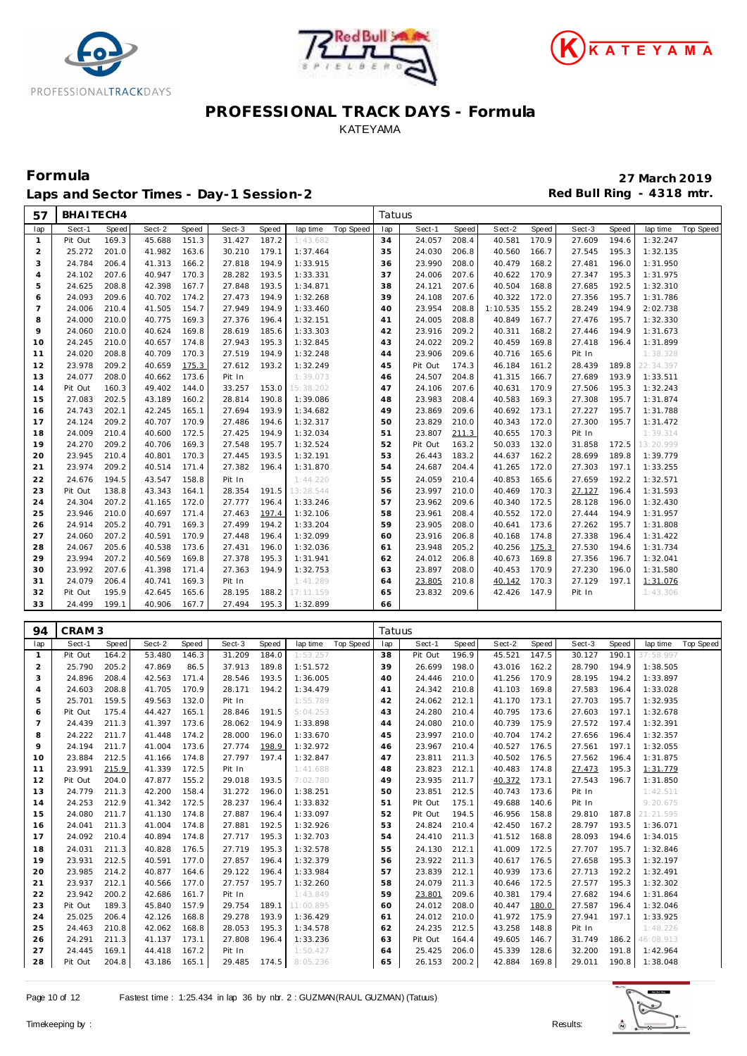# PROFESSIONAL TRACK DAYS - Formula

KATEYAMA

## Formula

**Laps and Sector Times - Day-1 Session-2**

**27 March 2019**

**Red Bull Ring - 4318 mtr.**

| 57 | BHAITECH4 | | | | | | | | Tatuus | | | | | | | | | |
|---|---|---|---|---|---|---|---|---|---|---|---|---|---|---|---|---|---|---|
| lap | Sect-1 | Speed | Sect-2 | Speed | Sect-3 | Speed | lap time | Top Speed | lap | Sect-1 | Speed | Sect-2 | Speed | Sect-3 | Speed | lap time | Top Speed |
| 1 | Pit Out | 169.3 | 45.688 | 151.3 | 31.427 | 187.2 | 1:43.682 | | 34 | 24.057 | 208.4 | 40.581 | 170.9 | 27.609 | 194.6 | 1:32.247 | |
| 2 | 25.272 | 201.0 | 41.982 | 163.6 | 30.210 | 179.1 | 1:37.464 | | 35 | 24.030 | 206.8 | 40.560 | 166.7 | 27.545 | 195.3 | 1:32.135 | |
| 3 | 24.784 | 206.4 | 41.313 | 166.2 | 27.818 | 194.9 | 1:33.915 | | 36 | 23.990 | 208.0 | 40.479 | 168.2 | 27.481 | 196.0 | 1:31.950 | |
| 4 | 24.102 | 207.6 | 40.947 | 170.3 | 28.282 | 193.5 | 1:33.331 | | 37 | 24.006 | 207.6 | 40.622 | 170.9 | 27.347 | 195.3 | 1:31.975 | |
| 5 | 24.625 | 208.8 | 42.398 | 167.7 | 27.848 | 193.5 | 1:34.871 | | 38 | 24.121 | 207.6 | 40.504 | 168.8 | 27.685 | 192.5 | 1:32.310 | |
| 6 | 24.093 | 209.6 | 40.702 | 174.2 | 27.473 | 194.9 | 1:32.268 | | 39 | 24.108 | 207.6 | 40.322 | 172.0 | 27.356 | 195.7 | 1:31.786 | |
| 7 | 24.006 | 210.4 | 41.505 | 154.7 | 27.949 | 194.9 | 1:33.460 | | 40 | 23.954 | 208.8 | 1:10.535 | 155.2 | 28.249 | 194.9 | 2:02.738 | |
| 8 | 24.000 | 210.0 | 40.775 | 169.3 | 27.376 | 196.4 | 1:32.151 | | 41 | 24.005 | 208.8 | 40.849 | 167.7 | 27.476 | 195.7 | 1:32.330 | |
| 9 | 24.060 | 210.0 | 40.624 | 169.8 | 28.619 | 185.6 | 1:33.303 | | 42 | 23.916 | 209.2 | 40.311 | 168.2 | 27.446 | 194.9 | 1:31.673 | |
| 10 | 24.245 | 210.0 | 40.657 | 174.8 | 27.943 | 195.3 | 1:32.845 | | 43 | 24.022 | 209.2 | 40.459 | 169.8 | 27.418 | 196.4 | 1:31.899 | |
| 11 | 24.020 | 208.8 | 40.709 | 170.3 | 27.519 | 194.9 | 1:32.248 | | 44 | 23.906 | 209.6 | 40.716 | 165.6 | Pit In | | 1:38.328 | |
| 12 | 23.978 | 209.2 | 40.659 | 175.3 | 27.612 | 193.2 | 1:32.249 | | 45 | Pit Out | 174.3 | 46.184 | 161.2 | 28.439 | 189.8 | 22:34.397 | |
| 13 | 24.077 | 208.0 | 40.662 | 173.6 | Pit In | | 1:39.073 | | 46 | 24.507 | 204.8 | 41.315 | 166.7 | 27.689 | 193.9 | 1:33.511 | |
| 14 | Pit Out | 160.3 | 49.402 | 144.0 | 33.257 | 153.0 | 15:38.202 | | 47 | 24.106 | 207.6 | 40.631 | 170.9 | 27.506 | 195.3 | 1:32.243 | |
| 15 | 27.083 | 202.5 | 43.189 | 160.2 | 28.814 | 190.8 | 1:39.086 | | 48 | 23.983 | 208.4 | 40.583 | 169.3 | 27.308 | 195.7 | 1:31.874 | |
| 16 | 24.743 | 202.1 | 42.245 | 165.1 | 27.694 | 193.9 | 1:34.682 | | 49 | 23.869 | 209.6 | 40.692 | 173.1 | 27.227 | 195.7 | 1:31.788 | |
| 17 | 24.124 | 209.2 | 40.707 | 170.9 | 27.486 | 194.6 | 1:32.317 | | 50 | 23.829 | 210.0 | 40.343 | 172.0 | 27.300 | 195.7 | 1:31.472 | |
| 18 | 24.009 | 210.4 | 40.600 | 172.5 | 27.425 | 194.9 | 1:32.034 | | 51 | 23.807 | 211.3 | 40.655 | 170.3 | Pit In | | 1:39.314 | |
| 19 | 24.270 | 209.2 | 40.706 | 169.3 | 27.548 | 195.7 | 1:32.524 | | 52 | Pit Out | 163.2 | 50.033 | 132.0 | 31.858 | 172.5 | 13:20.999 | |
| 20 | 23.945 | 210.4 | 40.801 | 170.3 | 27.445 | 193.5 | 1:32.191 | | 53 | 26.443 | 183.2 | 44.637 | 162.2 | 28.699 | 189.8 | 1:39.779 | |
| 21 | 23.974 | 209.2 | 40.514 | 171.4 | 27.382 | 196.4 | 1:31.870 | | 54 | 24.687 | 204.4 | 41.265 | 172.0 | 27.303 | 197.1 | 1:33.255 | |
| 22 | 24.676 | 194.5 | 43.547 | 158.8 | Pit In | | 1:44.220 | | 55 | 24.059 | 210.4 | 40.853 | 165.6 | 27.659 | 192.2 | 1:32.571 | |
| 23 | Pit Out | 138.8 | 43.343 | 164.1 | 28.354 | 191.5 | 13:28.544 | | 56 | 23.997 | 210.0 | 40.469 | 170.3 | 27.127 | 196.4 | 1:31.593 | |
| 24 | 24.304 | 207.2 | 41.165 | 172.0 | 27.777 | 196.4 | 1:33.246 | | 57 | 23.962 | 209.6 | 40.340 | 172.5 | 28.128 | 196.0 | 1:32.430 | |
| 25 | 23.946 | 210.0 | 40.697 | 171.4 | 27.463 | 197.4 | 1:32.106 | | 58 | 23.961 | 208.4 | 40.552 | 172.0 | 27.444 | 194.9 | 1:31.957 | |
| 26 | 24.914 | 205.2 | 40.791 | 169.3 | 27.499 | 194.2 | 1:33.204 | | 59 | 23.905 | 208.0 | 40.641 | 173.6 | 27.262 | 195.7 | 1:31.808 | |
| 27 | 24.060 | 207.2 | 40.591 | 170.9 | 27.448 | 196.4 | 1:32.099 | | 60 | 23.916 | 206.8 | 40.168 | 174.8 | 27.338 | 196.4 | 1:31.422 | |
| 28 | 24.067 | 205.6 | 40.538 | 173.6 | 27.431 | 196.0 | 1:32.036 | | 61 | 23.948 | 205.2 | 40.256 | 175.3 | 27.530 | 194.6 | 1:31.734 | |
| 29 | 23.994 | 207.2 | 40.569 | 169.8 | 27.378 | 195.3 | 1:31.941 | | 62 | 24.012 | 206.8 | 40.673 | 169.8 | 27.356 | 196.7 | 1:32.041 | |
| 30 | 23.992 | 207.6 | 41.398 | 171.4 | 27.363 | 194.9 | 1:32.753 | | 63 | 23.897 | 208.0 | 40.453 | 170.9 | 27.230 | 196.0 | 1:31.580 | |
| 31 | 24.079 | 206.4 | 40.741 | 169.3 | Pit In | | 1:41.289 | | 64 | 23.805 | 210.8 | 40.142 | 170.3 | 27.129 | 197.1 | 1:31.076 | |
| 32 | Pit Out | 195.9 | 42.645 | 165.6 | 28.195 | 188.2 | 17:11.159 | | 65 | 23.832 | 209.6 | 42.426 | 147.9 | Pit In | | 1:43.306 | |
| 33 | 24.499 | 199.1 | 40.906 | 167.7 | 27.494 | 195.3 | 1:32.899 | | 66 | | | | | | | | |

| 94 | CRAM3 | | | | | | | | Tatuus | | | | | | | | | |
|---|---|---|---|---|---|---|---|---|---|---|---|---|---|---|---|---|---|---|
| lap | Sect-1 | Speed | Sect-2 | Speed | Sect-3 | Speed | lap time | Top Speed | lap | Sect-1 | Speed | Sect-2 | Speed | Sect-3 | Speed | lap time | Top Speed |
| 1 | Pit Out | 164.2 | 53.480 | 146.3 | 31.209 | 184.0 | 1:53.257 | | 38 | Pit Out | 196.9 | 45.521 | 147.5 | 30.127 | 190.1 | 37:58.997 | |
| 2 | 25.790 | 205.2 | 47.869 | 86.5 | 37.913 | 189.8 | 1:51.572 | | 39 | 26.699 | 198.0 | 43.016 | 162.2 | 28.790 | 194.9 | 1:38.505 | |
| 3 | 24.896 | 208.4 | 42.563 | 171.4 | 28.546 | 193.5 | 1:36.005 | | 40 | 24.446 | 210.0 | 41.256 | 170.9 | 28.195 | 194.2 | 1:33.897 | |
| 4 | 24.603 | 208.8 | 41.705 | 170.9 | 28.171 | 194.2 | 1:34.479 | | 41 | 24.342 | 210.8 | 41.103 | 169.8 | 27.583 | 196.4 | 1:33.028 | |
| 5 | 25.701 | 159.5 | 49.563 | 132.0 | Pit In | | 1:55.789 | | 42 | 24.062 | 212.1 | 41.170 | 173.1 | 27.703 | 195.7 | 1:32.935 | |
| 6 | Pit Out | 175.4 | 44.427 | 165.1 | 28.846 | 191.5 | 5:04.253 | | 43 | 24.280 | 210.4 | 40.795 | 173.6 | 27.603 | 197.1 | 1:32.678 | |
| 7 | 24.439 | 211.3 | 41.397 | 173.6 | 28.062 | 194.9 | 1:33.898 | | 44 | 24.080 | 210.0 | 40.739 | 175.9 | 27.572 | 197.4 | 1:32.391 | |
| 8 | 24.222 | 211.7 | 41.448 | 174.2 | 28.000 | 196.0 | 1:33.670 | | 45 | 23.997 | 210.0 | 40.704 | 174.2 | 27.656 | 196.4 | 1:32.357 | |
| 9 | 24.194 | 211.7 | 41.004 | 173.6 | 27.774 | 198.9 | 1:32.972 | | 46 | 23.967 | 210.4 | 40.527 | 176.5 | 27.561 | 197.1 | 1:32.055 | |
| 10 | 23.884 | 212.5 | 41.166 | 174.8 | 27.797 | 197.4 | 1:32.847 | | 47 | 23.811 | 211.3 | 40.502 | 176.5 | 27.562 | 196.4 | 1:31.875 | |
| 11 | 23.991 | 215.9 | 41.339 | 172.5 | Pit In | | 1:41.688 | | 48 | 23.823 | 212.1 | 40.483 | 174.8 | 27.473 | 195.3 | 1:31.779 | |
| 12 | Pit Out | 204.0 | 47.877 | 155.2 | 29.018 | 193.5 | 7:02.780 | | 49 | 23.935 | 211.7 | 40.372 | 173.1 | 27.543 | 196.7 | 1:31.850 | |
| 13 | 24.779 | 211.3 | 42.200 | 158.4 | 31.272 | 196.0 | 1:38.251 | | 50 | 23.851 | 212.5 | 40.743 | 173.6 | Pit In | | 1:42.511 | |
| 14 | 24.253 | 212.9 | 41.342 | 172.5 | 28.237 | 196.4 | 1:33.832 | | 51 | Pit Out | 175.1 | 49.688 | 140.6 | Pit In | | 9:20.675 | |
| 15 | 24.080 | 211.7 | 41.130 | 174.8 | 27.887 | 196.4 | 1:33.097 | | 52 | Pit Out | 194.5 | 46.956 | 158.8 | 29.810 | 187.8 | 21:21.595 | |
| 16 | 24.041 | 211.3 | 41.004 | 174.8 | 27.881 | 192.5 | 1:32.926 | | 53 | 24.824 | 210.4 | 42.450 | 167.2 | 28.797 | 193.5 | 1:36.071 | |
| 17 | 24.092 | 210.4 | 40.894 | 174.8 | 27.717 | 195.3 | 1:32.703 | | 54 | 24.410 | 211.3 | 41.512 | 168.8 | 28.093 | 194.6 | 1:34.015 | |
| 18 | 24.031 | 211.3 | 40.828 | 176.5 | 27.719 | 195.3 | 1:32.578 | | 55 | 24.130 | 212.1 | 41.009 | 172.5 | 27.707 | 195.7 | 1:32.846 | |
| 19 | 23.931 | 212.5 | 40.591 | 177.0 | 27.857 | 196.4 | 1:32.379 | | 56 | 23.922 | 211.3 | 40.617 | 176.5 | 27.658 | 195.3 | 1:32.197 | |
| 20 | 23.985 | 214.2 | 40.877 | 164.6 | 29.122 | 196.4 | 1:33.984 | | 57 | 23.839 | 212.1 | 40.939 | 173.6 | 27.713 | 192.2 | 1:32.491 | |
| 21 | 23.937 | 212.1 | 40.566 | 177.0 | 27.757 | 195.7 | 1:32.260 | | 58 | 24.079 | 211.3 | 40.646 | 172.5 | 27.577 | 195.3 | 1:32.302 | |
| 22 | 23.942 | 200.2 | 42.686 | 161.7 | Pit In | | 1:43.849 | | 59 | 23.801 | 209.6 | 40.381 | 179.4 | 27.682 | 194.6 | 1:31.864 | |
| 23 | Pit Out | 189.3 | 45.840 | 157.9 | 29.754 | 189.1 | 11:00.895 | | 60 | 24.012 | 208.0 | 40.447 | 180.0 | 27.587 | 196.4 | 1:32.046 | |
| 24 | 25.025 | 206.4 | 42.126 | 168.8 | 29.278 | 193.9 | 1:36.429 | | 61 | 24.012 | 210.0 | 41.972 | 175.9 | 27.941 | 197.1 | 1:33.925 | |
| 25 | 24.463 | 210.8 | 42.062 | 168.8 | 28.053 | 195.3 | 1:34.578 | | 62 | 24.235 | 212.5 | 43.258 | 148.8 | Pit In | | 1:48.226 | |
| 26 | 24.291 | 211.3 | 41.137 | 173.1 | 27.808 | 196.4 | 1:33.236 | | 63 | Pit Out | 164.4 | 49.605 | 146.7 | 31.749 | 186.2 | 46:08.913 | |
| 27 | 24.445 | 169.1 | 44.418 | 167.2 | Pit In | | 1:50.427 | | 64 | 25.425 | 206.0 | 45.339 | 128.6 | 32.200 | 191.8 | 1:42.964 | |
| 28 | Pit Out | 204.8 | 43.186 | 165.1 | 29.485 | 174.5 | 8:05.236 | | 65 | 26.153 | 200.2 | 42.884 | 169.8 | 29.011 | 190.8 | 1:38.048 | |

Fastest time : 1:25.434 in lap 36 by nbr. 2 : GUZMAN(RAUL GUZMAN) (Tatuus)

Timekeeping by :

Results: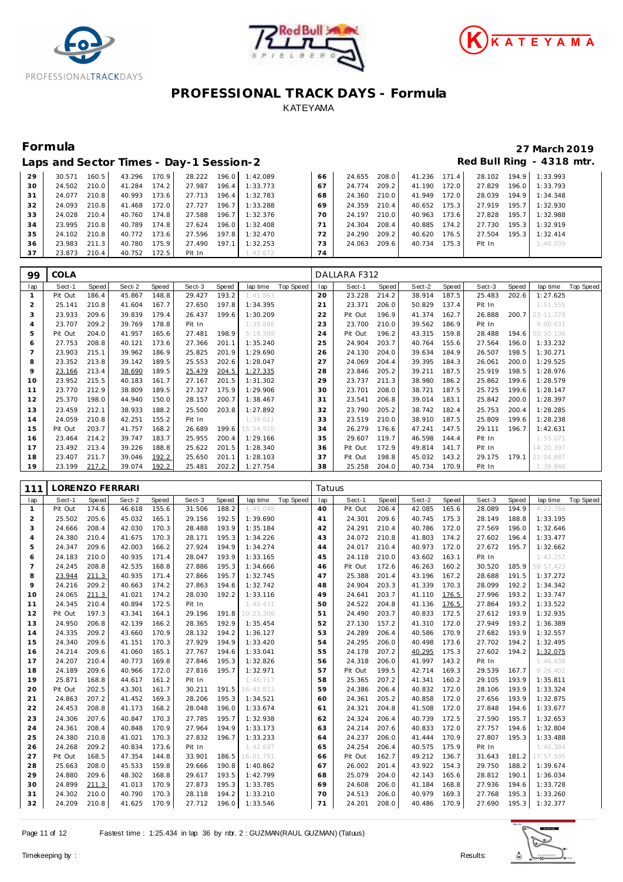# PROFESSIONAL TRACK DAYS - Formula

KATEYAMA

## Formula

**27 March 2019**

## Laps and Sector Times - Day-1 Session-2

**Red Bull Ring - 4318 mtr.**

| lap | Sect-1 | Speed | Sect-2 | Speed | Sect-3 | Speed | lap time | Top Speed | lap | Sect-1 | Speed | Sect-2 | Speed | Sect-3 | Speed | lap time | Top Speed |
|---|---|---|---|---|---|---|---|---|---|---|---|---|---|---|---|---|---|
| 29 | 30.571 | 160.5 | 43.296 | 170.9 | 28.222 | 196.0 | 1:42.089 | | 66 | 24.655 | 208.0 | 41.236 | 171.4 | 28.102 | 194.9 | 1:33.993 | |
| 30 | 24.502 | 210.0 | 41.284 | 174.2 | 27.987 | 196.4 | 1:33.773 | | 67 | 24.774 | 209.2 | 41.190 | 172.0 | 27.829 | 196.0 | 1:33.793 | |
| 31 | 24.077 | 210.8 | 40.993 | 173.6 | 27.713 | 196.4 | 1:32.783 | | 68 | 24.360 | 210.0 | 41.949 | 172.0 | 28.039 | 194.9 | 1:34.348 | |
| 32 | 24.093 | 210.8 | 41.468 | 172.0 | 27.727 | 196.7 | 1:33.288 | | 69 | 24.359 | 210.4 | 40.652 | 175.3 | 27.919 | 195.7 | 1:32.930 | |
| 33 | 24.028 | 210.4 | 40.760 | 174.8 | 27.588 | 196.7 | 1:32.376 | | 70 | 24.197 | 210.0 | 40.963 | 173.6 | 27.828 | 195.7 | 1:32.988 | |
| 34 | 23.995 | 210.8 | 40.789 | 174.8 | 27.624 | 196.0 | 1:32.408 | | 71 | 24.304 | 208.4 | 40.885 | 174.2 | 27.730 | 195.3 | 1:32.919 | |
| 35 | 24.102 | 210.8 | 40.772 | 173.6 | 27.596 | 197.8 | 1:32.470 | | 72 | 24.290 | 209.2 | 40.620 | 176.5 | 27.504 | 195.3 | 1:32.414 | |
| 36 | 23.983 | 211.3 | 40.780 | 175.9 | 27.490 | 197.1 | 1:32.253 | | 73 | 24.063 | 209.6 | 40.734 | 175.3 | Pit In | | 1:46.039 | |
| 37 | 23.873 | 210.4 | 40.752 | 172.5 | Pit In | | 1:42.672 | | 74 | | | | | | | | |

## 99 COLA — DALLARA F312

| lap | Sect-1 | Speed | Sect-2 | Speed | Sect-3 | Speed | lap time | Top Speed | lap | Sect-1 | Speed | Sect-2 | Speed | Sect-3 | Speed | lap time | Top Speed |
|---|---|---|---|---|---|---|---|---|---|---|---|---|---|---|---|---|---|
| 1 | Pit Out | 186.4 | 45.867 | 148.8 | 29.427 | 193.2 | 1:41.863 | | 20 | 23.228 | 214.2 | 38.914 | 187.5 | 25.483 | 202.6 | 1:27.625 | |
| 2 | 25.141 | 210.8 | 41.604 | 167.7 | 27.650 | 197.8 | 1:34.395 | | 21 | 23.371 | 206.0 | 50.829 | 137.4 | Pit In | | 1:51.555 | |
| 3 | 23.933 | 209.6 | 39.839 | 179.4 | 26.437 | 199.6 | 1:30.209 | | 22 | Pit Out | 196.9 | 41.374 | 162.7 | 26.888 | 200.7 | 23:11.278 | |
| 4 | 23.707 | 209.2 | 39.769 | 178.8 | Pit In | | 1:35.886 | | 23 | 23.700 | 210.0 | 39.562 | 186.9 | Pit In | | 9:00.631 | |
| 5 | Pit Out | 204.0 | 41.957 | 165.6 | 27.481 | 198.9 | 5:18.389 | | 24 | Pit Out | 196.2 | 43.315 | 159.8 | 28.488 | 194.6 | 50:50.106 | |
| 6 | 27.753 | 208.8 | 40.121 | 173.6 | 27.366 | 201.1 | 1:35.240 | | 25 | 24.904 | 203.7 | 40.764 | 155.6 | 27.564 | 196.0 | 1:33.232 | |
| 7 | 23.903 | 215.1 | 39.962 | 186.9 | 25.825 | 201.9 | 1:29.690 | | 26 | 24.130 | 204.0 | 39.634 | 184.9 | 26.507 | 198.5 | 1:30.271 | |
| 8 | 23.352 | 213.8 | 39.142 | 189.5 | 25.553 | 202.6 | 1:28.047 | | 27 | 24.069 | 204.4 | 39.395 | 184.3 | 26.061 | 200.0 | 1:29.525 | |
| 9 | 23.166 | 213.4 | 38.690 | 189.5 | 25.479 | 204.5 | 1:27.335 | | 28 | 23.846 | 205.2 | 39.211 | 187.5 | 25.919 | 198.5 | 1:28.976 | |
| 10 | 23.952 | 215.5 | 40.183 | 161.7 | 27.167 | 201.5 | 1:31.302 | | 29 | 23.737 | 211.3 | 38.980 | 186.2 | 25.862 | 199.6 | 1:28.579 | |
| 11 | 23.770 | 212.9 | 38.809 | 189.5 | 27.327 | 175.9 | 1:29.906 | | 30 | 23.701 | 208.0 | 38.721 | 187.5 | 25.725 | 199.6 | 1:28.147 | |
| 12 | 25.370 | 198.0 | 44.940 | 150.0 | 28.157 | 200.7 | 1:38.467 | | 31 | 23.541 | 206.8 | 39.014 | 183.1 | 25.842 | 200.0 | 1:28.397 | |
| 13 | 23.459 | 212.1 | 38.933 | 188.2 | 25.500 | 203.8 | 1:27.892 | | 32 | 23.790 | 205.2 | 38.742 | 182.4 | 25.753 | 200.4 | 1:28.285 | |
| 14 | 24.059 | 210.8 | 42.251 | 155.2 | Pit In | | 1:39.621 | | 33 | 23.519 | 210.0 | 38.910 | 187.5 | 25.809 | 199.6 | 1:28.238 | |
| 15 | Pit Out | 203.7 | 41.757 | 168.2 | 26.689 | 199.6 | 15:54.920 | | 34 | 26.279 | 176.6 | 47.241 | 147.5 | 29.111 | 196.7 | 1:42.631 | |
| 16 | 23.464 | 214.2 | 39.747 | 183.7 | 25.955 | 200.4 | 1:29.166 | | 35 | 29.607 | 119.7 | 46.598 | 144.4 | Pit In | | 1:55.071 | |
| 17 | 23.492 | 213.4 | 39.226 | 188.8 | 25.622 | 201.5 | 1:28.340 | | 36 | Pit Out | 172.9 | 49.814 | 141.7 | Pit In | | 14:20.397 | |
| 18 | 23.407 | 211.7 | 39.046 | 192.2 | 25.650 | 201.1 | 1:28.103 | | 37 | Pit Out | 198.8 | 45.032 | 143.2 | 29.175 | 179.1 | 21:04.887 | |
| 19 | 23.199 | 217.2 | 39.074 | 192.2 | 25.481 | 202.2 | 1:27.754 | | 38 | 25.258 | 204.0 | 40.734 | 170.9 | Pit In | | 1:39.846 | |

## 111 LORENZO FERRARI — Tatuus

| lap | Sect-1 | Speed | Sect-2 | Speed | Sect-3 | Speed | lap time | Top Speed | lap | Sect-1 | Speed | Sect-2 | Speed | Sect-3 | Speed | lap time | Top Speed |
|---|---|---|---|---|---|---|---|---|---|---|---|---|---|---|---|---|---|
| 1 | Pit Out | 174.6 | 46.618 | 155.6 | 31.506 | 188.2 | 1:45.048 | | 40 | Pit Out | 206.4 | 42.085 | 165.6 | 28.089 | 194.9 | 4:22.766 | |
| 2 | 25.502 | 205.6 | 45.032 | 165.1 | 29.156 | 192.5 | 1:39.690 | | 41 | 24.301 | 209.6 | 40.745 | 175.3 | 28.149 | 188.8 | 1:33.195 | |
| 3 | 24.666 | 208.4 | 42.030 | 170.3 | 28.488 | 193.9 | 1:35.184 | | 42 | 24.291 | 210.4 | 40.786 | 172.0 | 27.569 | 196.0 | 1:32.646 | |
| 4 | 24.380 | 210.4 | 41.675 | 170.3 | 28.171 | 195.3 | 1:34.226 | | 43 | 24.072 | 210.8 | 41.803 | 174.2 | 27.602 | 196.4 | 1:33.477 | |
| 5 | 24.347 | 209.6 | 42.003 | 166.2 | 27.924 | 194.9 | 1:34.274 | | 44 | 24.017 | 210.4 | 40.973 | 172.0 | 27.672 | 195.7 | 1:32.662 | |
| 6 | 24.183 | 210.0 | 40.935 | 171.4 | 28.047 | 193.9 | 1:33.165 | | 45 | 24.118 | 210.0 | 43.602 | 163.1 | Pit In | | 1:43.257 | |
| 7 | 24.245 | 208.8 | 42.535 | 168.8 | 27.886 | 195.3 | 1:34.666 | | 46 | Pit Out | 172.6 | 46.263 | 160.2 | 30.520 | 185.9 | 58:57.423 | |
| 8 | 23.944 | 211.3 | 40.935 | 171.4 | 27.866 | 195.7 | 1:32.745 | | 47 | 25.388 | 201.4 | 43.196 | 167.2 | 28.688 | 191.5 | 1:37.272 | |
| 9 | 24.216 | 209.2 | 40.663 | 174.2 | 27.863 | 194.6 | 1:32.742 | | 48 | 24.904 | 203.3 | 41.339 | 170.3 | 28.099 | 192.2 | 1:34.342 | |
| 10 | 24.065 | 211.3 | 41.021 | 174.2 | 28.030 | 192.2 | 1:33.116 | | 49 | 24.641 | 203.7 | 41.110 | 176.5 | 27.996 | 193.2 | 1:33.747 | |
| 11 | 24.345 | 210.4 | 40.894 | 172.5 | Pit In | | 1:40.431 | | 50 | 24.522 | 204.8 | 41.136 | 176.5 | 27.864 | 193.2 | 1:33.522 | |
| 12 | Pit Out | 197.3 | 43.341 | 164.1 | 29.196 | 191.8 | 10:23.306 | | 51 | 24.490 | 203.7 | 40.833 | 172.5 | 27.612 | 193.9 | 1:32.935 | |
| 13 | 24.950 | 206.8 | 42.139 | 166.2 | 28.365 | 192.9 | 1:35.454 | | 52 | 27.130 | 157.2 | 41.310 | 172.0 | 27.949 | 193.2 | 1:36.389 | |
| 14 | 24.335 | 209.2 | 43.660 | 170.9 | 28.132 | 194.2 | 1:36.127 | | 53 | 24.289 | 206.4 | 40.586 | 170.9 | 27.682 | 193.9 | 1:32.557 | |
| 15 | 24.340 | 209.6 | 41.151 | 170.3 | 27.929 | 194.9 | 1:33.420 | | 54 | 24.295 | 206.0 | 40.498 | 173.6 | 27.702 | 194.2 | 1:32.495 | |
| 16 | 24.214 | 209.6 | 41.060 | 165.1 | 27.767 | 194.6 | 1:33.041 | | 55 | 24.178 | 207.2 | 40.295 | 175.3 | 27.602 | 194.2 | 1:32.075 | |
| 17 | 24.207 | 210.4 | 40.773 | 169.8 | 27.846 | 195.3 | 1:32.826 | | 56 | 24.318 | 206.0 | 41.997 | 143.2 | Pit In | | 1:46.438 | |
| 18 | 24.189 | 209.6 | 40.966 | 172.0 | 27.816 | 195.7 | 1:32.971 | | 57 | Pit Out | 199.5 | 42.714 | 169.3 | 29.539 | 167.7 | 9:26.402 | |
| 19 | 25.871 | 168.8 | 44.617 | 161.2 | Pit In | | 1:46.717 | | 58 | 25.365 | 207.2 | 41.341 | 160.2 | 29.105 | 193.9 | 1:35.811 | |
| 20 | Pit Out | 202.5 | 43.301 | 161.7 | 30.211 | 191.5 | 16:42.833 | | 59 | 24.386 | 206.4 | 40.832 | 172.0 | 28.106 | 193.9 | 1:33.324 | |
| 21 | 24.863 | 207.2 | 41.452 | 169.3 | 28.206 | 195.3 | 1:34.521 | | 60 | 24.361 | 205.2 | 40.858 | 172.0 | 27.656 | 193.9 | 1:32.875 | |
| 22 | 24.453 | 208.8 | 41.173 | 168.2 | 28.048 | 196.0 | 1:33.674 | | 61 | 24.321 | 204.8 | 41.508 | 172.0 | 27.848 | 194.6 | 1:33.677 | |
| 23 | 24.306 | 207.6 | 40.847 | 170.3 | 27.785 | 195.7 | 1:32.938 | | 62 | 24.324 | 206.4 | 40.739 | 172.5 | 27.590 | 195.7 | 1:32.653 | |
| 24 | 24.361 | 208.4 | 40.848 | 170.9 | 27.964 | 194.9 | 1:33.173 | | 63 | 24.214 | 207.6 | 40.833 | 172.0 | 27.757 | 194.6 | 1:32.804 | |
| 25 | 24.380 | 210.8 | 41.021 | 170.3 | 27.832 | 196.7 | 1:33.233 | | 64 | 24.237 | 206.0 | 41.444 | 170.9 | 27.807 | 195.3 | 1:33.488 | |
| 26 | 24.268 | 209.2 | 40.834 | 173.6 | Pit In | | 1:42.697 | | 65 | 24.254 | 206.4 | 40.575 | 175.9 | Pit In | | 1:40.384 | |
| 27 | Pit Out | 168.5 | 47.354 | 144.8 | 33.901 | 186.5 | 16:01.791 | | 66 | Pit Out | 162.7 | 49.212 | 136.7 | 31.643 | 181.2 | 17:57.595 | |
| 28 | 25.663 | 208.0 | 45.533 | 159.8 | 29.666 | 190.8 | 1:40.862 | | 67 | 26.002 | 201.4 | 43.922 | 154.3 | 29.750 | 188.2 | 1:39.674 | |
| 29 | 24.880 | 209.6 | 48.302 | 168.8 | 29.617 | 193.5 | 1:42.799 | | 68 | 25.079 | 204.0 | 42.143 | 165.6 | 28.812 | 190.1 | 1:36.034 | |
| 30 | 24.899 | 211.3 | 41.013 | 170.9 | 27.873 | 195.3 | 1:33.785 | | 69 | 24.608 | 206.0 | 41.184 | 168.8 | 27.936 | 194.6 | 1:33.728 | |
| 31 | 24.302 | 210.0 | 40.790 | 170.3 | 28.118 | 194.2 | 1:33.210 | | 70 | 24.513 | 206.0 | 40.979 | 169.3 | 27.768 | 195.3 | 1:33.260 | |
| 32 | 24.209 | 210.8 | 41.625 | 170.9 | 27.712 | 196.0 | 1:33.546 | | 71 | 24.201 | 208.0 | 40.486 | 170.9 | 27.690 | 195.3 | 1:32.377 | |

Fastest time : 1:25.434 in lap 36 by nbr. 2 : GUZMAN(RAUL GUZMAN) (Tatuus)

Timekeeping by : Results: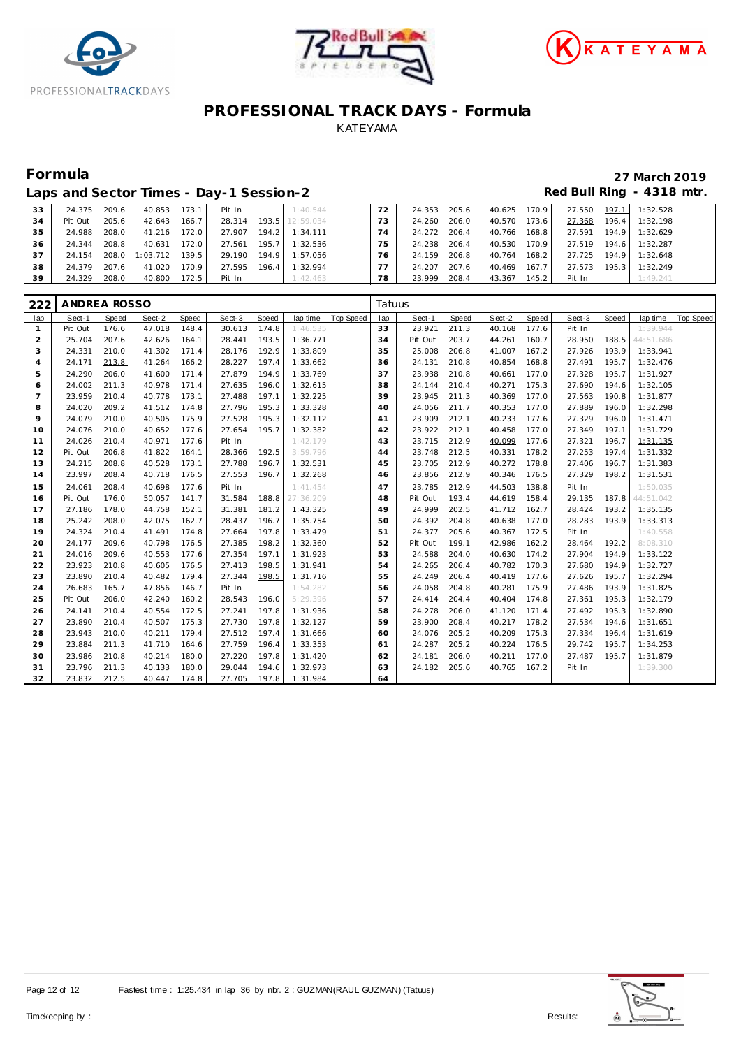# PROFESSIONAL TRACK DAYS - Formula

KATEYAMA

## Formula

**27 March 2019**

## Laps and Sector Times - Day-1 Session-2

**Red Bull Ring - 4318 mtr.**

| lap | Sect-1 | Speed | Sect-2 | Speed | Sect-3 | Speed | lap time | Top Speed | lap | Sect-1 | Speed | Sect-2 | Speed | Sect-3 | Speed | lap time | Top Speed |
|---|---|---|---|---|---|---|---|---|---|---|---|---|---|---|---|---|---|
| 33 | 24.375 | 209.6 | 40.853 | 173.1 | Pit In | | 1:40.544 | | 72 | 24.353 | 205.6 | 40.625 | 170.9 | 27.550 | 197.1 | 1:32.528 | |
| 34 | Pit Out | 205.6 | 42.643 | 166.7 | 28.314 | 193.5 | 12:59.034 | | 73 | 24.260 | 206.0 | 40.570 | 173.6 | 27.368 | 196.4 | 1:32.198 | |
| 35 | 24.988 | 208.0 | 41.216 | 172.0 | 27.907 | 194.2 | 1:34.111 | | 74 | 24.272 | 206.4 | 40.766 | 168.8 | 27.591 | 194.9 | 1:32.629 | |
| 36 | 24.344 | 208.8 | 40.631 | 172.0 | 27.561 | 195.7 | 1:32.536 | | 75 | 24.238 | 206.4 | 40.530 | 170.9 | 27.519 | 194.6 | 1:32.287 | |
| 37 | 24.154 | 208.0 | 1:03.712 | 139.5 | 29.190 | 194.9 | 1:57.056 | | 76 | 24.159 | 206.8 | 40.764 | 168.2 | 27.725 | 194.9 | 1:32.648 | |
| 38 | 24.379 | 207.6 | 41.020 | 170.9 | 27.595 | 196.4 | 1:32.994 | | 77 | 24.207 | 207.6 | 40.469 | 167.7 | 27.573 | 195.3 | 1:32.249 | |
| 39 | 24.329 | 208.0 | 40.800 | 172.5 | Pit In | | 1:42.463 | | 78 | 23.999 | 208.4 | 43.367 | 145.2 | Pit In | | 1:49.241 | |

### 222 ANDREA ROSSO — Tatuus

| lap | Sect-1 | Speed | Sect-2 | Speed | Sect-3 | Speed | lap time | Top Speed | lap | Sect-1 | Speed | Sect-2 | Speed | Sect-3 | Speed | lap time | Top Speed |
|---|---|---|---|---|---|---|---|---|---|---|---|---|---|---|---|---|---|
| 1 | Pit Out | 176.6 | 47.018 | 148.4 | 30.613 | 174.8 | 1:46.535 | | 33 | 23.921 | 211.3 | 40.168 | 177.6 | Pit In | | 1:39.944 | |
| 2 | 25.704 | 207.6 | 42.626 | 164.1 | 28.441 | 193.5 | 1:36.771 | | 34 | Pit Out | 203.7 | 44.261 | 160.7 | 28.950 | 188.5 | 44:51.686 | |
| 3 | 24.331 | 210.0 | 41.302 | 171.4 | 28.176 | 192.9 | 1:33.809 | | 35 | 25.008 | 206.8 | 41.007 | 167.2 | 27.926 | 193.9 | 1:33.941 | |
| 4 | 24.171 | 213.8 | 41.264 | 166.2 | 28.227 | 197.4 | 1:33.662 | | 36 | 24.131 | 210.8 | 40.854 | 168.8 | 27.491 | 195.7 | 1:32.476 | |
| 5 | 24.290 | 206.0 | 41.600 | 171.4 | 27.879 | 194.9 | 1:33.769 | | 37 | 23.938 | 210.8 | 40.661 | 177.0 | 27.328 | 195.7 | 1:31.927 | |
| 6 | 24.002 | 211.3 | 40.978 | 171.4 | 27.635 | 196.0 | 1:32.615 | | 38 | 24.144 | 210.4 | 40.271 | 175.3 | 27.690 | 194.6 | 1:32.105 | |
| 7 | 23.959 | 210.4 | 40.778 | 173.1 | 27.488 | 197.1 | 1:32.225 | | 39 | 23.945 | 211.3 | 40.369 | 177.0 | 27.563 | 190.8 | 1:31.877 | |
| 8 | 24.020 | 209.2 | 41.512 | 174.8 | 27.796 | 195.3 | 1:33.328 | | 40 | 24.056 | 211.7 | 40.353 | 177.0 | 27.889 | 196.0 | 1:32.298 | |
| 9 | 24.079 | 210.0 | 40.505 | 175.9 | 27.528 | 195.3 | 1:32.112 | | 41 | 23.909 | 212.1 | 40.233 | 177.6 | 27.329 | 196.0 | 1:31.471 | |
| 10 | 24.076 | 210.0 | 40.652 | 177.6 | 27.654 | 195.7 | 1:32.382 | | 42 | 23.922 | 212.1 | 40.458 | 177.0 | 27.349 | 197.1 | 1:31.729 | |
| 11 | 24.026 | 210.4 | 40.971 | 177.6 | Pit In | | 1:42.179 | | 43 | 23.715 | 212.9 | 40.099 | 177.6 | 27.321 | 196.7 | 1:31.135 | |
| 12 | Pit Out | 206.8 | 41.822 | 164.1 | 28.366 | 192.5 | 3:59.796 | | 44 | 23.748 | 212.5 | 40.331 | 178.2 | 27.253 | 197.4 | 1:31.332 | |
| 13 | 24.215 | 208.8 | 40.528 | 173.1 | 27.788 | 196.7 | 1:32.531 | | 45 | 23.705 | 212.9 | 40.272 | 178.8 | 27.406 | 196.7 | 1:31.383 | |
| 14 | 23.997 | 208.4 | 40.718 | 176.5 | 27.553 | 196.7 | 1:32.268 | | 46 | 23.856 | 212.9 | 40.346 | 176.5 | 27.329 | 198.2 | 1:31.531 | |
| 15 | 24.061 | 208.4 | 40.698 | 177.6 | Pit In | | 1:41.454 | | 47 | 23.785 | 212.9 | 44.503 | 138.8 | Pit In | | 1:50.035 | |
| 16 | Pit Out | 176.0 | 50.057 | 141.7 | 31.584 | 188.8 | 27:36.209 | | 48 | Pit Out | 193.4 | 44.619 | 158.4 | 29.135 | 187.8 | 44:51.042 | |
| 17 | 27.186 | 178.0 | 44.758 | 152.1 | 31.381 | 181.2 | 1:43.325 | | 49 | 24.999 | 202.5 | 41.712 | 162.7 | 28.424 | 193.2 | 1:35.135 | |
| 18 | 25.242 | 208.0 | 42.075 | 162.7 | 28.437 | 196.7 | 1:35.754 | | 50 | 24.392 | 204.8 | 40.638 | 177.0 | 28.283 | 193.9 | 1:33.313 | |
| 19 | 24.324 | 210.4 | 41.491 | 174.8 | 27.664 | 197.8 | 1:33.479 | | 51 | 24.377 | 205.6 | 40.367 | 172.5 | Pit In | | 1:40.558 | |
| 20 | 24.177 | 209.6 | 40.798 | 176.5 | 27.385 | 198.2 | 1:32.360 | | 52 | Pit Out | 199.1 | 42.986 | 162.2 | 28.464 | 192.2 | 8:08.310 | |
| 21 | 24.016 | 209.6 | 40.553 | 177.6 | 27.354 | 197.1 | 1:31.923 | | 53 | 24.588 | 204.0 | 40.630 | 174.2 | 27.904 | 194.9 | 1:33.122 | |
| 22 | 23.923 | 210.8 | 40.605 | 176.5 | 27.413 | 198.5 | 1:31.941 | | 54 | 24.265 | 206.4 | 40.782 | 170.3 | 27.680 | 194.9 | 1:32.727 | |
| 23 | 23.890 | 210.4 | 40.482 | 179.4 | 27.344 | 198.5 | 1:31.716 | | 55 | 24.249 | 206.4 | 40.419 | 177.6 | 27.626 | 195.7 | 1:32.294 | |
| 24 | 26.683 | 165.7 | 47.856 | 146.7 | Pit In | | 1:54.282 | | 56 | 24.058 | 204.8 | 40.281 | 175.9 | 27.486 | 193.9 | 1:31.825 | |
| 25 | Pit Out | 206.0 | 42.240 | 160.2 | 28.543 | 196.0 | 5:29.396 | | 57 | 24.414 | 204.4 | 40.404 | 174.8 | 27.361 | 195.3 | 1:32.179 | |
| 26 | 24.141 | 210.4 | 40.554 | 172.5 | 27.241 | 197.8 | 1:31.936 | | 58 | 24.278 | 206.0 | 41.120 | 171.4 | 27.492 | 195.3 | 1:32.890 | |
| 27 | 23.890 | 210.4 | 40.507 | 175.3 | 27.730 | 197.8 | 1:32.127 | | 59 | 23.900 | 208.4 | 40.217 | 178.2 | 27.534 | 194.6 | 1:31.651 | |
| 28 | 23.943 | 210.0 | 40.211 | 179.4 | 27.512 | 197.4 | 1:31.666 | | 60 | 24.076 | 205.2 | 40.209 | 175.3 | 27.334 | 196.4 | 1:31.619 | |
| 29 | 23.884 | 211.3 | 41.710 | 164.6 | 27.759 | 196.4 | 1:33.353 | | 61 | 24.287 | 205.2 | 40.224 | 176.5 | 29.742 | 195.7 | 1:34.253 | |
| 30 | 23.986 | 210.8 | 40.214 | 180.0 | 27.220 | 197.8 | 1:31.420 | | 62 | 24.181 | 206.0 | 40.211 | 177.0 | 27.487 | 195.7 | 1:31.879 | |
| 31 | 23.796 | 211.3 | 40.133 | 180.0 | 29.044 | 194.6 | 1:32.973 | | 63 | 24.182 | 205.6 | 40.765 | 167.2 | Pit In | | 1:39.300 | |
| 32 | 23.832 | 212.5 | 40.447 | 174.8 | 27.705 | 197.8 | 1:31.984 | | 64 | | | | | | | | |

Fastest time : 1:25.434 in lap 36 by nbr. 2 : GUZMAN(RAUL GUZMAN) (Tatuus)

Timekeeping by :

Results: